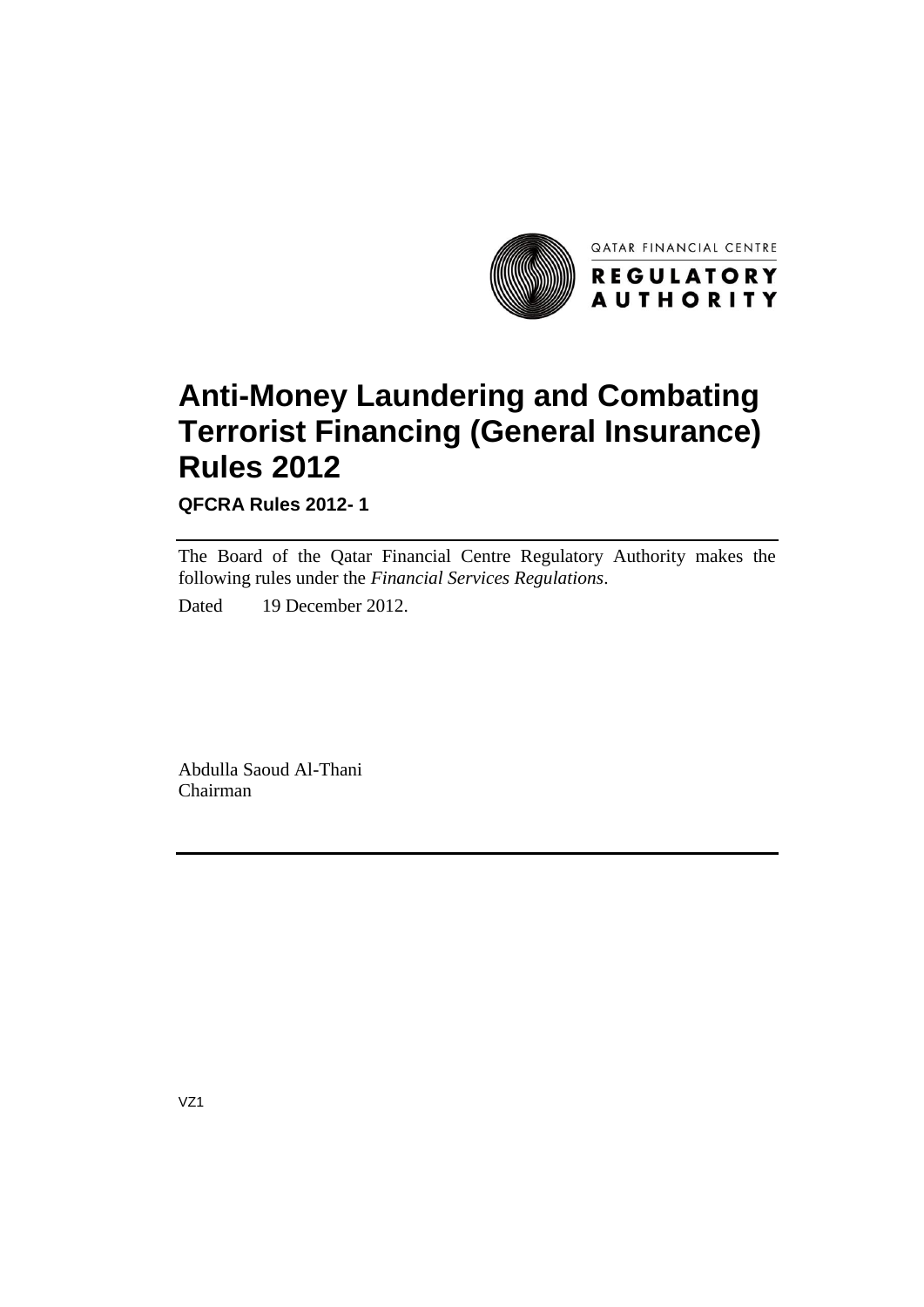QATAR FINANCIAL CENTRE

REGULATORY AUTHORITY

# Anti-Money Laundering and Combating Terrorist Financing (General Insurance) Rules 2012

**QFCRA Rules 2012- 1**

---

The Board of the Qatar Financial Centre Regulatory Authority makes the following rules under the *Financial Services Regulations*.

Dated 19 December 2012.

Abdulla Saoud Al-Thani
Chairman

---

VZ1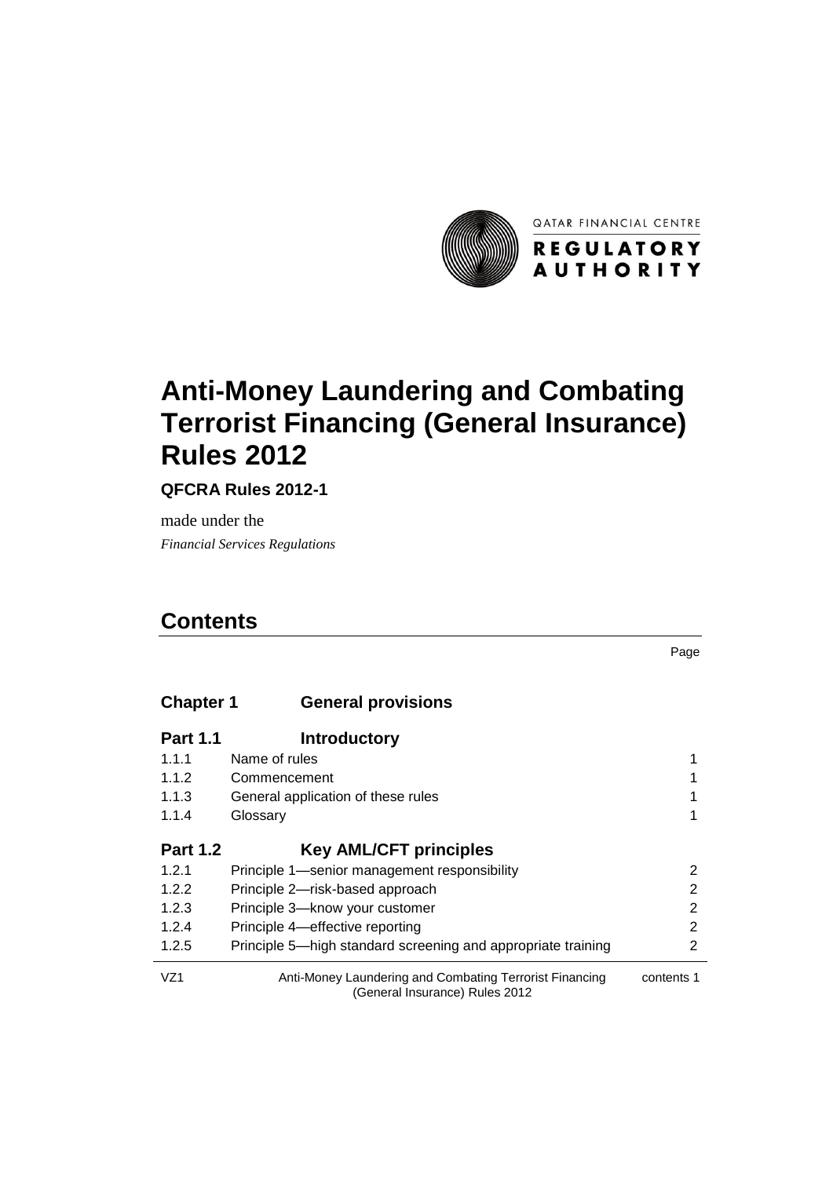QATAR FINANCIAL CENTRE

REGULATORY AUTHORITY

# Anti-Money Laundering and Combating Terrorist Financing (General Insurance) Rules 2012

**QFCRA Rules 2012-1**

made under the

*Financial Services Regulations*

## Contents

Page

| | | |
|---|---|---|
| **Chapter 1** | **General provisions** | |
| **Part 1.1** | **Introductory** | |
| 1.1.1 | Name of rules | 1 |
| 1.1.2 | Commencement | 1 |
| 1.1.3 | General application of these rules | 1 |
| 1.1.4 | Glossary | 1 |
| **Part 1.2** | **Key AML/CFT principles** | |
| 1.2.1 | Principle 1—senior management responsibility | 2 |
| 1.2.2 | Principle 2—risk-based approach | 2 |
| 1.2.3 | Principle 3—know your customer | 2 |
| 1.2.4 | Principle 4—effective reporting | 2 |
| 1.2.5 | Principle 5—high standard screening and appropriate training | 2 |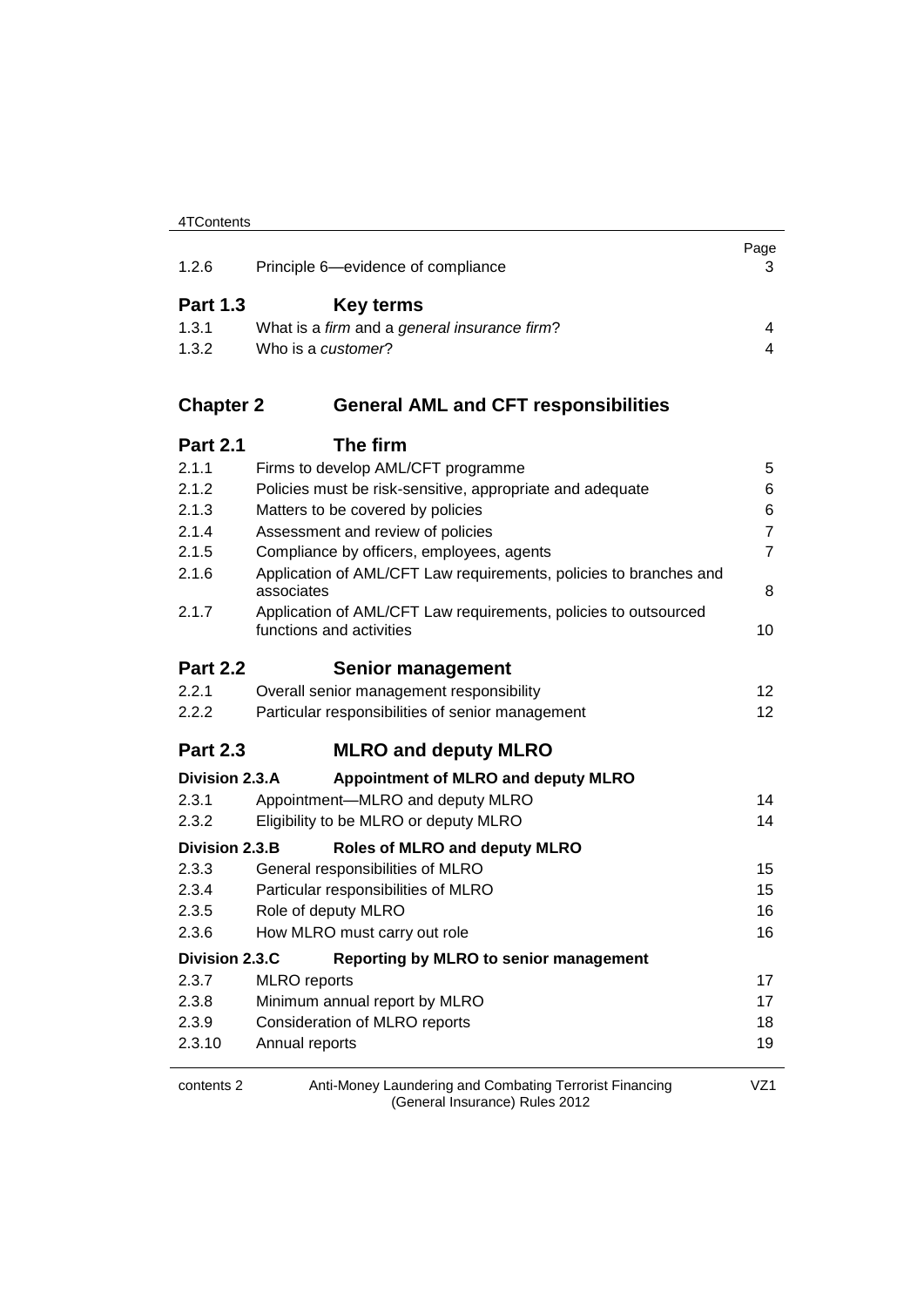| | | Page |
|---|---|---|
| 1.2.6 | Principle 6—evidence of compliance | 3 |
| **Part 1.3** | **Key terms** | |
| 1.3.1 | What is a *firm* and a *general insurance firm*? | 4 |
| 1.3.2 | Who is a *customer*? | 4 |
| **Chapter 2** | **General AML and CFT responsibilities** | |
| **Part 2.1** | **The firm** | |
| 2.1.1 | Firms to develop AML/CFT programme | 5 |
| 2.1.2 | Policies must be risk-sensitive, appropriate and adequate | 6 |
| 2.1.3 | Matters to be covered by policies | 6 |
| 2.1.4 | Assessment and review of policies | 7 |
| 2.1.5 | Compliance by officers, employees, agents | 7 |
| 2.1.6 | Application of AML/CFT Law requirements, policies to branches and associates | 8 |
| 2.1.7 | Application of AML/CFT Law requirements, policies to outsourced functions and activities | 10 |
| **Part 2.2** | **Senior management** | |
| 2.2.1 | Overall senior management responsibility | 12 |
| 2.2.2 | Particular responsibilities of senior management | 12 |
| **Part 2.3** | **MLRO and deputy MLRO** | |
| **Division 2.3.A** | **Appointment of MLRO and deputy MLRO** | |
| 2.3.1 | Appointment—MLRO and deputy MLRO | 14 |
| 2.3.2 | Eligibility to be MLRO or deputy MLRO | 14 |
| **Division 2.3.B** | **Roles of MLRO and deputy MLRO** | |
| 2.3.3 | General responsibilities of MLRO | 15 |
| 2.3.4 | Particular responsibilities of MLRO | 15 |
| 2.3.5 | Role of deputy MLRO | 16 |
| 2.3.6 | How MLRO must carry out role | 16 |
| **Division 2.3.C** | **Reporting by MLRO to senior management** | |
| 2.3.7 | MLRO reports | 17 |
| 2.3.8 | Minimum annual report by MLRO | 17 |
| 2.3.9 | Consideration of MLRO reports | 18 |
| 2.3.10 | Annual reports | 19 |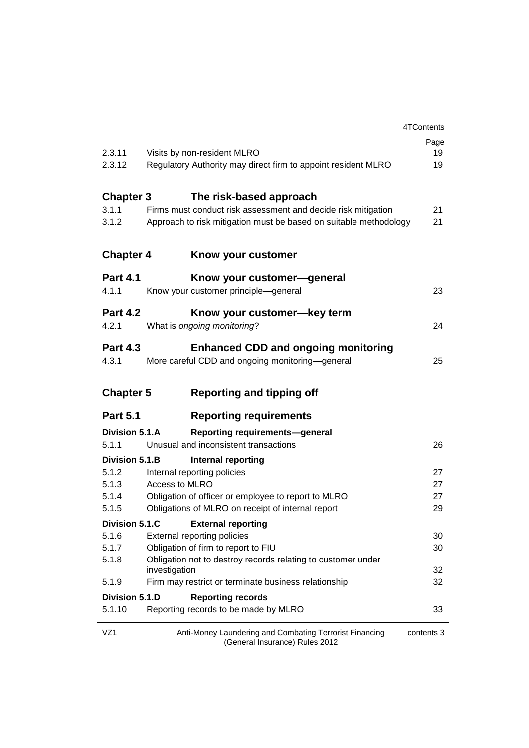| | | Page |
|---|---|---|
| 2.3.11 | Visits by non-resident MLRO | 19 |
| 2.3.12 | Regulatory Authority may direct firm to appoint resident MLRO | 19 |

## Chapter 3 The risk-based approach

| | | |
|---|---|---|
| 3.1.1 | Firms must conduct risk assessment and decide risk mitigation | 21 |
| 3.1.2 | Approach to risk mitigation must be based on suitable methodology | 21 |

## Chapter 4 Know your customer

### Part 4.1 Know your customer—general

| | | |
|---|---|---|
| 4.1.1 | Know your customer principle—general | 23 |

### Part 4.2 Know your customer—key term

| | | |
|---|---|---|
| 4.2.1 | What is *ongoing monitoring*? | 24 |

### Part 4.3 Enhanced CDD and ongoing monitoring

| | | |
|---|---|---|
| 4.3.1 | More careful CDD and ongoing monitoring—general | 25 |

## Chapter 5 Reporting and tipping off

### Part 5.1 Reporting requirements

#### Division 5.1.A Reporting requirements—general

| | | |
|---|---|---|
| 5.1.1 | Unusual and inconsistent transactions | 26 |

#### Division 5.1.B Internal reporting

| | | |
|---|---|---|
| 5.1.2 | Internal reporting policies | 27 |
| 5.1.3 | Access to MLRO | 27 |
| 5.1.4 | Obligation of officer or employee to report to MLRO | 27 |
| 5.1.5 | Obligations of MLRO on receipt of internal report | 29 |

#### Division 5.1.C External reporting

| | | |
|---|---|---|
| 5.1.6 | External reporting policies | 30 |
| 5.1.7 | Obligation of firm to report to FIU | 30 |
| 5.1.8 | Obligation not to destroy records relating to customer under investigation | 32 |
| 5.1.9 | Firm may restrict or terminate business relationship | 32 |

#### Division 5.1.D Reporting records

| | | |
|---|---|---|
| 5.1.10 | Reporting records to be made by MLRO | 33 |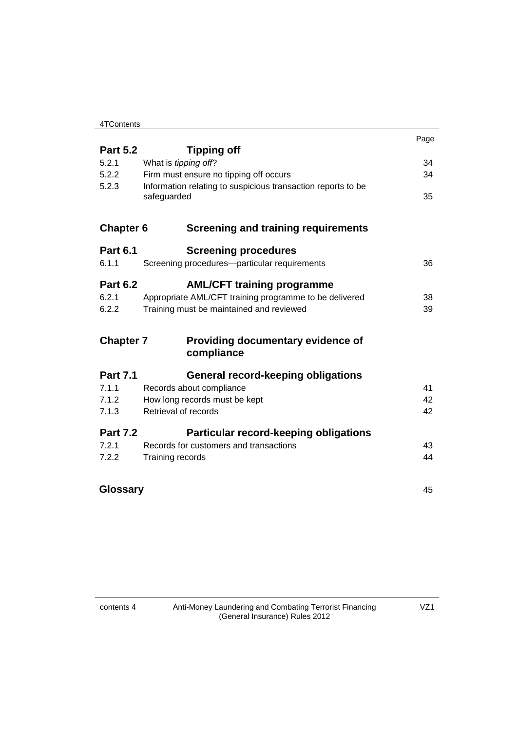| | | Page |
|---|---|---|
| **Part 5.2** | **Tipping off** | |
| 5.2.1 | What is *tipping off*? | 34 |
| 5.2.2 | Firm must ensure no tipping off occurs | 34 |
| 5.2.3 | Information relating to suspicious transaction reports to be safeguarded | 35 |
| **Chapter 6** | **Screening and training requirements** | |
| **Part 6.1** | **Screening procedures** | |
| 6.1.1 | Screening procedures—particular requirements | 36 |
| **Part 6.2** | **AML/CFT training programme** | |
| 6.2.1 | Appropriate AML/CFT training programme to be delivered | 38 |
| 6.2.2 | Training must be maintained and reviewed | 39 |
| **Chapter 7** | **Providing documentary evidence of compliance** | |
| **Part 7.1** | **General record-keeping obligations** | |
| 7.1.1 | Records about compliance | 41 |
| 7.1.2 | How long records must be kept | 42 |
| 7.1.3 | Retrieval of records | 42 |
| **Part 7.2** | **Particular record-keeping obligations** | |
| 7.2.1 | Records for customers and transactions | 43 |
| 7.2.2 | Training records | 44 |
| **Glossary** | | 45 |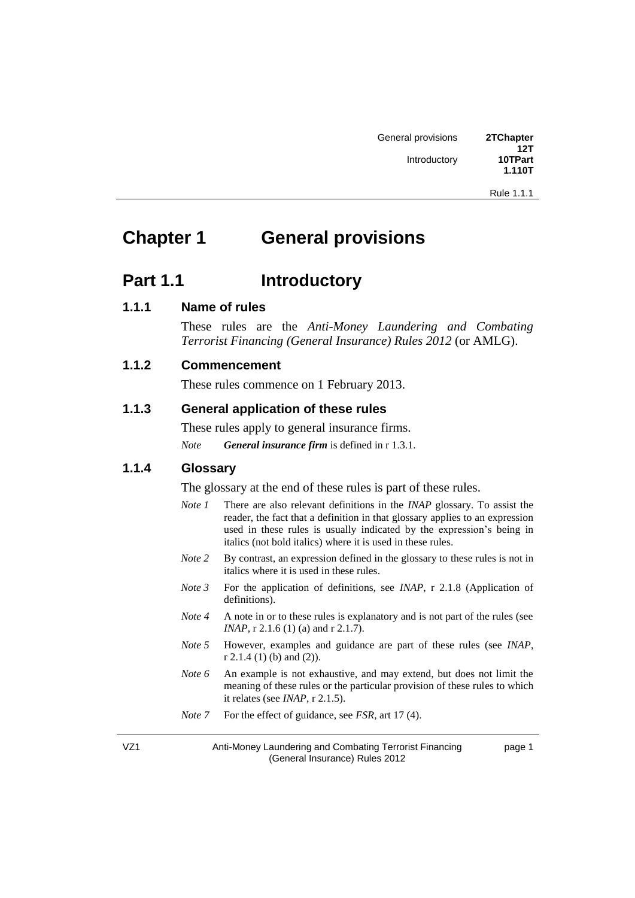# Chapter 1 General provisions

## Part 1.1 Introductory

### 1.1.1 Name of rules

These rules are the *Anti-Money Laundering and Combating Terrorist Financing (General Insurance) Rules 2012* (or AMLG).

### 1.1.2 Commencement

These rules commence on 1 February 2013.

### 1.1.3 General application of these rules

These rules apply to general insurance firms.

*Note* ***General insurance firm*** is defined in r 1.3.1.

### 1.1.4 Glossary

The glossary at the end of these rules is part of these rules.

*Note 1* There are also relevant definitions in the *INAP* glossary. To assist the reader, the fact that a definition in that glossary applies to an expression used in these rules is usually indicated by the expression's being in italics (not bold italics) where it is used in these rules.

*Note 2* By contrast, an expression defined in the glossary to these rules is not in italics where it is used in these rules.

*Note 3* For the application of definitions, see *INAP*, r 2.1.8 (Application of definitions).

*Note 4* A note in or to these rules is explanatory and is not part of the rules (see *INAP*, r 2.1.6 (1) (a) and r 2.1.7).

*Note 5* However, examples and guidance are part of these rules (see *INAP*, r 2.1.4 (1) (b) and (2)).

*Note 6* An example is not exhaustive, and may extend, but does not limit the meaning of these rules or the particular provision of these rules to which it relates (see *INAP*, r 2.1.5).

*Note 7* For the effect of guidance, see *FSR*, art 17 (4).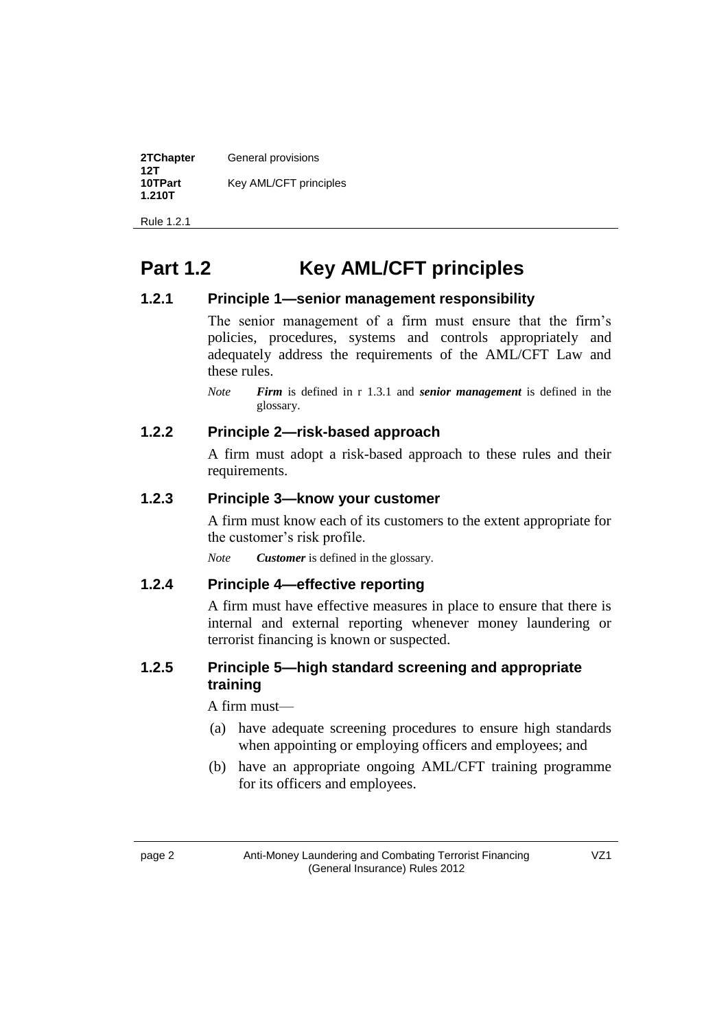# Part 1.2 Key AML/CFT principles

### 1.2.1 Principle 1—senior management responsibility

The senior management of a firm must ensure that the firm's policies, procedures, systems and controls appropriately and adequately address the requirements of the AML/CFT Law and these rules.

*Note* ***Firm*** is defined in r 1.3.1 and ***senior management*** is defined in the glossary.

### 1.2.2 Principle 2—risk-based approach

A firm must adopt a risk-based approach to these rules and their requirements.

### 1.2.3 Principle 3—know your customer

A firm must know each of its customers to the extent appropriate for the customer's risk profile.

*Note* ***Customer*** is defined in the glossary.

### 1.2.4 Principle 4—effective reporting

A firm must have effective measures in place to ensure that there is internal and external reporting whenever money laundering or terrorist financing is known or suspected.

### 1.2.5 Principle 5—high standard screening and appropriate training

A firm must—

(a) have adequate screening procedures to ensure high standards when appointing or employing officers and employees; and

(b) have an appropriate ongoing AML/CFT training programme for its officers and employees.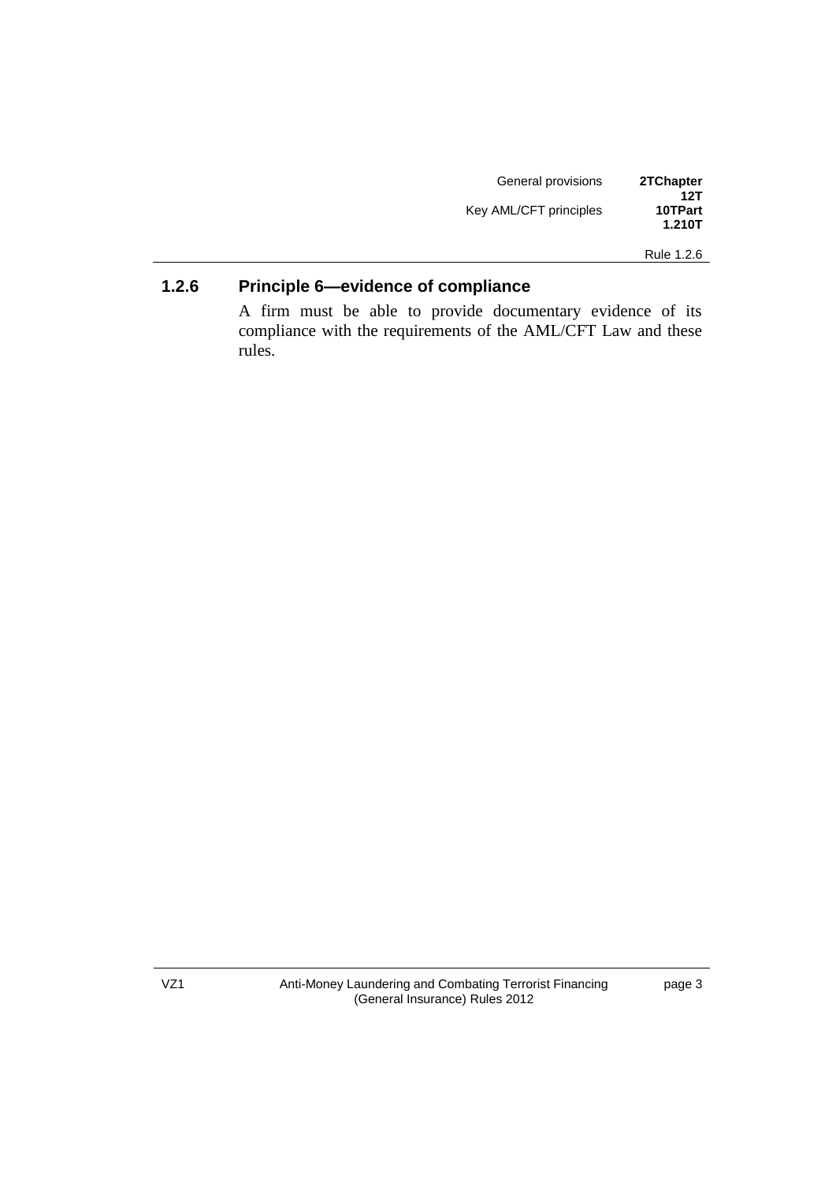### 1.2.6 Principle 6—evidence of compliance

A firm must be able to provide documentary evidence of its compliance with the requirements of the AML/CFT Law and these rules.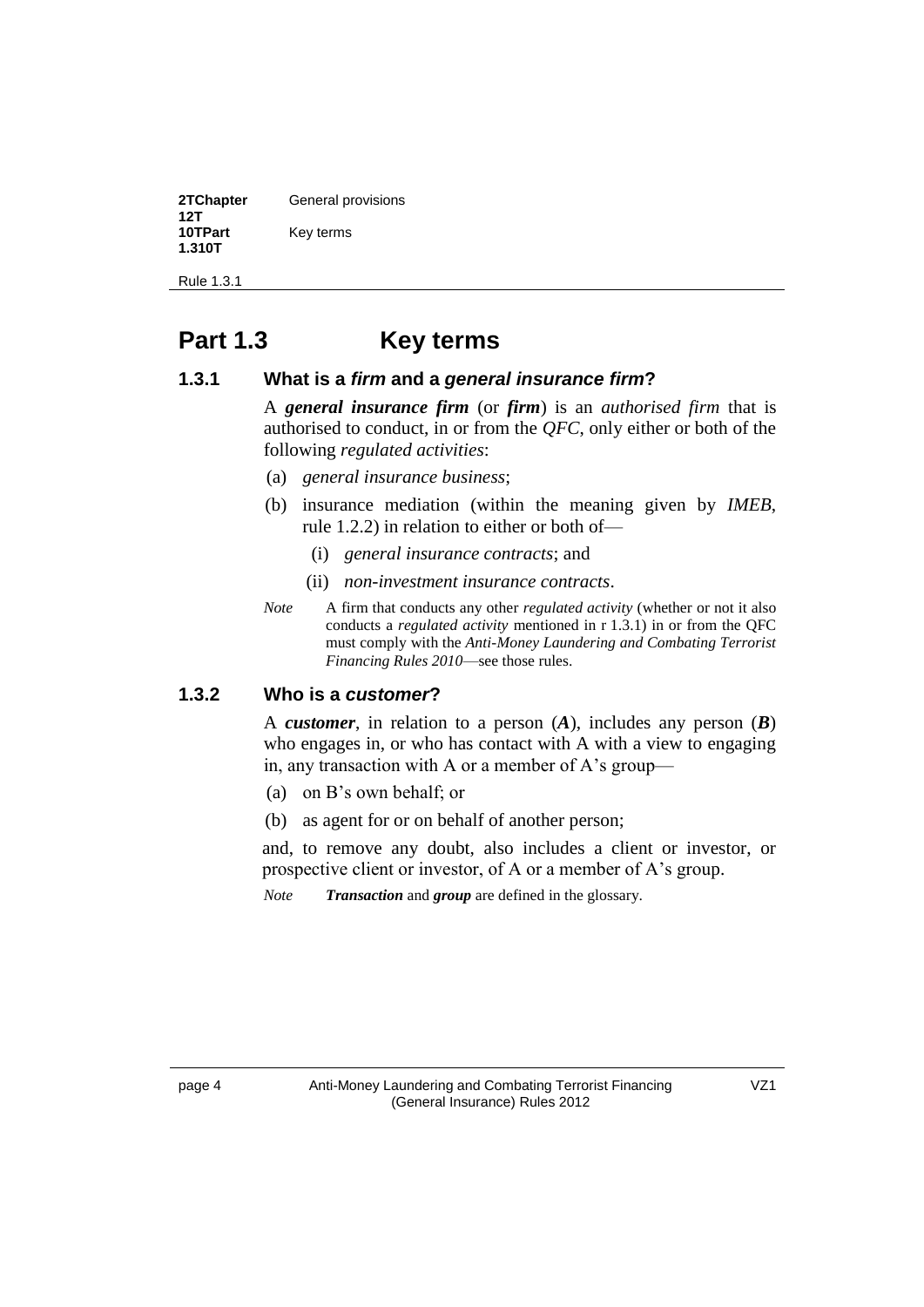## Part 1.3 Key terms

### 1.3.1 What is a *firm* and a *general insurance firm*?

A ***general insurance firm*** (or ***firm***) is an *authorised firm* that is authorised to conduct, in or from the *QFC*, only either or both of the following *regulated activities*:

(a) *general insurance business*;

(b) insurance mediation (within the meaning given by *IMEB*, rule 1.2.2) in relation to either or both of—

(i) *general insurance contracts*; and

(ii) *non-investment insurance contracts*.

*Note* A firm that conducts any other *regulated activity* (whether or not it also conducts a *regulated activity* mentioned in r 1.3.1) in or from the QFC must comply with the *Anti-Money Laundering and Combating Terrorist Financing Rules 2010*—see those rules.

### 1.3.2 Who is a *customer*?

A ***customer***, in relation to a person (***A***), includes any person (***B***) who engages in, or who has contact with A with a view to engaging in, any transaction with A or a member of A's group—

(a) on B's own behalf; or

(b) as agent for or on behalf of another person;

and, to remove any doubt, also includes a client or investor, or prospective client or investor, of A or a member of A's group.

*Note* ***Transaction*** and ***group*** are defined in the glossary.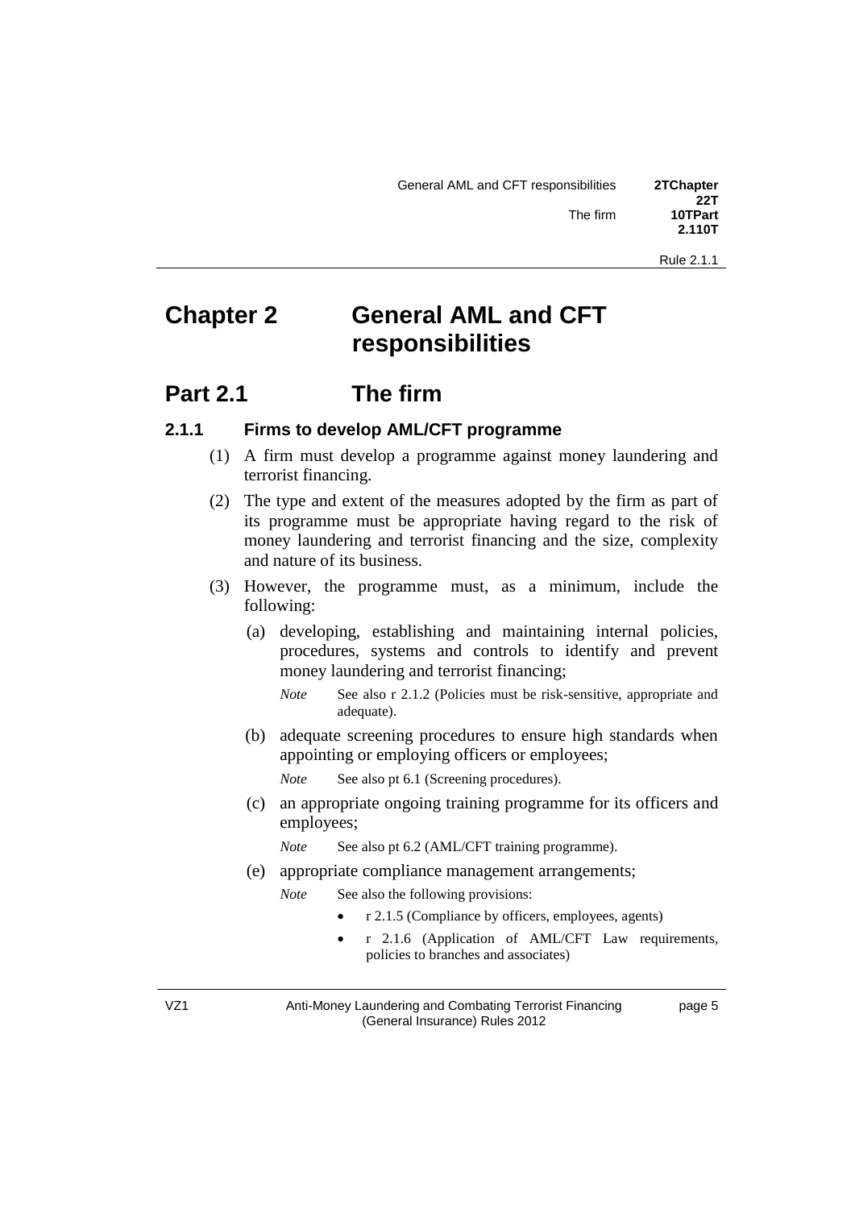# Chapter 2 General AML and CFT responsibilities

## Part 2.1 The firm

### 2.1.1 Firms to develop AML/CFT programme

(1) A firm must develop a programme against money laundering and terrorist financing.

(2) The type and extent of the measures adopted by the firm as part of its programme must be appropriate having regard to the risk of money laundering and terrorist financing and the size, complexity and nature of its business.

(3) However, the programme must, as a minimum, include the following:

(a) developing, establishing and maintaining internal policies, procedures, systems and controls to identify and prevent money laundering and terrorist financing;

*Note* See also r 2.1.2 (Policies must be risk-sensitive, appropriate and adequate).

(b) adequate screening procedures to ensure high standards when appointing or employing officers or employees;

*Note* See also pt 6.1 (Screening procedures).

(c) an appropriate ongoing training programme for its officers and employees;

*Note* See also pt 6.2 (AML/CFT training programme).

(e) appropriate compliance management arrangements;

*Note* See also the following provisions:

- r 2.1.5 (Compliance by officers, employees, agents)
- r 2.1.6 (Application of AML/CFT Law requirements, policies to branches and associates)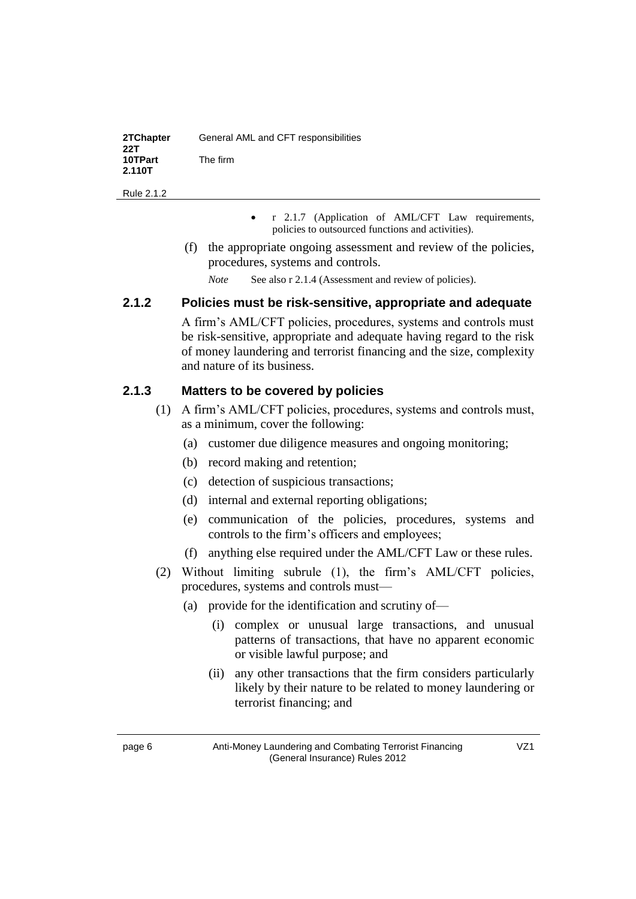- r 2.1.7 (Application of AML/CFT Law requirements, policies to outsourced functions and activities).

(f) the appropriate ongoing assessment and review of the policies, procedures, systems and controls.

*Note* See also r 2.1.4 (Assessment and review of policies).

### 2.1.2 Policies must be risk-sensitive, appropriate and adequate

A firm's AML/CFT policies, procedures, systems and controls must be risk-sensitive, appropriate and adequate having regard to the risk of money laundering and terrorist financing and the size, complexity and nature of its business.

### 2.1.3 Matters to be covered by policies

(1) A firm's AML/CFT policies, procedures, systems and controls must, as a minimum, cover the following:

(a) customer due diligence measures and ongoing monitoring;

(b) record making and retention;

(c) detection of suspicious transactions;

(d) internal and external reporting obligations;

(e) communication of the policies, procedures, systems and controls to the firm's officers and employees;

(f) anything else required under the AML/CFT Law or these rules.

(2) Without limiting subrule (1), the firm's AML/CFT policies, procedures, systems and controls must—

(a) provide for the identification and scrutiny of—

(i) complex or unusual large transactions, and unusual patterns of transactions, that have no apparent economic or visible lawful purpose; and

(ii) any other transactions that the firm considers particularly likely by their nature to be related to money laundering or terrorist financing; and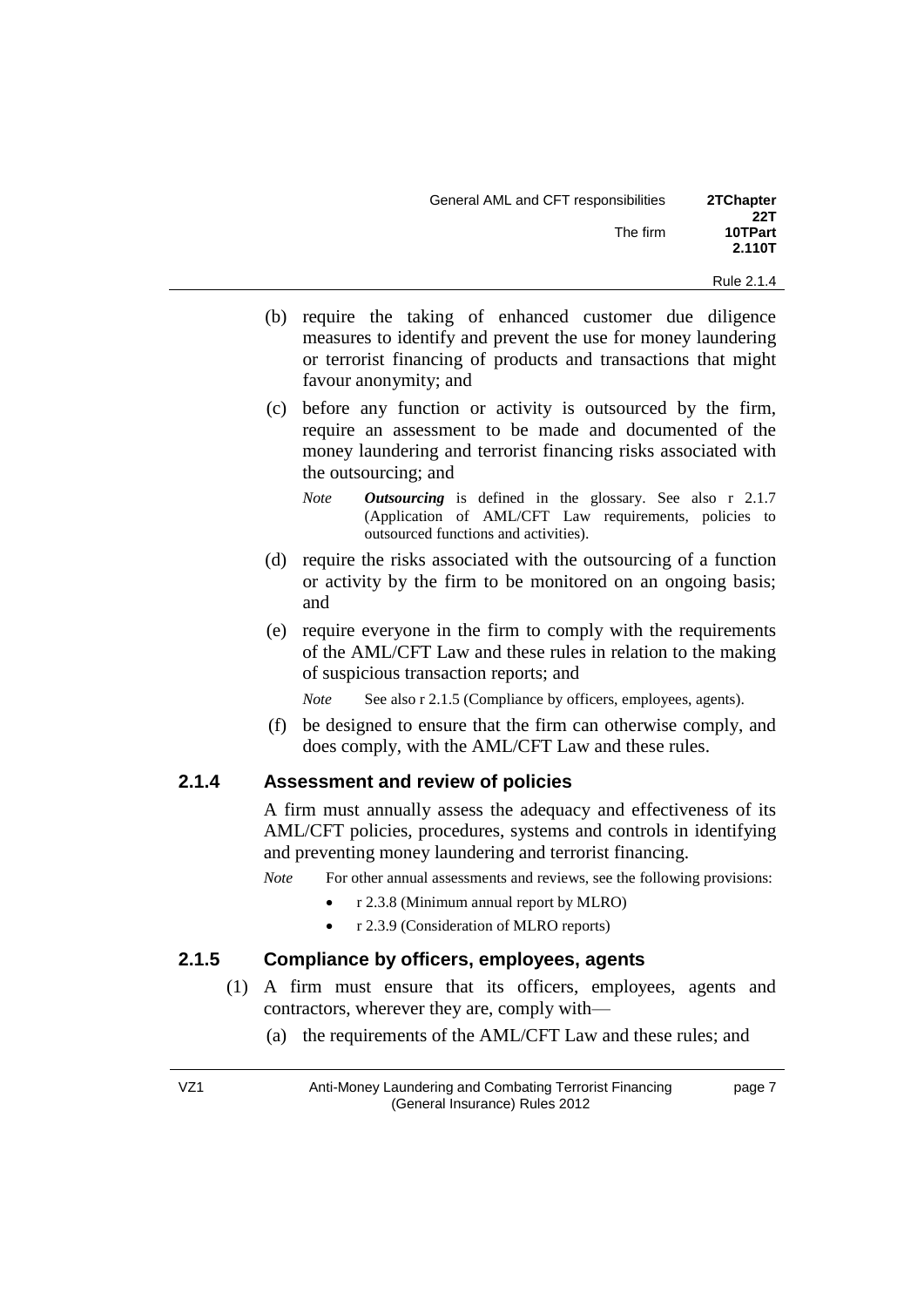(b) require the taking of enhanced customer due diligence measures to identify and prevent the use for money laundering or terrorist financing of products and transactions that might favour anonymity; and

(c) before any function or activity is outsourced by the firm, require an assessment to be made and documented of the money laundering and terrorist financing risks associated with the outsourcing; and

*Note* ***Outsourcing*** is defined in the glossary. See also r 2.1.7 (Application of AML/CFT Law requirements, policies to outsourced functions and activities).

(d) require the risks associated with the outsourcing of a function or activity by the firm to be monitored on an ongoing basis; and

(e) require everyone in the firm to comply with the requirements of the AML/CFT Law and these rules in relation to the making of suspicious transaction reports; and

*Note* See also r 2.1.5 (Compliance by officers, employees, agents).

(f) be designed to ensure that the firm can otherwise comply, and does comply, with the AML/CFT Law and these rules.

### 2.1.4 Assessment and review of policies

A firm must annually assess the adequacy and effectiveness of its AML/CFT policies, procedures, systems and controls in identifying and preventing money laundering and terrorist financing.

*Note* For other annual assessments and reviews, see the following provisions:

- r 2.3.8 (Minimum annual report by MLRO)
- r 2.3.9 (Consideration of MLRO reports)

### 2.1.5 Compliance by officers, employees, agents

(1) A firm must ensure that its officers, employees, agents and contractors, wherever they are, comply with—

(a) the requirements of the AML/CFT Law and these rules; and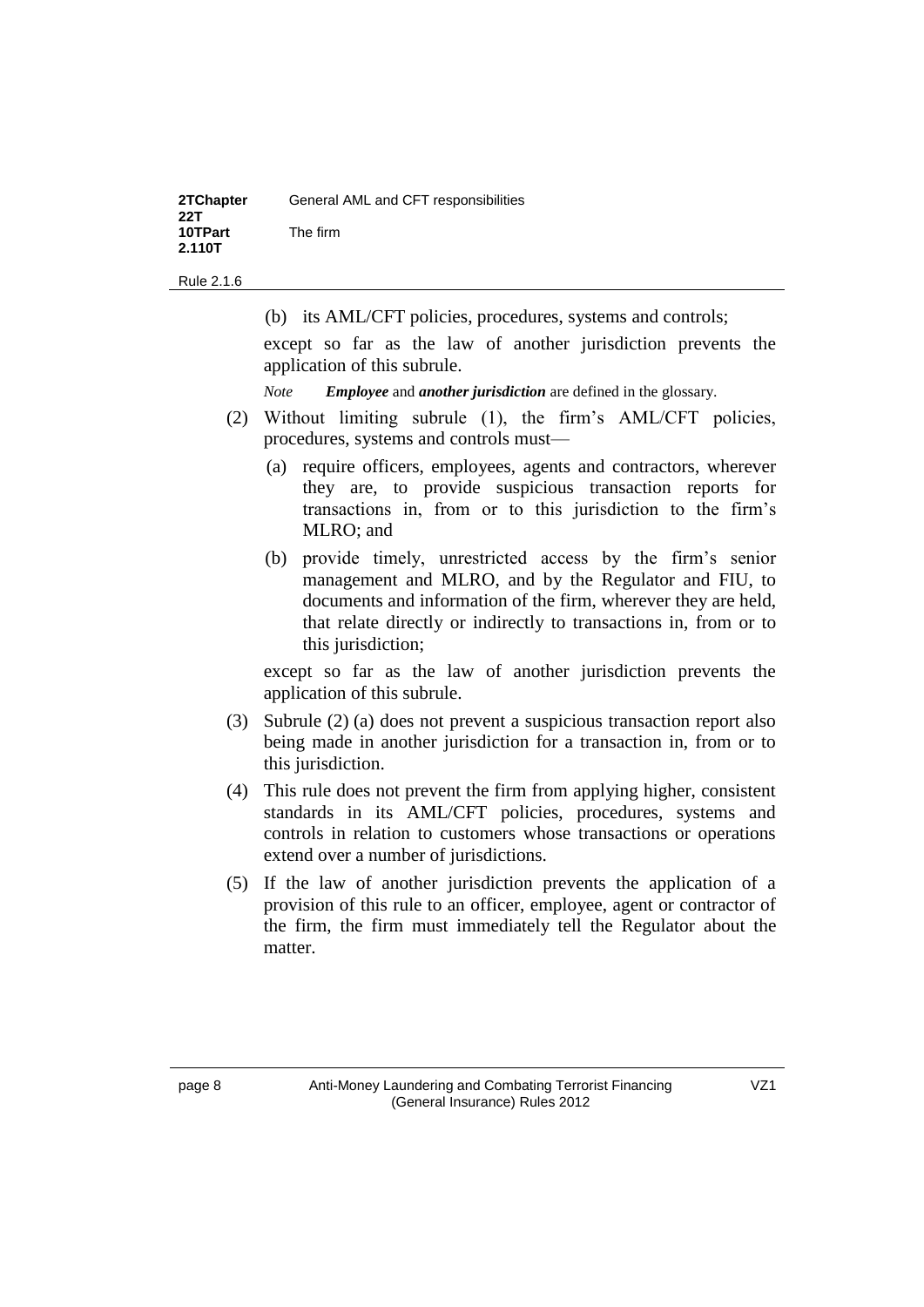(b) its AML/CFT policies, procedures, systems and controls;

except so far as the law of another jurisdiction prevents the application of this subrule.

*Note* ***Employee*** and ***another jurisdiction*** are defined in the glossary.

(2) Without limiting subrule (1), the firm's AML/CFT policies, procedures, systems and controls must—

(a) require officers, employees, agents and contractors, wherever they are, to provide suspicious transaction reports for transactions in, from or to this jurisdiction to the firm's MLRO; and

(b) provide timely, unrestricted access by the firm's senior management and MLRO, and by the Regulator and FIU, to documents and information of the firm, wherever they are held, that relate directly or indirectly to transactions in, from or to this jurisdiction;

except so far as the law of another jurisdiction prevents the application of this subrule.

(3) Subrule (2) (a) does not prevent a suspicious transaction report also being made in another jurisdiction for a transaction in, from or to this jurisdiction.

(4) This rule does not prevent the firm from applying higher, consistent standards in its AML/CFT policies, procedures, systems and controls in relation to customers whose transactions or operations extend over a number of jurisdictions.

(5) If the law of another jurisdiction prevents the application of a provision of this rule to an officer, employee, agent or contractor of the firm, the firm must immediately tell the Regulator about the matter.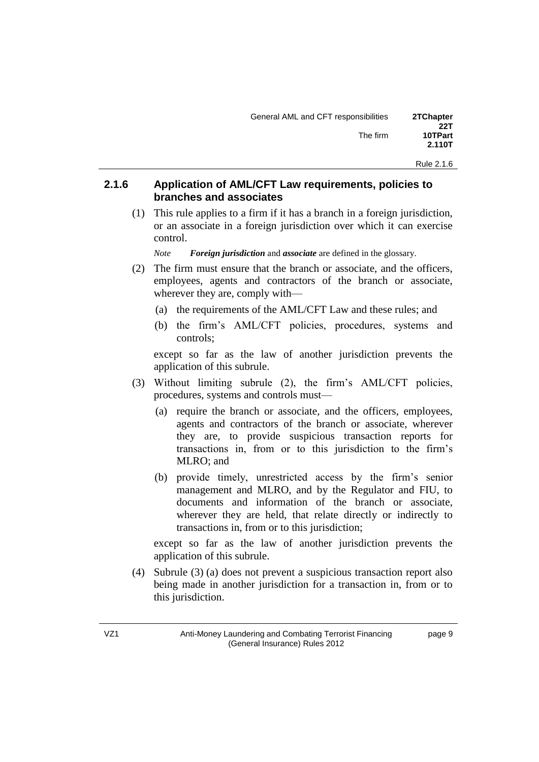### 2.1.6 Application of AML/CFT Law requirements, policies to branches and associates

(1) This rule applies to a firm if it has a branch in a foreign jurisdiction, or an associate in a foreign jurisdiction over which it can exercise control.

*Note* ***Foreign jurisdiction*** and ***associate*** are defined in the glossary.

(2) The firm must ensure that the branch or associate, and the officers, employees, agents and contractors of the branch or associate, wherever they are, comply with—

- (a) the requirements of the AML/CFT Law and these rules; and
- (b) the firm's AML/CFT policies, procedures, systems and controls;

except so far as the law of another jurisdiction prevents the application of this subrule.

(3) Without limiting subrule (2), the firm's AML/CFT policies, procedures, systems and controls must—

- (a) require the branch or associate, and the officers, employees, agents and contractors of the branch or associate, wherever they are, to provide suspicious transaction reports for transactions in, from or to this jurisdiction to the firm's MLRO; and
- (b) provide timely, unrestricted access by the firm's senior management and MLRO, and by the Regulator and FIU, to documents and information of the branch or associate, wherever they are held, that relate directly or indirectly to transactions in, from or to this jurisdiction;

except so far as the law of another jurisdiction prevents the application of this subrule.

(4) Subrule (3) (a) does not prevent a suspicious transaction report also being made in another jurisdiction for a transaction in, from or to this jurisdiction.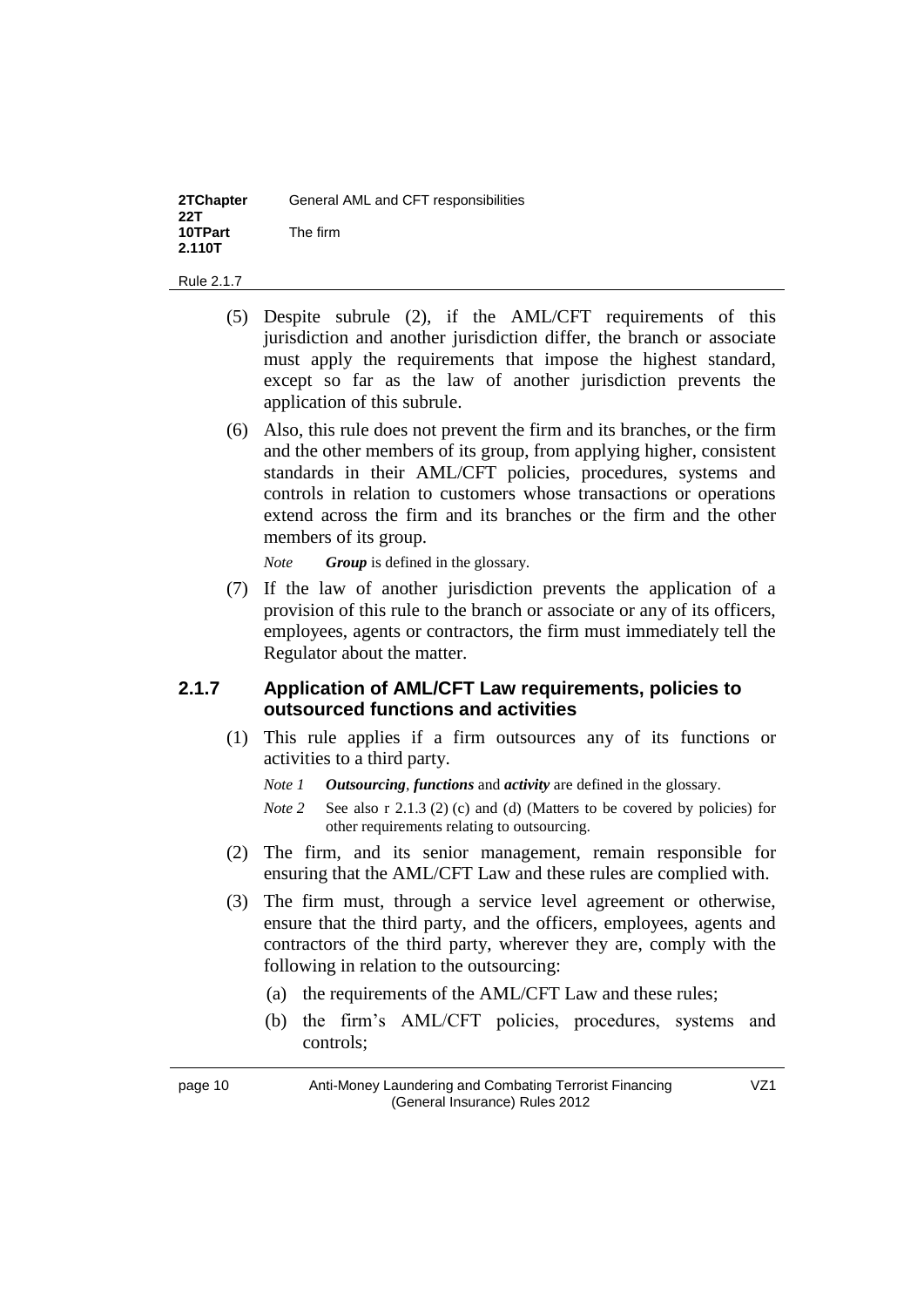(5) Despite subrule (2), if the AML/CFT requirements of this jurisdiction and another jurisdiction differ, the branch or associate must apply the requirements that impose the highest standard, except so far as the law of another jurisdiction prevents the application of this subrule.

(6) Also, this rule does not prevent the firm and its branches, or the firm and the other members of its group, from applying higher, consistent standards in their AML/CFT policies, procedures, systems and controls in relation to customers whose transactions or operations extend across the firm and its branches or the firm and the other members of its group.

*Note* ***Group*** is defined in the glossary.

(7) If the law of another jurisdiction prevents the application of a provision of this rule to the branch or associate or any of its officers, employees, agents or contractors, the firm must immediately tell the Regulator about the matter.

### 2.1.7 Application of AML/CFT Law requirements, policies to outsourced functions and activities

(1) This rule applies if a firm outsources any of its functions or activities to a third party.

*Note 1* ***Outsourcing***, ***functions*** and ***activity*** are defined in the glossary.

*Note 2* See also r 2.1.3 (2) (c) and (d) (Matters to be covered by policies) for other requirements relating to outsourcing.

(2) The firm, and its senior management, remain responsible for ensuring that the AML/CFT Law and these rules are complied with.

(3) The firm must, through a service level agreement or otherwise, ensure that the third party, and the officers, employees, agents and contractors of the third party, wherever they are, comply with the following in relation to the outsourcing:

(a) the requirements of the AML/CFT Law and these rules;

(b) the firm's AML/CFT policies, procedures, systems and controls;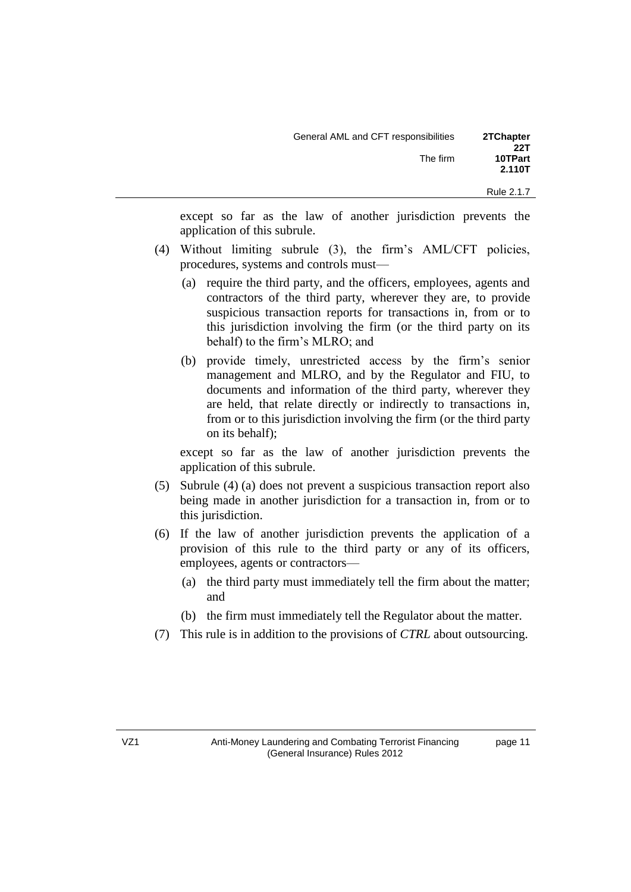except so far as the law of another jurisdiction prevents the application of this subrule.

(4) Without limiting subrule (3), the firm's AML/CFT policies, procedures, systems and controls must—

- (a) require the third party, and the officers, employees, agents and contractors of the third party, wherever they are, to provide suspicious transaction reports for transactions in, from or to this jurisdiction involving the firm (or the third party on its behalf) to the firm's MLRO; and
- (b) provide timely, unrestricted access by the firm's senior management and MLRO, and by the Regulator and FIU, to documents and information of the third party, wherever they are held, that relate directly or indirectly to transactions in, from or to this jurisdiction involving the firm (or the third party on its behalf);

except so far as the law of another jurisdiction prevents the application of this subrule.

(5) Subrule (4) (a) does not prevent a suspicious transaction report also being made in another jurisdiction for a transaction in, from or to this jurisdiction.

(6) If the law of another jurisdiction prevents the application of a provision of this rule to the third party or any of its officers, employees, agents or contractors—

- (a) the third party must immediately tell the firm about the matter; and
- (b) the firm must immediately tell the Regulator about the matter.

(7) This rule is in addition to the provisions of *CTRL* about outsourcing.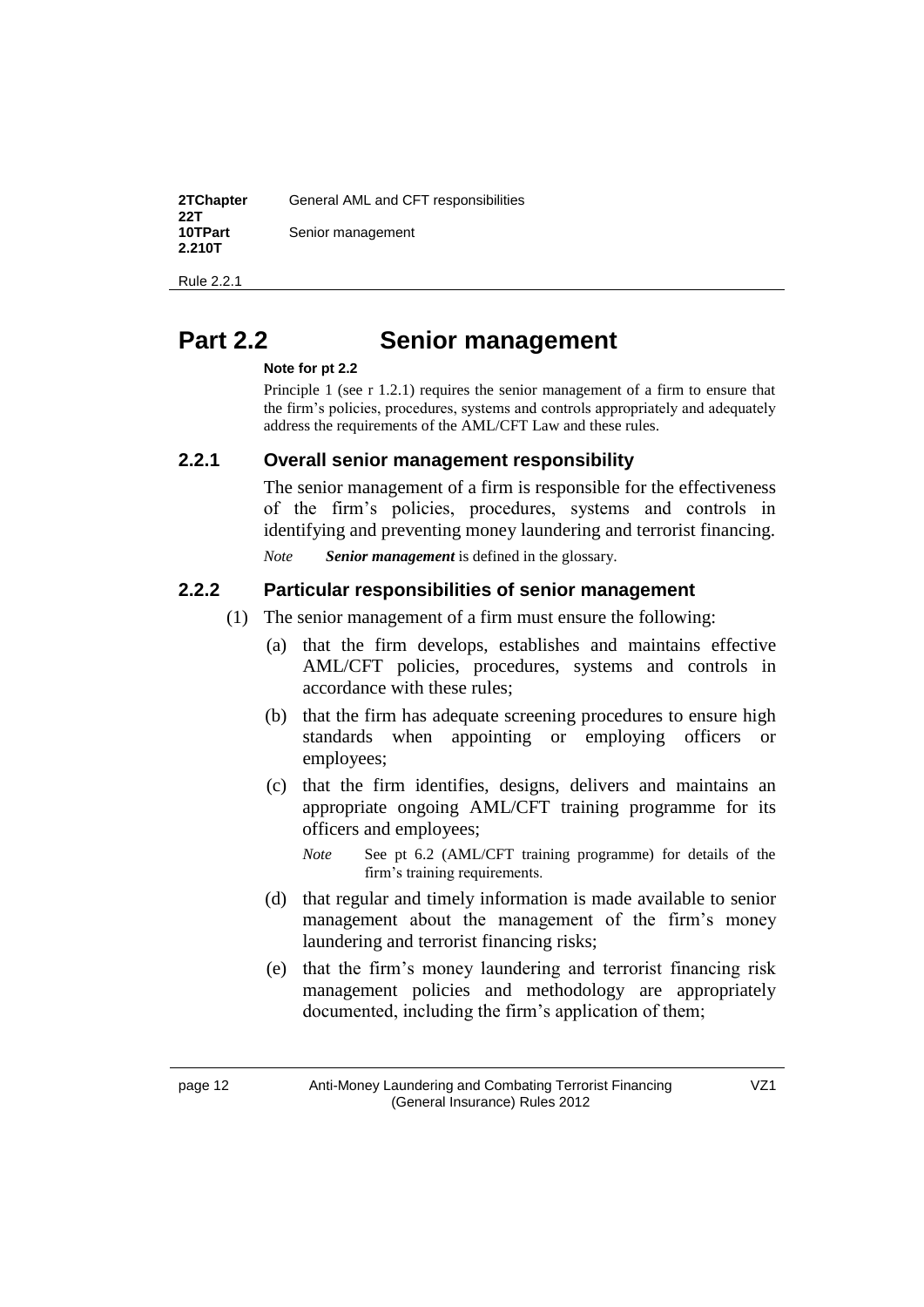# Part 2.2 Senior management

**Note for pt 2.2**

Principle 1 (see r 1.2.1) requires the senior management of a firm to ensure that the firm's policies, procedures, systems and controls appropriately and adequately address the requirements of the AML/CFT Law and these rules.

## 2.2.1 Overall senior management responsibility

The senior management of a firm is responsible for the effectiveness of the firm's policies, procedures, systems and controls in identifying and preventing money laundering and terrorist financing.

*Note* ***Senior management*** is defined in the glossary.

## 2.2.2 Particular responsibilities of senior management

(1) The senior management of a firm must ensure the following:

(a) that the firm develops, establishes and maintains effective AML/CFT policies, procedures, systems and controls in accordance with these rules;

(b) that the firm has adequate screening procedures to ensure high standards when appointing or employing officers or employees;

(c) that the firm identifies, designs, delivers and maintains an appropriate ongoing AML/CFT training programme for its officers and employees;

*Note* See pt 6.2 (AML/CFT training programme) for details of the firm's training requirements.

(d) that regular and timely information is made available to senior management about the management of the firm's money laundering and terrorist financing risks;

(e) that the firm's money laundering and terrorist financing risk management policies and methodology are appropriately documented, including the firm's application of them;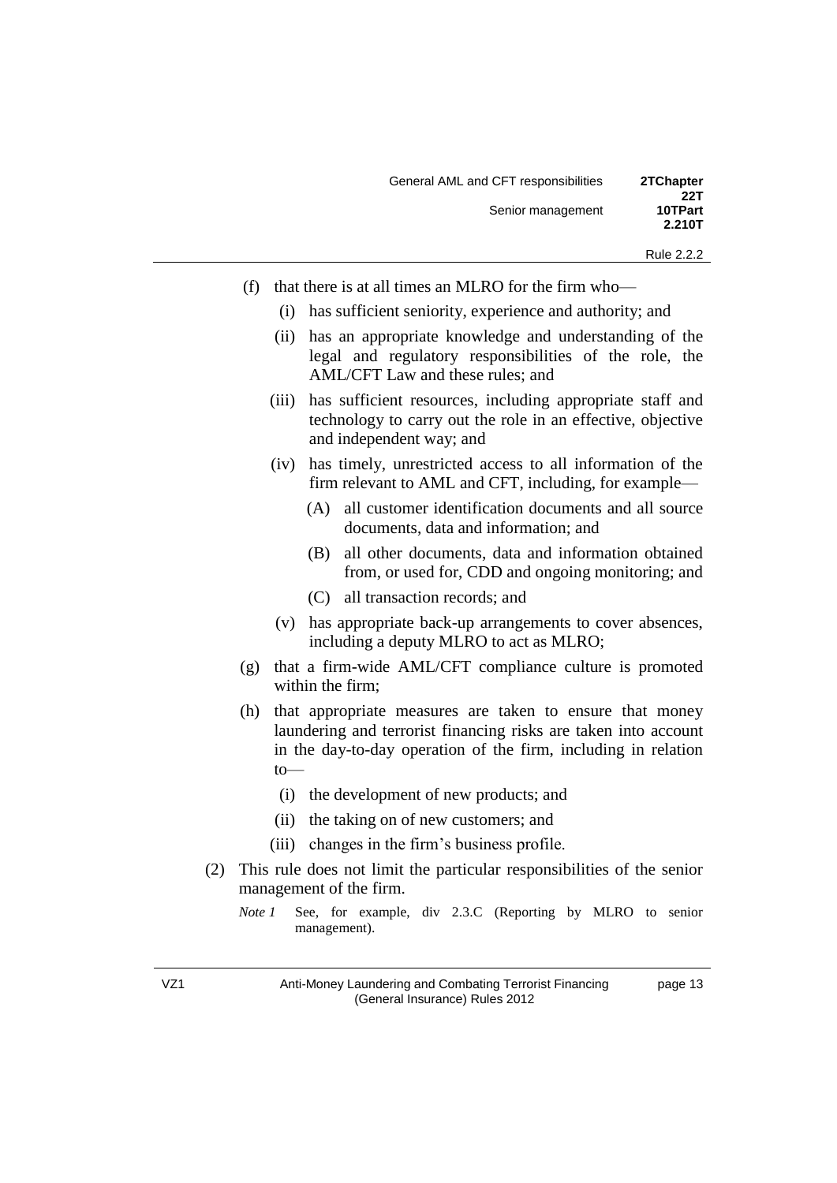(f) that there is at all times an MLRO for the firm who—

   (i) has sufficient seniority, experience and authority; and

   (ii) has an appropriate knowledge and understanding of the legal and regulatory responsibilities of the role, the AML/CFT Law and these rules; and

   (iii) has sufficient resources, including appropriate staff and technology to carry out the role in an effective, objective and independent way; and

   (iv) has timely, unrestricted access to all information of the firm relevant to AML and CFT, including, for example—

      (A) all customer identification documents and all source documents, data and information; and

      (B) all other documents, data and information obtained from, or used for, CDD and ongoing monitoring; and

      (C) all transaction records; and

   (v) has appropriate back-up arrangements to cover absences, including a deputy MLRO to act as MLRO;

(g) that a firm-wide AML/CFT compliance culture is promoted within the firm;

(h) that appropriate measures are taken to ensure that money laundering and terrorist financing risks are taken into account in the day-to-day operation of the firm, including in relation to—

   (i) the development of new products; and

   (ii) the taking on of new customers; and

   (iii) changes in the firm's business profile.

(2) This rule does not limit the particular responsibilities of the senior management of the firm.

*Note 1* See, for example, div 2.3.C (Reporting by MLRO to senior management).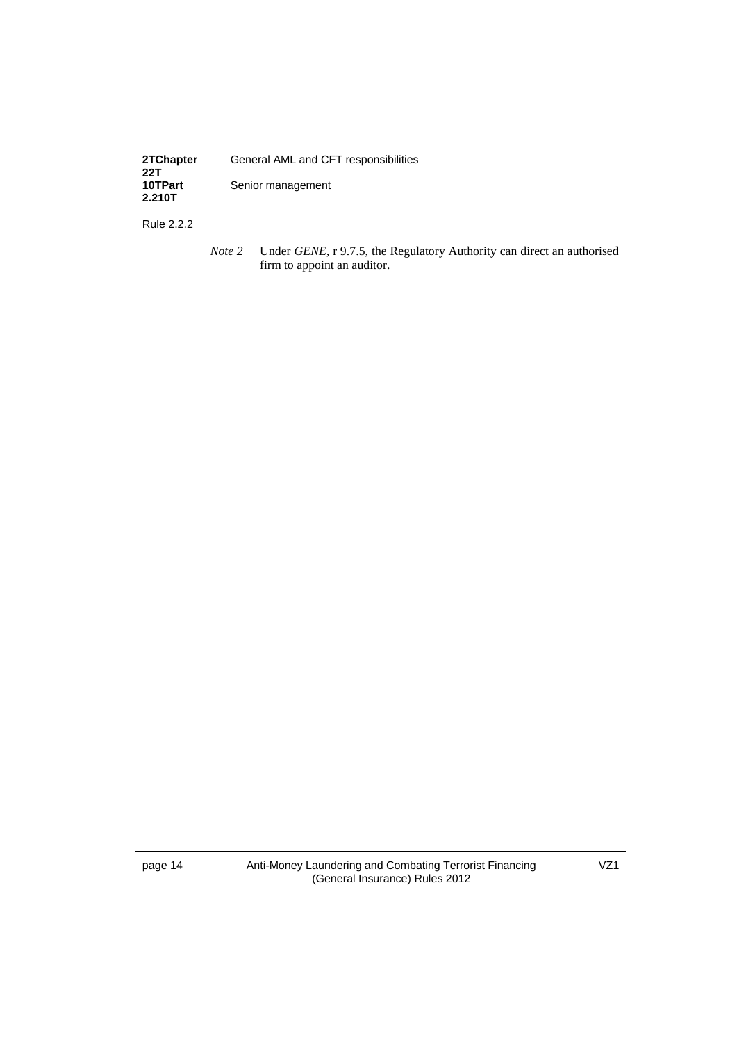*Note 2* Under *GENE*, r 9.7.5, the Regulatory Authority can direct an authorised firm to appoint an auditor.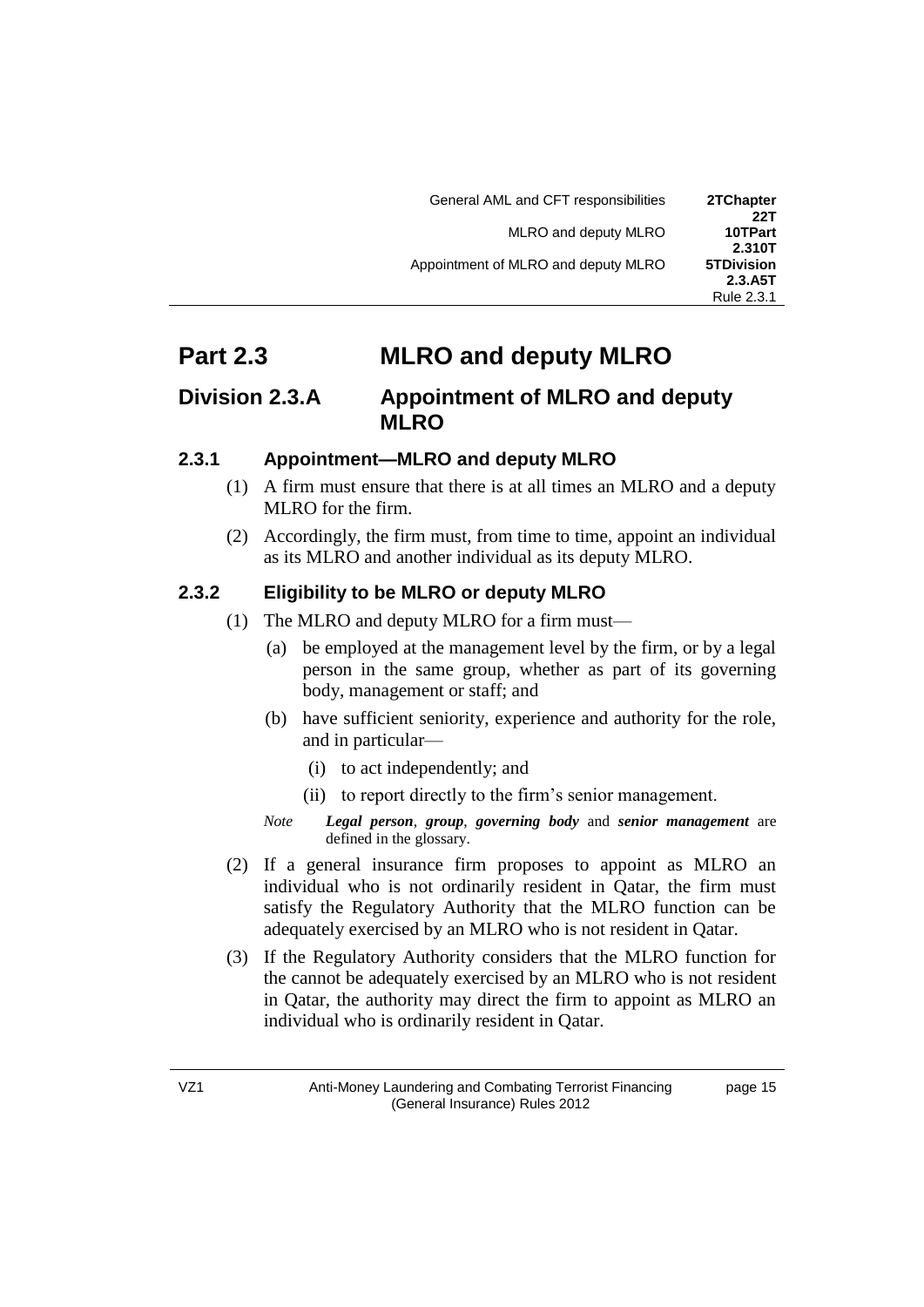# Part 2.3 MLRO and deputy MLRO

## Division 2.3.A Appointment of MLRO and deputy MLRO

### 2.3.1 Appointment—MLRO and deputy MLRO

(1) A firm must ensure that there is at all times an MLRO and a deputy MLRO for the firm.

(2) Accordingly, the firm must, from time to time, appoint an individual as its MLRO and another individual as its deputy MLRO.

### 2.3.2 Eligibility to be MLRO or deputy MLRO

(1) The MLRO and deputy MLRO for a firm must—

(a) be employed at the management level by the firm, or by a legal person in the same group, whether as part of its governing body, management or staff; and

(b) have sufficient seniority, experience and authority for the role, and in particular—

(i) to act independently; and

(ii) to report directly to the firm's senior management.

*Note* ***Legal person***, ***group***, ***governing body*** and ***senior management*** are defined in the glossary.

(2) If a general insurance firm proposes to appoint as MLRO an individual who is not ordinarily resident in Qatar, the firm must satisfy the Regulatory Authority that the MLRO function can be adequately exercised by an MLRO who is not resident in Qatar.

(3) If the Regulatory Authority considers that the MLRO function for the cannot be adequately exercised by an MLRO who is not resident in Qatar, the authority may direct the firm to appoint as MLRO an individual who is ordinarily resident in Qatar.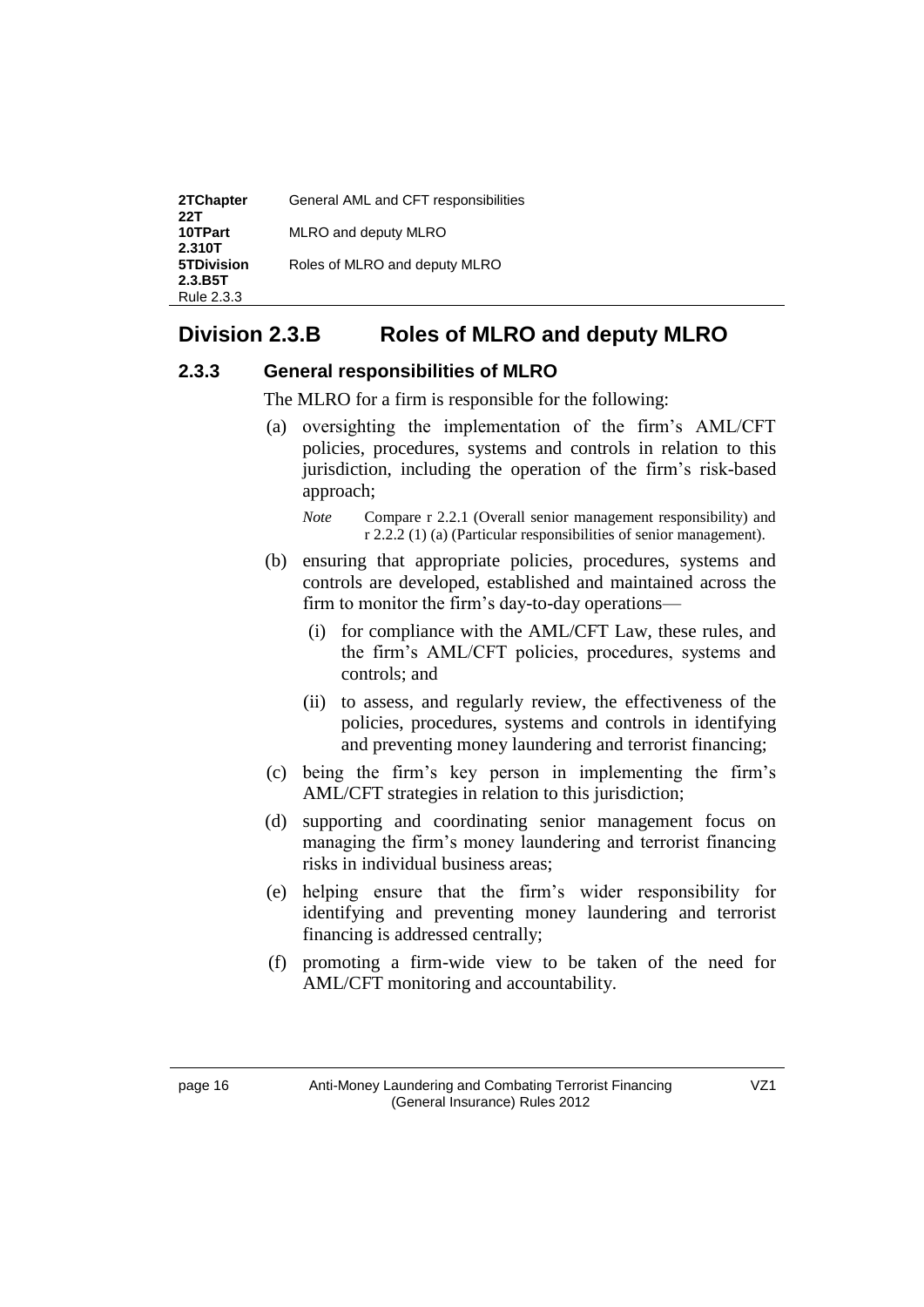## Division 2.3.B Roles of MLRO and deputy MLRO

### 2.3.3 General responsibilities of MLRO

The MLRO for a firm is responsible for the following:

(a) oversighting the implementation of the firm's AML/CFT policies, procedures, systems and controls in relation to this jurisdiction, including the operation of the firm's risk-based approach;

*Note* Compare r 2.2.1 (Overall senior management responsibility) and r 2.2.2 (1) (a) (Particular responsibilities of senior management).

(b) ensuring that appropriate policies, procedures, systems and controls are developed, established and maintained across the firm to monitor the firm's day-to-day operations—

(i) for compliance with the AML/CFT Law, these rules, and the firm's AML/CFT policies, procedures, systems and controls; and

(ii) to assess, and regularly review, the effectiveness of the policies, procedures, systems and controls in identifying and preventing money laundering and terrorist financing;

(c) being the firm's key person in implementing the firm's AML/CFT strategies in relation to this jurisdiction;

(d) supporting and coordinating senior management focus on managing the firm's money laundering and terrorist financing risks in individual business areas;

(e) helping ensure that the firm's wider responsibility for identifying and preventing money laundering and terrorist financing is addressed centrally;

(f) promoting a firm-wide view to be taken of the need for AML/CFT monitoring and accountability.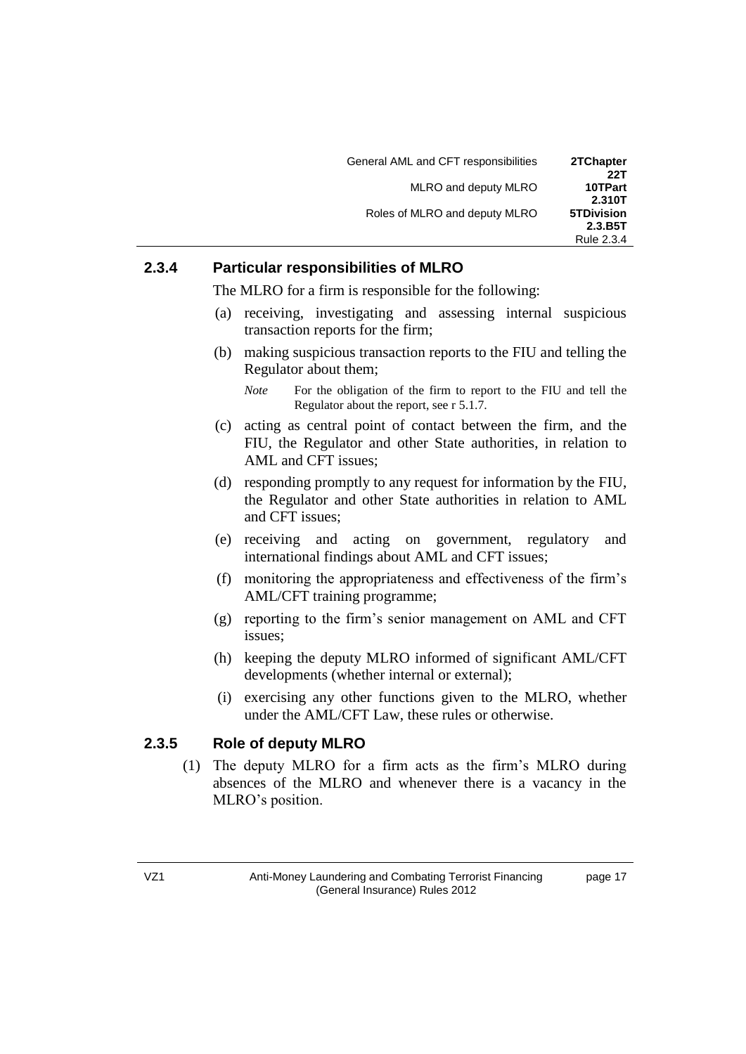### 2.3.4 Particular responsibilities of MLRO

The MLRO for a firm is responsible for the following:

(a) receiving, investigating and assessing internal suspicious transaction reports for the firm;

(b) making suspicious transaction reports to the FIU and telling the Regulator about them;

*Note* For the obligation of the firm to report to the FIU and tell the Regulator about the report, see r 5.1.7.

(c) acting as central point of contact between the firm, and the FIU, the Regulator and other State authorities, in relation to AML and CFT issues;

(d) responding promptly to any request for information by the FIU, the Regulator and other State authorities in relation to AML and CFT issues;

(e) receiving and acting on government, regulatory and international findings about AML and CFT issues;

(f) monitoring the appropriateness and effectiveness of the firm's AML/CFT training programme;

(g) reporting to the firm's senior management on AML and CFT issues;

(h) keeping the deputy MLRO informed of significant AML/CFT developments (whether internal or external);

(i) exercising any other functions given to the MLRO, whether under the AML/CFT Law, these rules or otherwise.

### 2.3.5 Role of deputy MLRO

(1) The deputy MLRO for a firm acts as the firm's MLRO during absences of the MLRO and whenever there is a vacancy in the MLRO's position.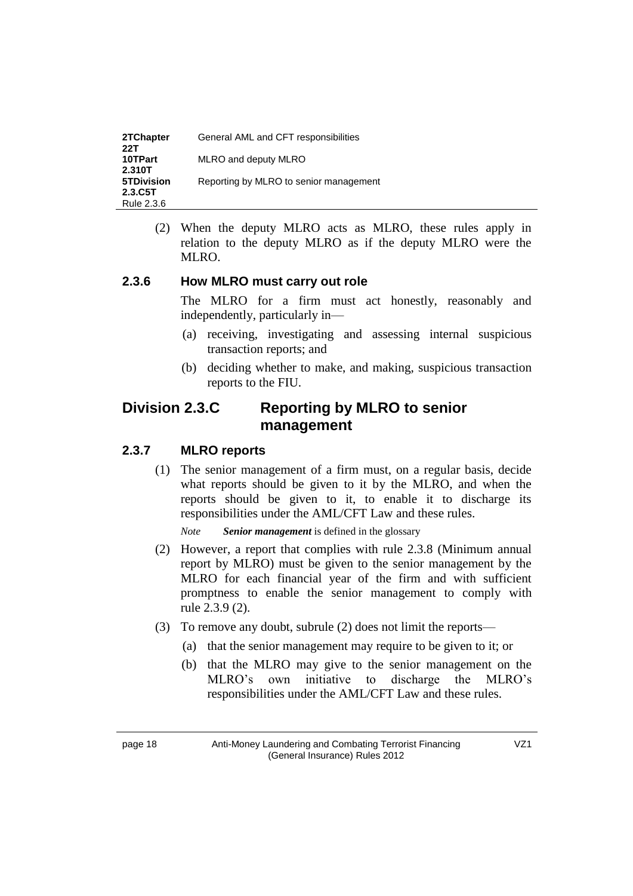(2) When the deputy MLRO acts as MLRO, these rules apply in relation to the deputy MLRO as if the deputy MLRO were the MLRO.

### 2.3.6 How MLRO must carry out role

The MLRO for a firm must act honestly, reasonably and independently, particularly in—

(a) receiving, investigating and assessing internal suspicious transaction reports; and

(b) deciding whether to make, and making, suspicious transaction reports to the FIU.

## Division 2.3.C Reporting by MLRO to senior management

### 2.3.7 MLRO reports

(1) The senior management of a firm must, on a regular basis, decide what reports should be given to it by the MLRO, and when the reports should be given to it, to enable it to discharge its responsibilities under the AML/CFT Law and these rules.

*Note* ***Senior management*** is defined in the glossary

(2) However, a report that complies with rule 2.3.8 (Minimum annual report by MLRO) must be given to the senior management by the MLRO for each financial year of the firm and with sufficient promptness to enable the senior management to comply with rule 2.3.9 (2).

(3) To remove any doubt, subrule (2) does not limit the reports—

(a) that the senior management may require to be given to it; or

(b) that the MLRO may give to the senior management on the MLRO's own initiative to discharge the MLRO's responsibilities under the AML/CFT Law and these rules.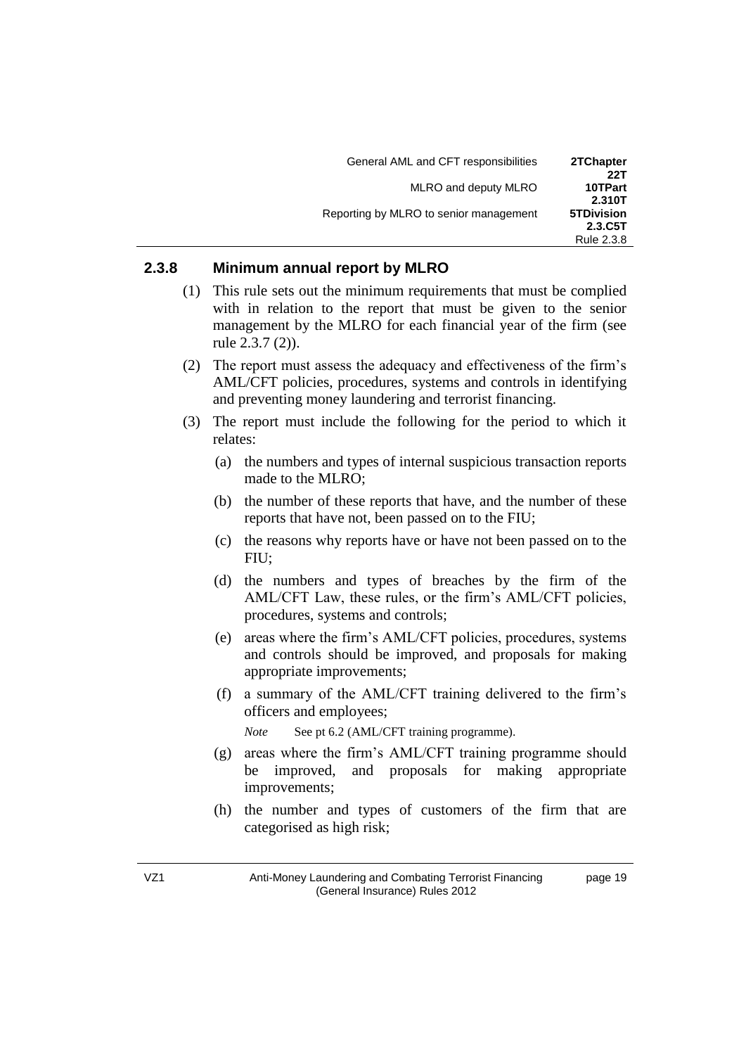### 2.3.8 Minimum annual report by MLRO

(1) This rule sets out the minimum requirements that must be complied with in relation to the report that must be given to the senior management by the MLRO for each financial year of the firm (see rule 2.3.7 (2)).

(2) The report must assess the adequacy and effectiveness of the firm's AML/CFT policies, procedures, systems and controls in identifying and preventing money laundering and terrorist financing.

(3) The report must include the following for the period to which it relates:

  (a) the numbers and types of internal suspicious transaction reports made to the MLRO;

  (b) the number of these reports that have, and the number of these reports that have not, been passed on to the FIU;

  (c) the reasons why reports have or have not been passed on to the FIU;

  (d) the numbers and types of breaches by the firm of the AML/CFT Law, these rules, or the firm's AML/CFT policies, procedures, systems and controls;

  (e) areas where the firm's AML/CFT policies, procedures, systems and controls should be improved, and proposals for making appropriate improvements;

  (f) a summary of the AML/CFT training delivered to the firm's officers and employees;

  *Note* See pt 6.2 (AML/CFT training programme).

  (g) areas where the firm's AML/CFT training programme should be improved, and proposals for making appropriate improvements;

  (h) the number and types of customers of the firm that are categorised as high risk;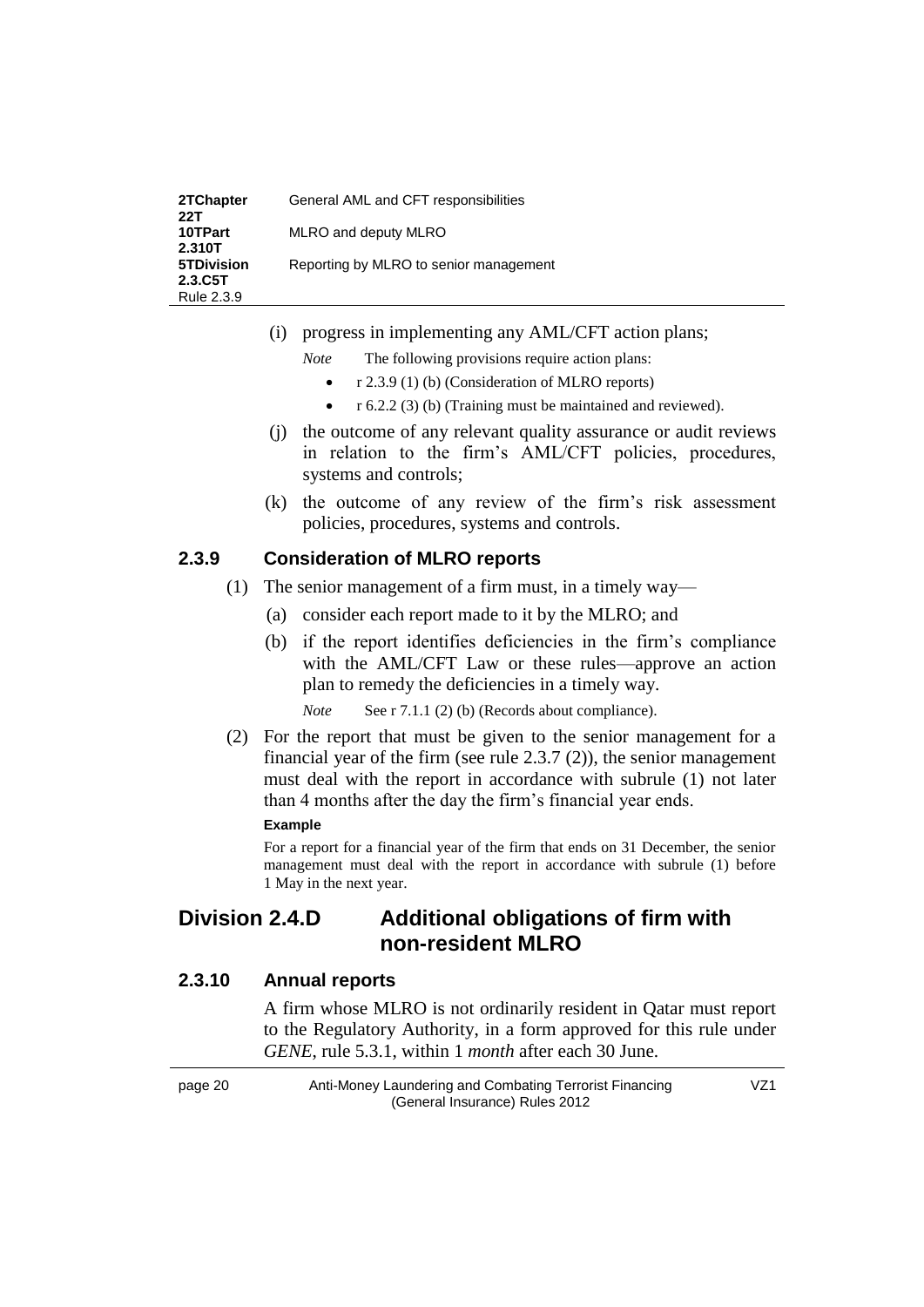(i) progress in implementing any AML/CFT action plans;

*Note* The following provisions require action plans:

- r 2.3.9 (1) (b) (Consideration of MLRO reports)
- r 6.2.2 (3) (b) (Training must be maintained and reviewed).

(j) the outcome of any relevant quality assurance or audit reviews in relation to the firm's AML/CFT policies, procedures, systems and controls;

(k) the outcome of any review of the firm's risk assessment policies, procedures, systems and controls.

### 2.3.9 Consideration of MLRO reports

(1) The senior management of a firm must, in a timely way—

(a) consider each report made to it by the MLRO; and

(b) if the report identifies deficiencies in the firm's compliance with the AML/CFT Law or these rules—approve an action plan to remedy the deficiencies in a timely way.

*Note* See r 7.1.1 (2) (b) (Records about compliance).

(2) For the report that must be given to the senior management for a financial year of the firm (see rule 2.3.7 (2)), the senior management must deal with the report in accordance with subrule (1) not later than 4 months after the day the firm's financial year ends.

**Example**

For a report for a financial year of the firm that ends on 31 December, the senior management must deal with the report in accordance with subrule (1) before 1 May in the next year.

## Division 2.4.D Additional obligations of firm with non-resident MLRO

### 2.3.10 Annual reports

A firm whose MLRO is not ordinarily resident in Qatar must report to the Regulatory Authority, in a form approved for this rule under *GENE*, rule 5.3.1, within 1 *month* after each 30 June.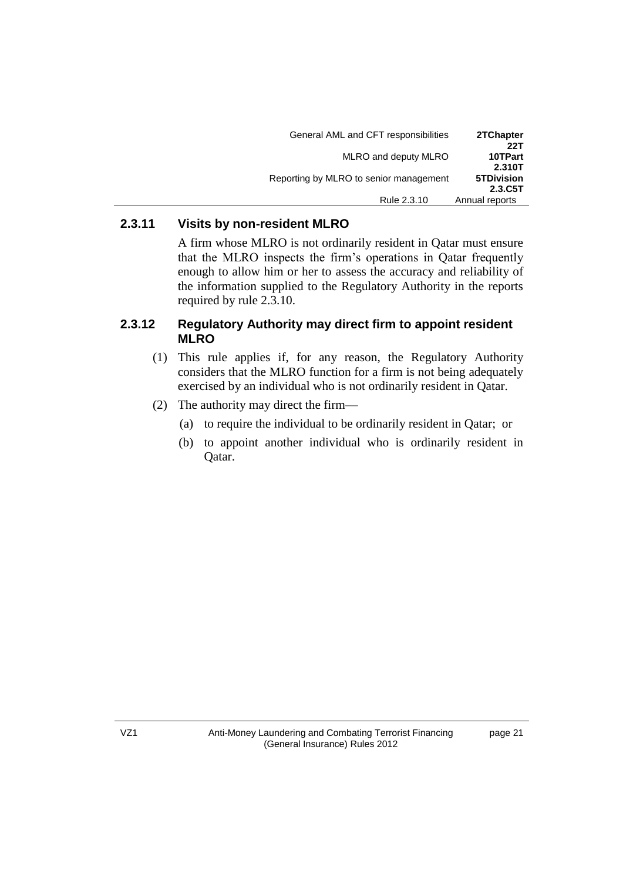### 2.3.11 Visits by non-resident MLRO

A firm whose MLRO is not ordinarily resident in Qatar must ensure that the MLRO inspects the firm's operations in Qatar frequently enough to allow him or her to assess the accuracy and reliability of the information supplied to the Regulatory Authority in the reports required by rule 2.3.10.

### 2.3.12 Regulatory Authority may direct firm to appoint resident MLRO

(1) This rule applies if, for any reason, the Regulatory Authority considers that the MLRO function for a firm is not being adequately exercised by an individual who is not ordinarily resident in Qatar.

(2) The authority may direct the firm—

(a) to require the individual to be ordinarily resident in Qatar; or

(b) to appoint another individual who is ordinarily resident in Qatar.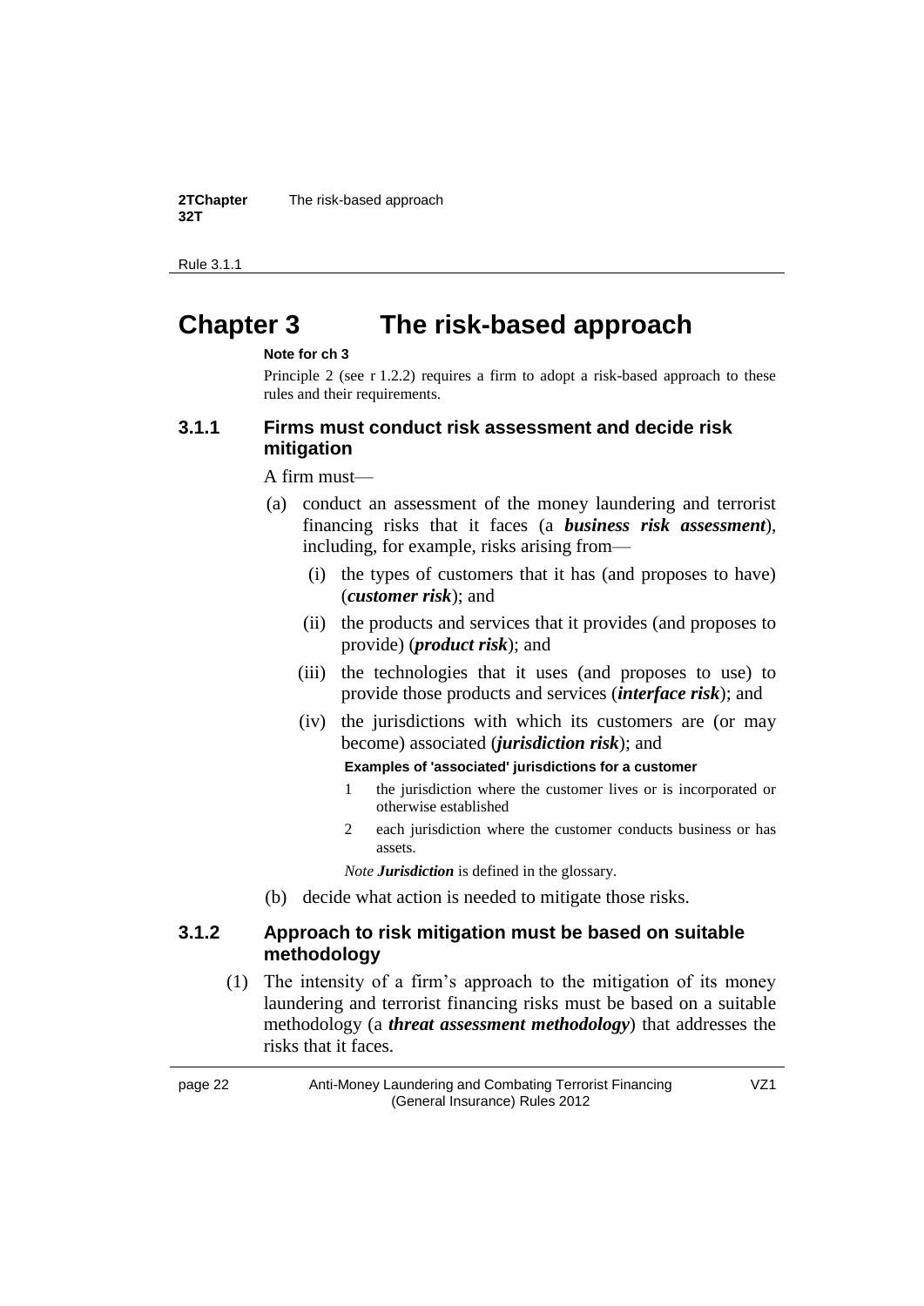# Chapter 3 The risk-based approach

**Note for ch 3**

Principle 2 (see r 1.2.2) requires a firm to adopt a risk-based approach to these rules and their requirements.

### 3.1.1 Firms must conduct risk assessment and decide risk mitigation

A firm must—

(a) conduct an assessment of the money laundering and terrorist financing risks that it faces (a ***business risk assessment***), including, for example, risks arising from—

  (i) the types of customers that it has (and proposes to have) (***customer risk***); and

  (ii) the products and services that it provides (and proposes to provide) (***product risk***); and

  (iii) the technologies that it uses (and proposes to use) to provide those products and services (***interface risk***); and

  (iv) the jurisdictions with which its customers are (or may become) associated (***jurisdiction risk***); and

  **Examples of 'associated' jurisdictions for a customer**

  1 the jurisdiction where the customer lives or is incorporated or otherwise established

  2 each jurisdiction where the customer conducts business or has assets.

  *Note* ***Jurisdiction*** is defined in the glossary.

(b) decide what action is needed to mitigate those risks.

### 3.1.2 Approach to risk mitigation must be based on suitable methodology

(1) The intensity of a firm's approach to the mitigation of its money laundering and terrorist financing risks must be based on a suitable methodology (a ***threat assessment methodology***) that addresses the risks that it faces.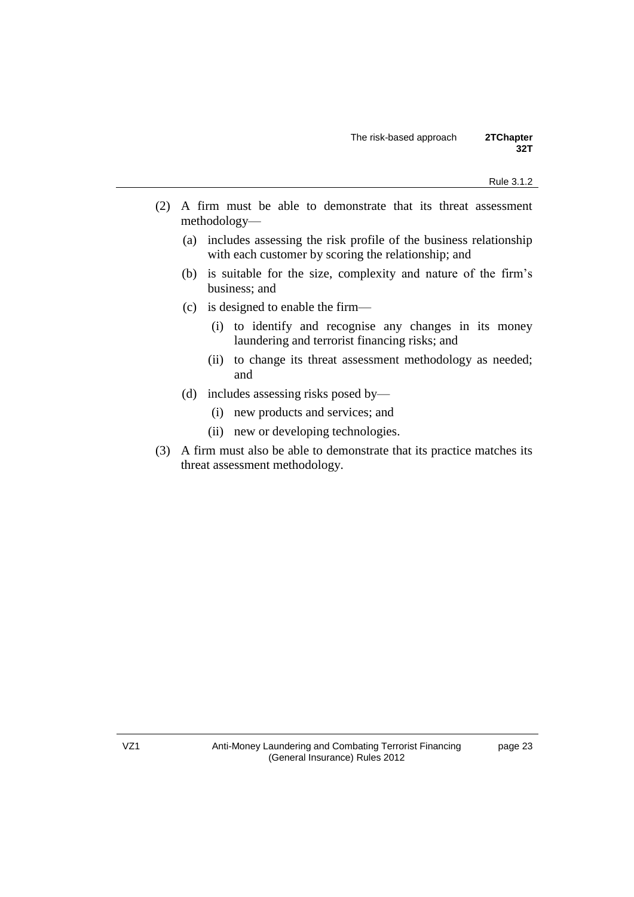(2) A firm must be able to demonstrate that its threat assessment methodology—

   (a) includes assessing the risk profile of the business relationship with each customer by scoring the relationship; and

   (b) is suitable for the size, complexity and nature of the firm's business; and

   (c) is designed to enable the firm—

      (i) to identify and recognise any changes in its money laundering and terrorist financing risks; and

      (ii) to change its threat assessment methodology as needed; and

   (d) includes assessing risks posed by—

      (i) new products and services; and

      (ii) new or developing technologies.

(3) A firm must also be able to demonstrate that its practice matches its threat assessment methodology.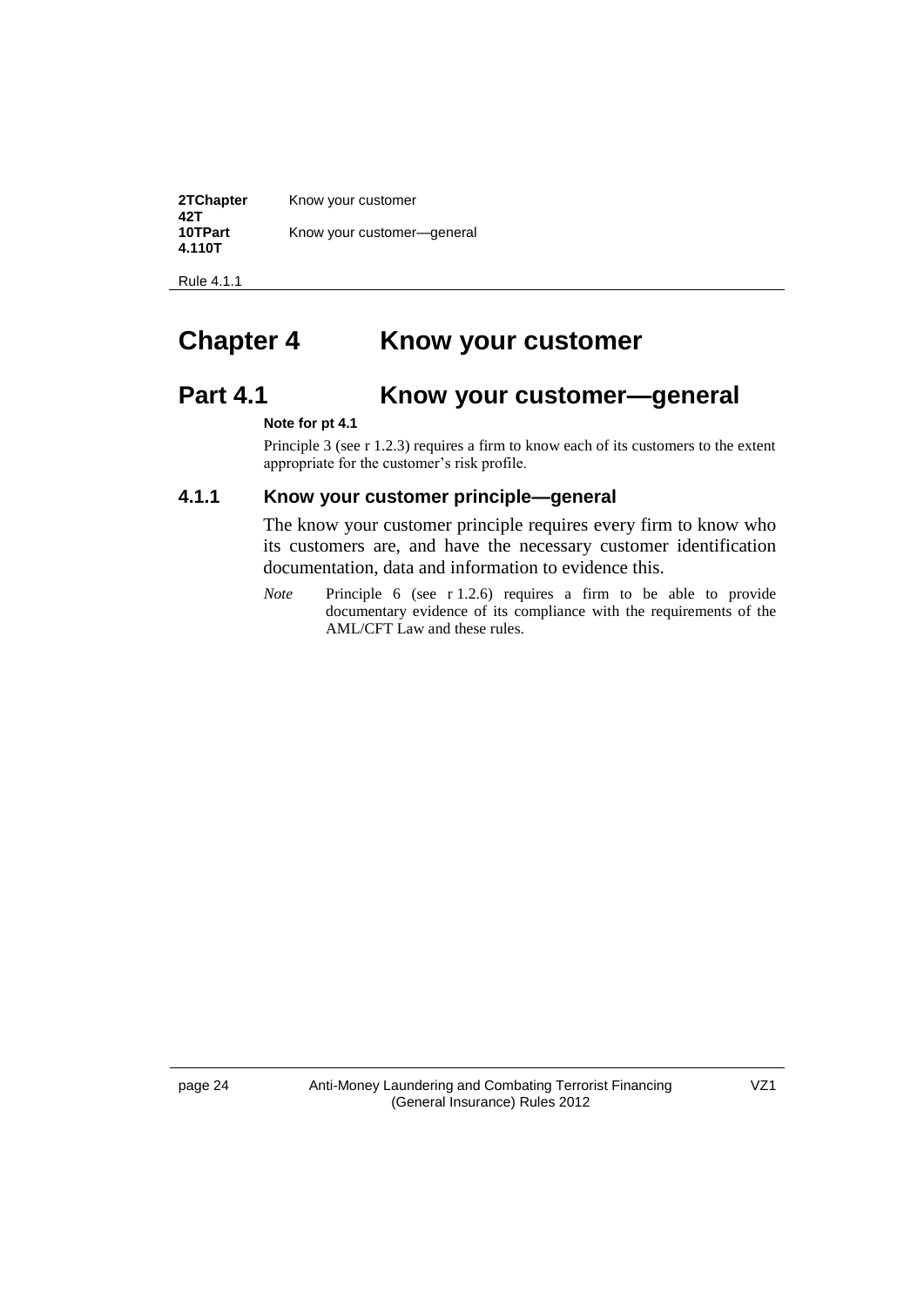# Chapter 4 Know your customer

## Part 4.1 Know your customer—general

**Note for pt 4.1**

Principle 3 (see r 1.2.3) requires a firm to know each of its customers to the extent appropriate for the customer's risk profile.

### 4.1.1 Know your customer principle—general

The know your customer principle requires every firm to know who its customers are, and have the necessary customer identification documentation, data and information to evidence this.

*Note* Principle 6 (see r 1.2.6) requires a firm to be able to provide documentary evidence of its compliance with the requirements of the AML/CFT Law and these rules.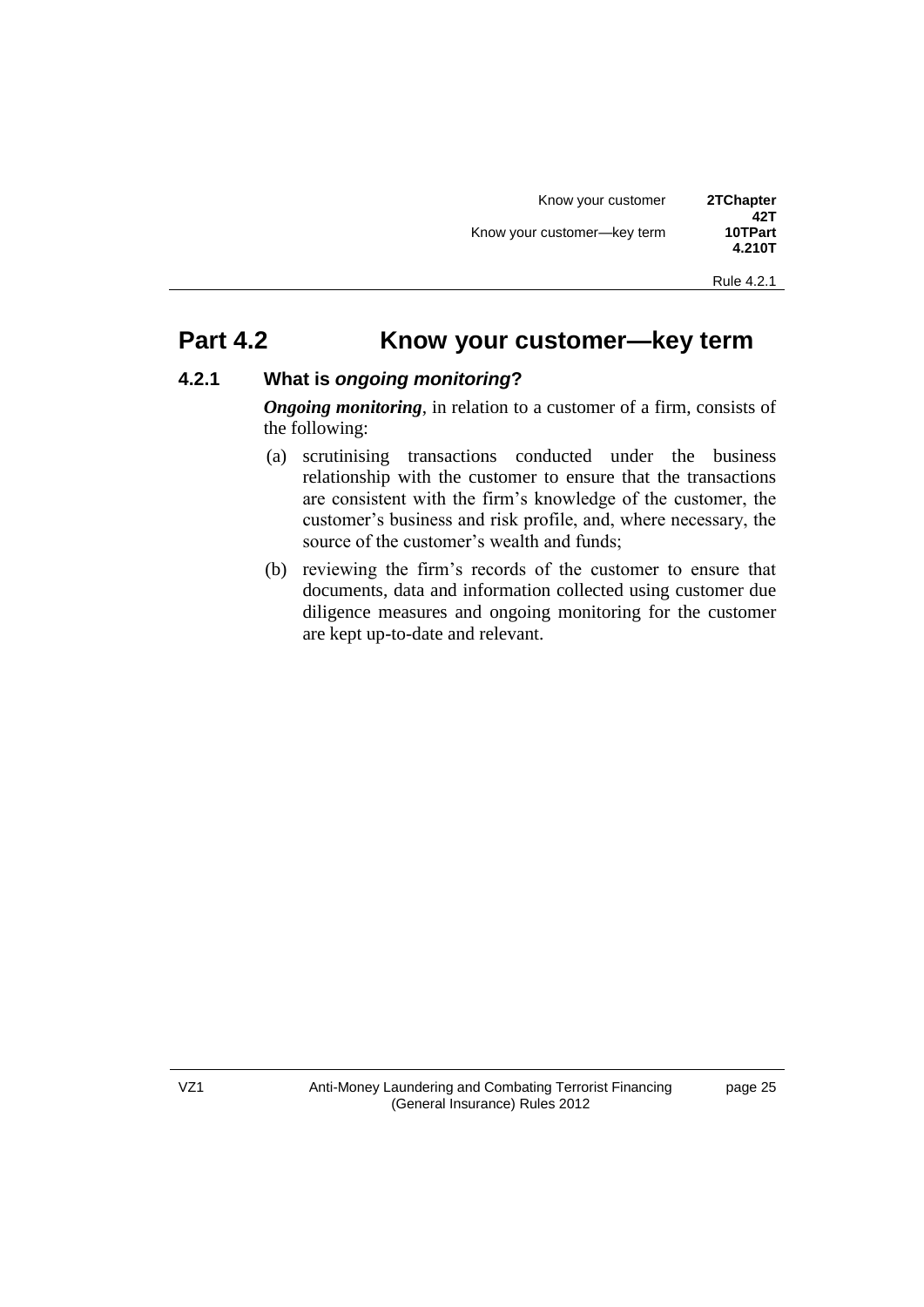## Part 4.2 Know your customer—key term

### 4.2.1 What is *ongoing monitoring*?

***Ongoing monitoring***, in relation to a customer of a firm, consists of the following:

(a) scrutinising transactions conducted under the business relationship with the customer to ensure that the transactions are consistent with the firm's knowledge of the customer, the customer's business and risk profile, and, where necessary, the source of the customer's wealth and funds;

(b) reviewing the firm's records of the customer to ensure that documents, data and information collected using customer due diligence measures and ongoing monitoring for the customer are kept up-to-date and relevant.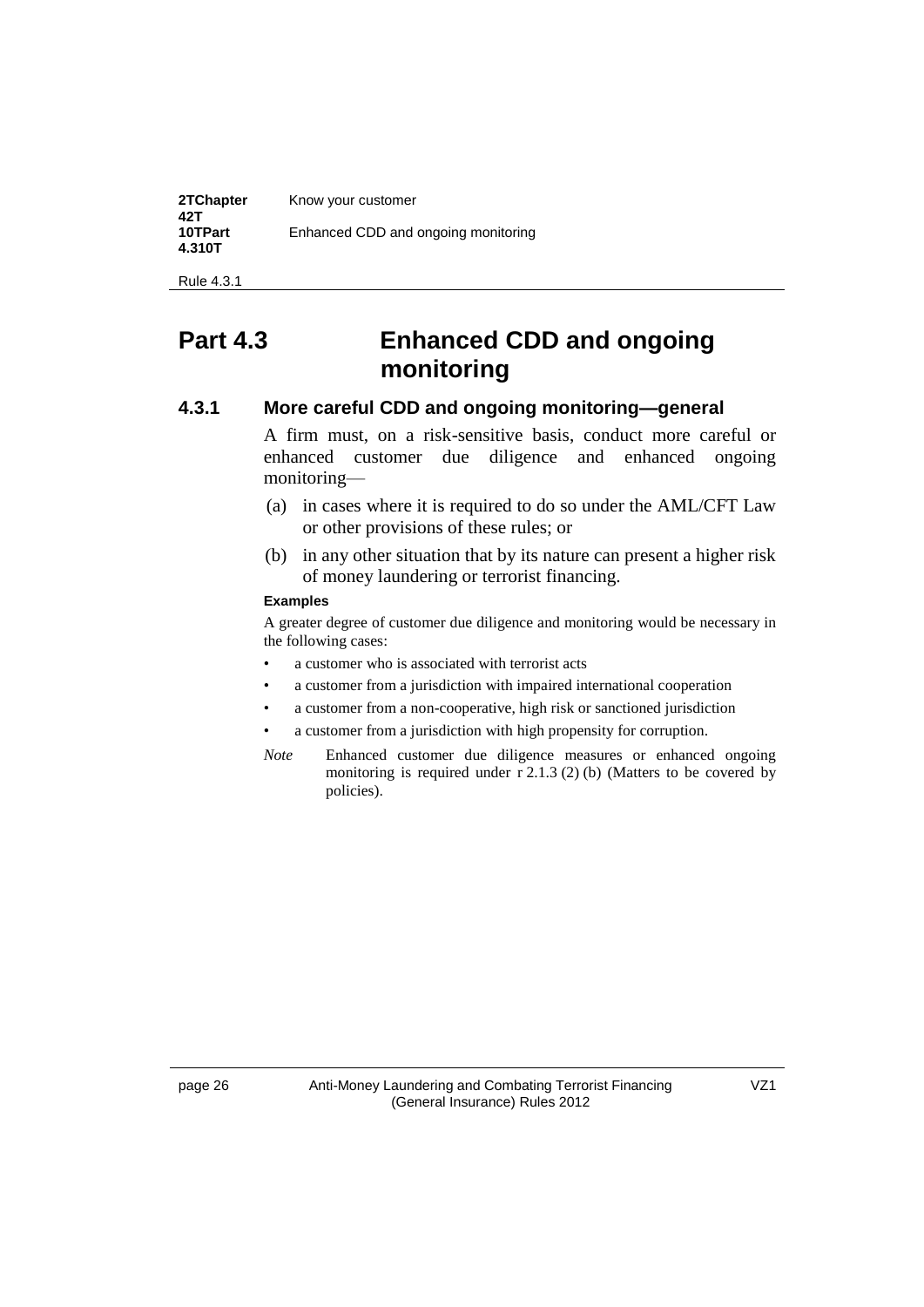# Part 4.3 Enhanced CDD and ongoing monitoring

## 4.3.1 More careful CDD and ongoing monitoring—general

A firm must, on a risk-sensitive basis, conduct more careful or enhanced customer due diligence and enhanced ongoing monitoring—

(a) in cases where it is required to do so under the AML/CFT Law or other provisions of these rules; or

(b) in any other situation that by its nature can present a higher risk of money laundering or terrorist financing.

**Examples**

A greater degree of customer due diligence and monitoring would be necessary in the following cases:

- a customer who is associated with terrorist acts
- a customer from a jurisdiction with impaired international cooperation
- a customer from a non-cooperative, high risk or sanctioned jurisdiction
- a customer from a jurisdiction with high propensity for corruption.

*Note* Enhanced customer due diligence measures or enhanced ongoing monitoring is required under r 2.1.3 (2) (b) (Matters to be covered by policies).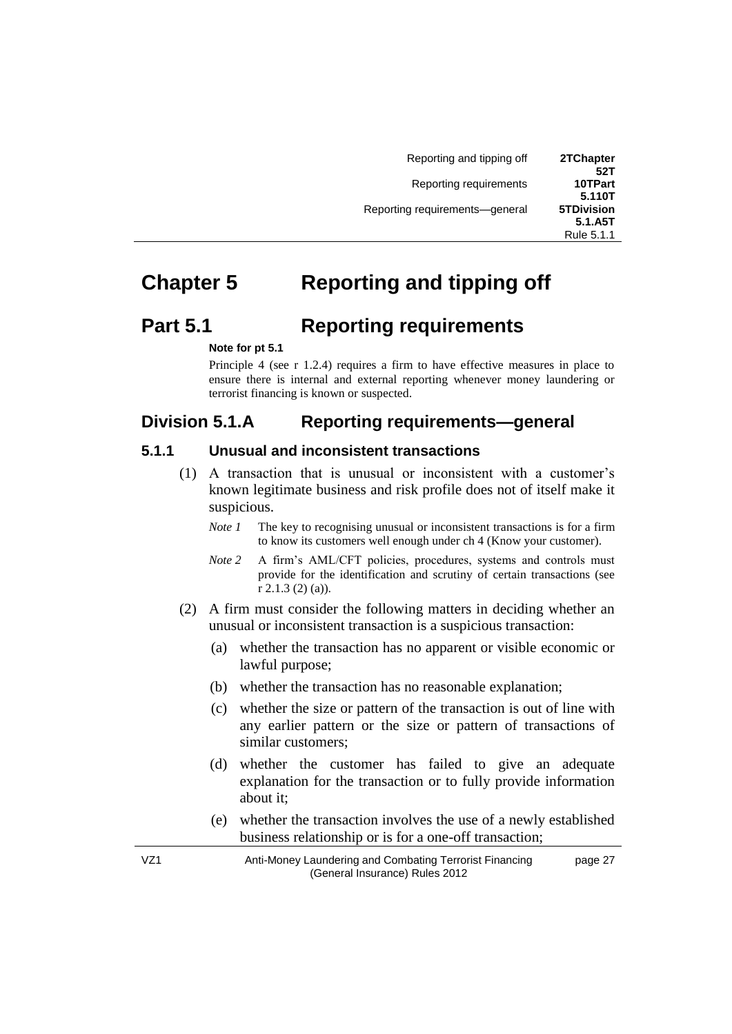# Chapter 5 Reporting and tipping off

## Part 5.1 Reporting requirements

**Note for pt 5.1**

Principle 4 (see r 1.2.4) requires a firm to have effective measures in place to ensure there is internal and external reporting whenever money laundering or terrorist financing is known or suspected.

## Division 5.1.A Reporting requirements—general

### 5.1.1 Unusual and inconsistent transactions

(1) A transaction that is unusual or inconsistent with a customer's known legitimate business and risk profile does not of itself make it suspicious.

*Note 1* The key to recognising unusual or inconsistent transactions is for a firm to know its customers well enough under ch 4 (Know your customer).

*Note 2* A firm's AML/CFT policies, procedures, systems and controls must provide for the identification and scrutiny of certain transactions (see r 2.1.3 (2) (a)).

(2) A firm must consider the following matters in deciding whether an unusual or inconsistent transaction is a suspicious transaction:

(a) whether the transaction has no apparent or visible economic or lawful purpose;

(b) whether the transaction has no reasonable explanation;

(c) whether the size or pattern of the transaction is out of line with any earlier pattern or the size or pattern of transactions of similar customers;

(d) whether the customer has failed to give an adequate explanation for the transaction or to fully provide information about it;

(e) whether the transaction involves the use of a newly established business relationship or is for a one-off transaction;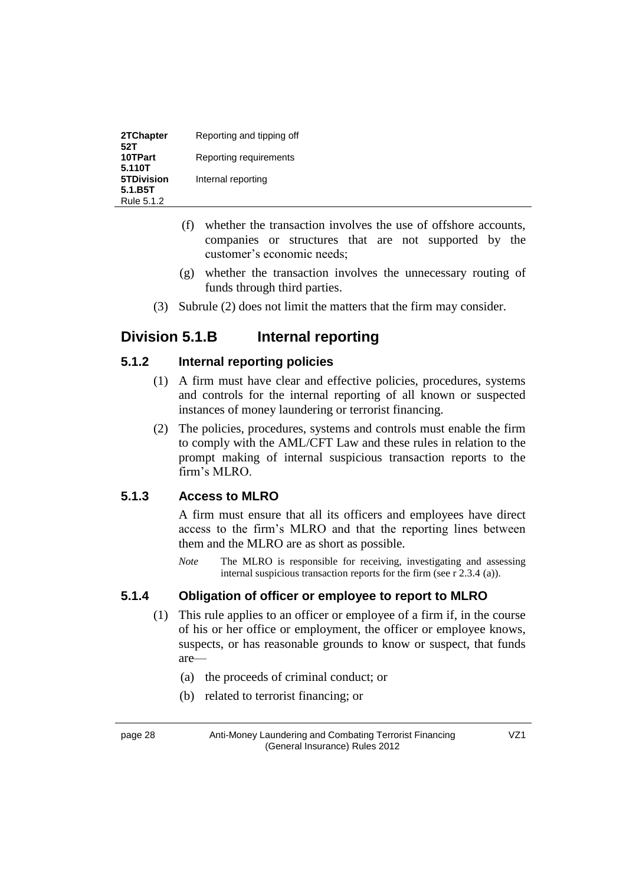(f) whether the transaction involves the use of offshore accounts, companies or structures that are not supported by the customer's economic needs;

(g) whether the transaction involves the unnecessary routing of funds through third parties.

(3) Subrule (2) does not limit the matters that the firm may consider.

## Division 5.1.B Internal reporting

### 5.1.2 Internal reporting policies

(1) A firm must have clear and effective policies, procedures, systems and controls for the internal reporting of all known or suspected instances of money laundering or terrorist financing.

(2) The policies, procedures, systems and controls must enable the firm to comply with the AML/CFT Law and these rules in relation to the prompt making of internal suspicious transaction reports to the firm's MLRO.

### 5.1.3 Access to MLRO

A firm must ensure that all its officers and employees have direct access to the firm's MLRO and that the reporting lines between them and the MLRO are as short as possible.

*Note* The MLRO is responsible for receiving, investigating and assessing internal suspicious transaction reports for the firm (see r 2.3.4 (a)).

### 5.1.4 Obligation of officer or employee to report to MLRO

(1) This rule applies to an officer or employee of a firm if, in the course of his or her office or employment, the officer or employee knows, suspects, or has reasonable grounds to know or suspect, that funds are—

(a) the proceeds of criminal conduct; or

(b) related to terrorist financing; or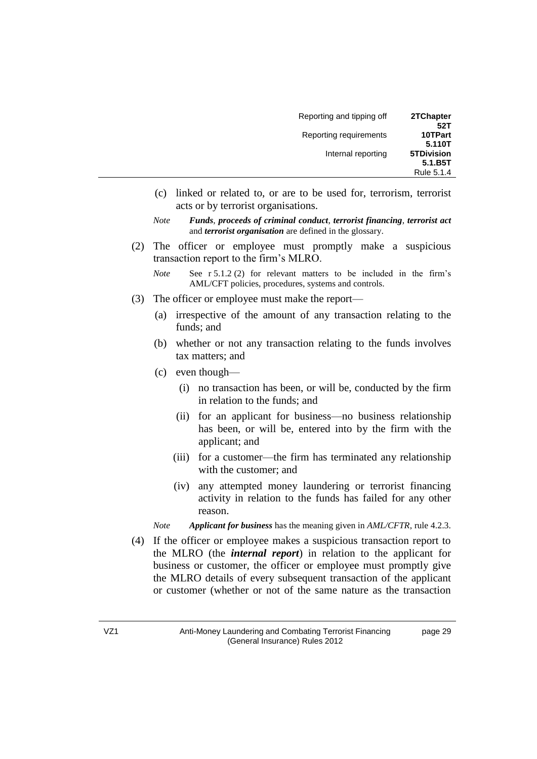(c) linked or related to, or are to be used for, terrorism, terrorist acts or by terrorist organisations.

*Note* ***Funds***, ***proceeds of criminal conduct***, ***terrorist financing***, ***terrorist act*** and ***terrorist organisation*** are defined in the glossary.

(2) The officer or employee must promptly make a suspicious transaction report to the firm's MLRO.

*Note* See r 5.1.2 (2) for relevant matters to be included in the firm's AML/CFT policies, procedures, systems and controls.

(3) The officer or employee must make the report—

(a) irrespective of the amount of any transaction relating to the funds; and

(b) whether or not any transaction relating to the funds involves tax matters; and

(c) even though—

(i) no transaction has been, or will be, conducted by the firm in relation to the funds; and

(ii) for an applicant for business—no business relationship has been, or will be, entered into by the firm with the applicant; and

(iii) for a customer—the firm has terminated any relationship with the customer; and

(iv) any attempted money laundering or terrorist financing activity in relation to the funds has failed for any other reason.

*Note* ***Applicant for business*** has the meaning given in *AML/CFTR*, rule 4.2.3.

(4) If the officer or employee makes a suspicious transaction report to the MLRO (the ***internal report***) in relation to the applicant for business or customer, the officer or employee must promptly give the MLRO details of every subsequent transaction of the applicant or customer (whether or not of the same nature as the transaction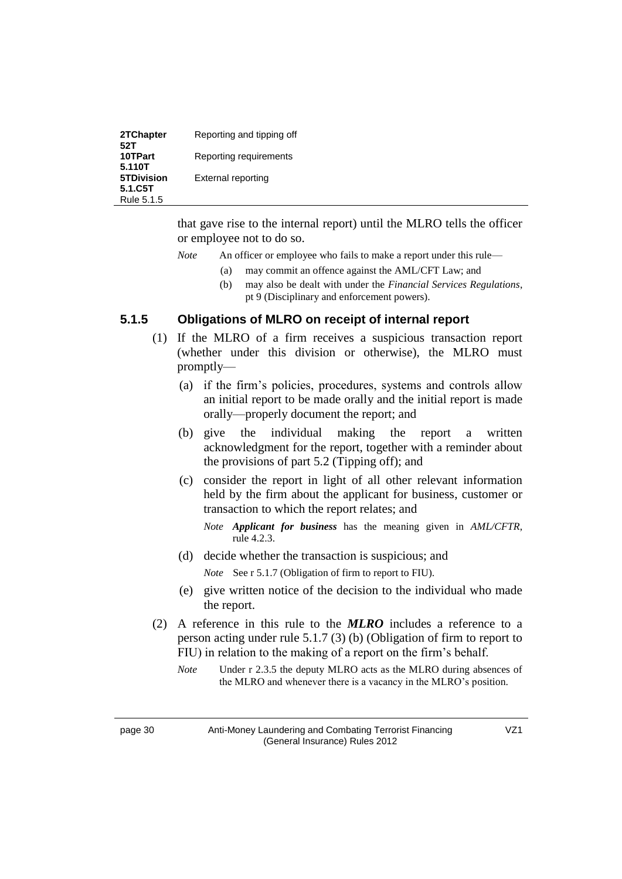that gave rise to the internal report) until the MLRO tells the officer or employee not to do so.

*Note* An officer or employee who fails to make a report under this rule—

(a) may commit an offence against the AML/CFT Law; and

(b) may also be dealt with under the *Financial Services Regulations*, pt 9 (Disciplinary and enforcement powers).

### 5.1.5 Obligations of MLRO on receipt of internal report

(1) If the MLRO of a firm receives a suspicious transaction report (whether under this division or otherwise), the MLRO must promptly—

(a) if the firm's policies, procedures, systems and controls allow an initial report to be made orally and the initial report is made orally—properly document the report; and

(b) give the individual making the report a written acknowledgment for the report, together with a reminder about the provisions of part 5.2 (Tipping off); and

(c) consider the report in light of all other relevant information held by the firm about the applicant for business, customer or transaction to which the report relates; and

*Note* ***Applicant for business*** has the meaning given in *AML/CFTR*, rule 4.2.3.

(d) decide whether the transaction is suspicious; and

*Note* See r 5.1.7 (Obligation of firm to report to FIU).

(e) give written notice of the decision to the individual who made the report.

(2) A reference in this rule to the ***MLRO*** includes a reference to a person acting under rule 5.1.7 (3) (b) (Obligation of firm to report to FIU) in relation to the making of a report on the firm's behalf.

*Note* Under r 2.3.5 the deputy MLRO acts as the MLRO during absences of the MLRO and whenever there is a vacancy in the MLRO's position.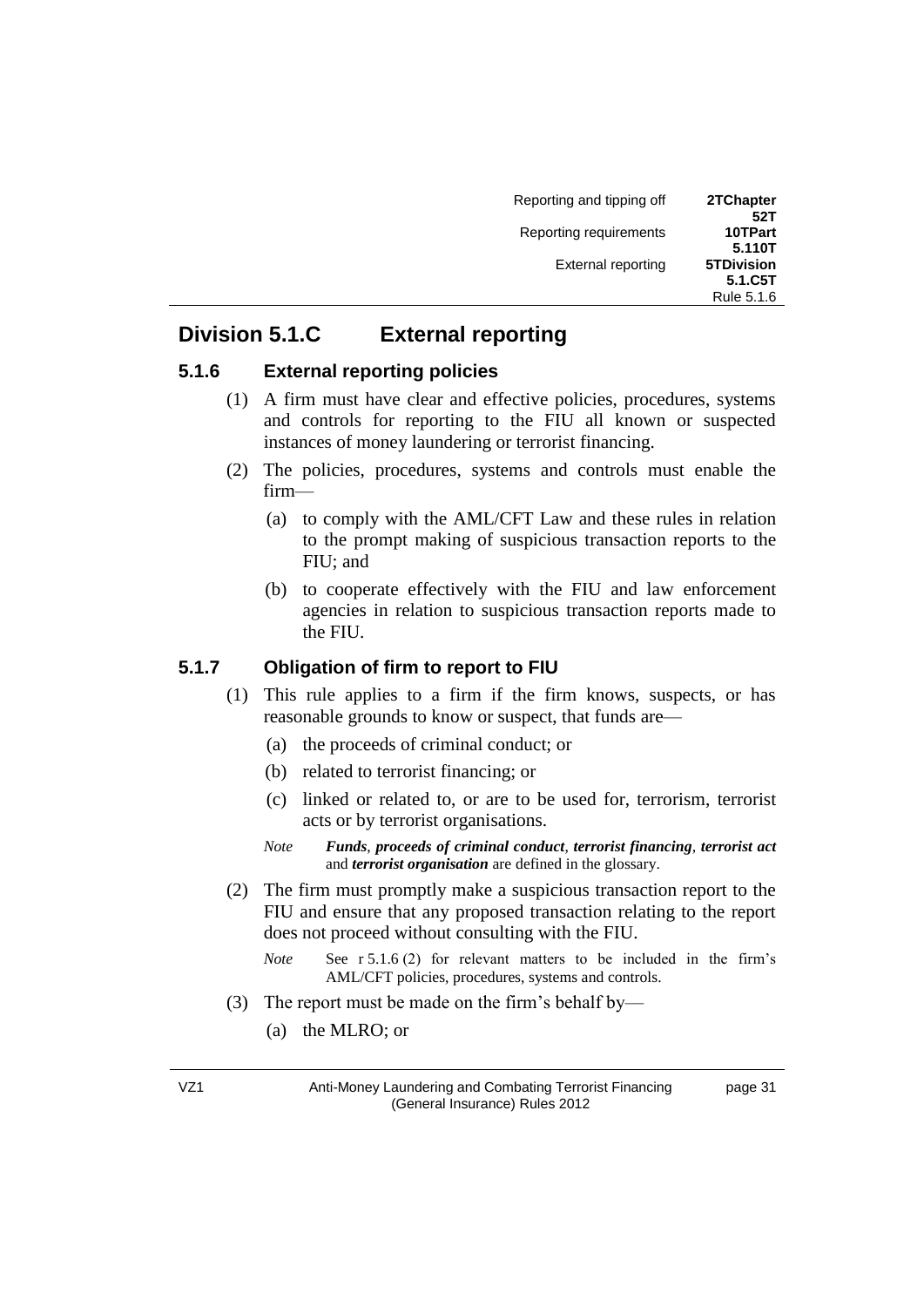## Division 5.1.C External reporting

### 5.1.6 External reporting policies

(1) A firm must have clear and effective policies, procedures, systems and controls for reporting to the FIU all known or suspected instances of money laundering or terrorist financing.

(2) The policies, procedures, systems and controls must enable the firm—

(a) to comply with the AML/CFT Law and these rules in relation to the prompt making of suspicious transaction reports to the FIU; and

(b) to cooperate effectively with the FIU and law enforcement agencies in relation to suspicious transaction reports made to the FIU.

### 5.1.7 Obligation of firm to report to FIU

(1) This rule applies to a firm if the firm knows, suspects, or has reasonable grounds to know or suspect, that funds are—

(a) the proceeds of criminal conduct; or

(b) related to terrorist financing; or

(c) linked or related to, or are to be used for, terrorism, terrorist acts or by terrorist organisations.

*Note* ***Funds***, ***proceeds of criminal conduct***, ***terrorist financing***, ***terrorist act*** and ***terrorist organisation*** are defined in the glossary.

(2) The firm must promptly make a suspicious transaction report to the FIU and ensure that any proposed transaction relating to the report does not proceed without consulting with the FIU.

*Note* See r 5.1.6 (2) for relevant matters to be included in the firm's AML/CFT policies, procedures, systems and controls.

(3) The report must be made on the firm's behalf by—

(a) the MLRO; or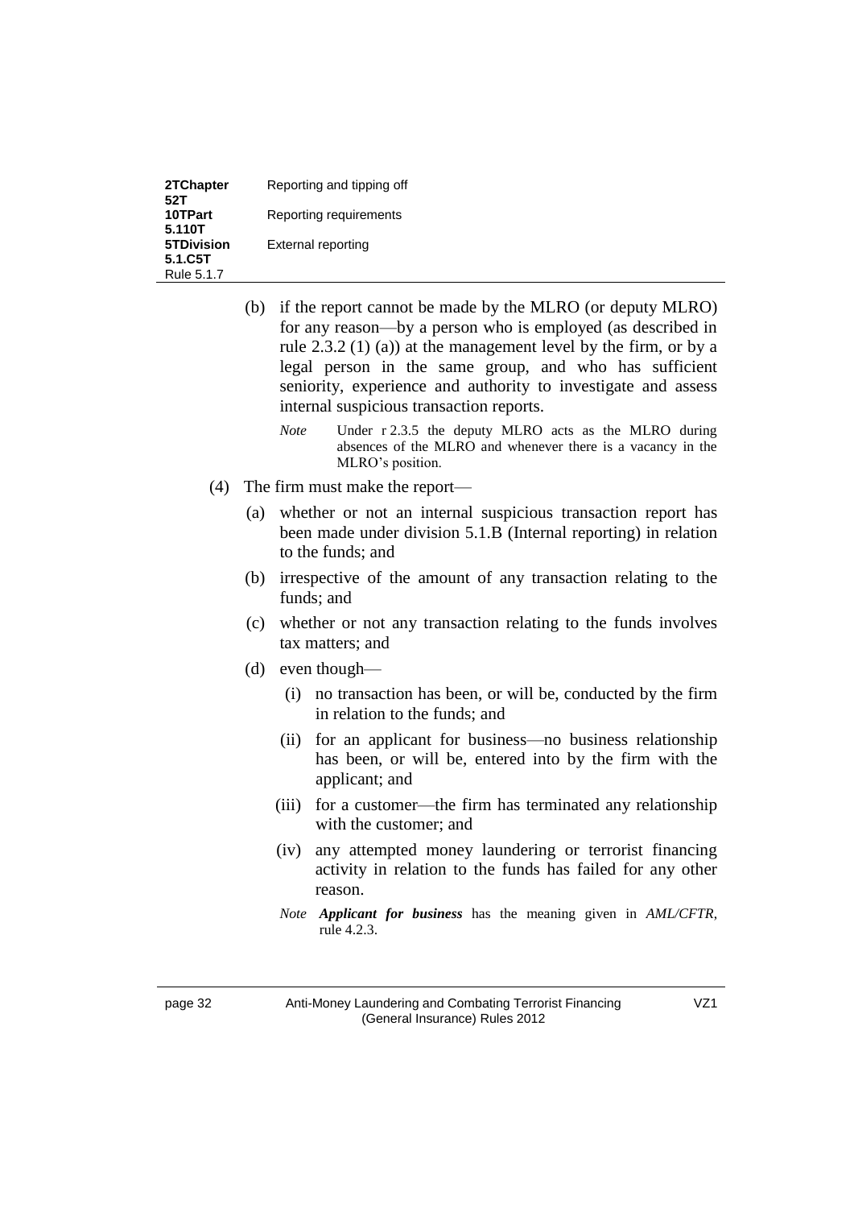(b) if the report cannot be made by the MLRO (or deputy MLRO) for any reason—by a person who is employed (as described in rule 2.3.2 (1) (a)) at the management level by the firm, or by a legal person in the same group, and who has sufficient seniority, experience and authority to investigate and assess internal suspicious transaction reports.

*Note* Under r 2.3.5 the deputy MLRO acts as the MLRO during absences of the MLRO and whenever there is a vacancy in the MLRO's position.

(4) The firm must make the report—

(a) whether or not an internal suspicious transaction report has been made under division 5.1.B (Internal reporting) in relation to the funds; and

(b) irrespective of the amount of any transaction relating to the funds; and

(c) whether or not any transaction relating to the funds involves tax matters; and

(d) even though—

(i) no transaction has been, or will be, conducted by the firm in relation to the funds; and

(ii) for an applicant for business—no business relationship has been, or will be, entered into by the firm with the applicant; and

(iii) for a customer—the firm has terminated any relationship with the customer; and

(iv) any attempted money laundering or terrorist financing activity in relation to the funds has failed for any other reason.

*Note* ***Applicant for business*** has the meaning given in *AML/CFTR*, rule 4.2.3.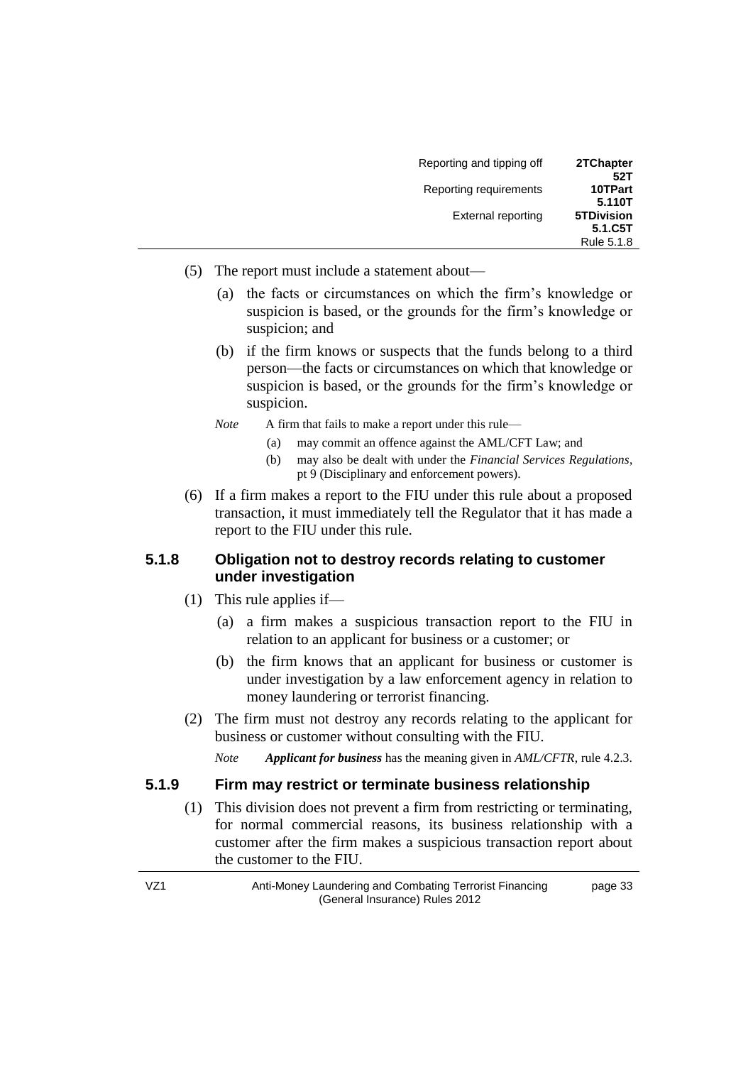(5) The report must include a statement about—

(a) the facts or circumstances on which the firm's knowledge or suspicion is based, or the grounds for the firm's knowledge or suspicion; and

(b) if the firm knows or suspects that the funds belong to a third person—the facts or circumstances on which that knowledge or suspicion is based, or the grounds for the firm's knowledge or suspicion.

*Note* A firm that fails to make a report under this rule—

(a) may commit an offence against the AML/CFT Law; and

(b) may also be dealt with under the *Financial Services Regulations*, pt 9 (Disciplinary and enforcement powers).

(6) If a firm makes a report to the FIU under this rule about a proposed transaction, it must immediately tell the Regulator that it has made a report to the FIU under this rule.

### 5.1.8 Obligation not to destroy records relating to customer under investigation

(1) This rule applies if—

(a) a firm makes a suspicious transaction report to the FIU in relation to an applicant for business or a customer; or

(b) the firm knows that an applicant for business or customer is under investigation by a law enforcement agency in relation to money laundering or terrorist financing.

(2) The firm must not destroy any records relating to the applicant for business or customer without consulting with the FIU.

*Note* ***Applicant for business*** has the meaning given in *AML/CFTR*, rule 4.2.3.

### 5.1.9 Firm may restrict or terminate business relationship

(1) This division does not prevent a firm from restricting or terminating, for normal commercial reasons, its business relationship with a customer after the firm makes a suspicious transaction report about the customer to the FIU.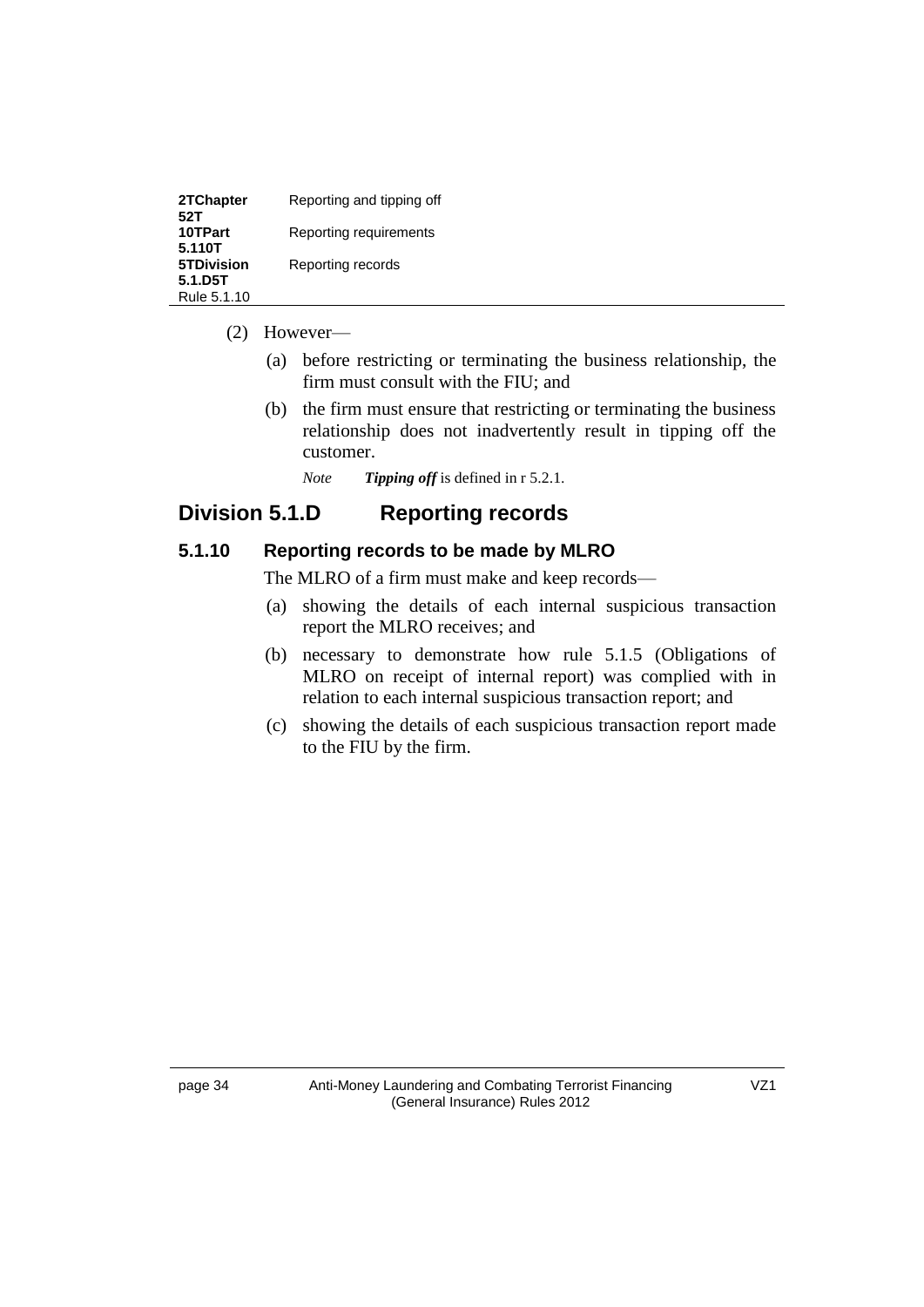(2) However—

(a) before restricting or terminating the business relationship, the firm must consult with the FIU; and

(b) the firm must ensure that restricting or terminating the business relationship does not inadvertently result in tipping off the customer.

*Note* ***Tipping off*** is defined in r 5.2.1.

## Division 5.1.D Reporting records

### 5.1.10 Reporting records to be made by MLRO

The MLRO of a firm must make and keep records—

(a) showing the details of each internal suspicious transaction report the MLRO receives; and

(b) necessary to demonstrate how rule 5.1.5 (Obligations of MLRO on receipt of internal report) was complied with in relation to each internal suspicious transaction report; and

(c) showing the details of each suspicious transaction report made to the FIU by the firm.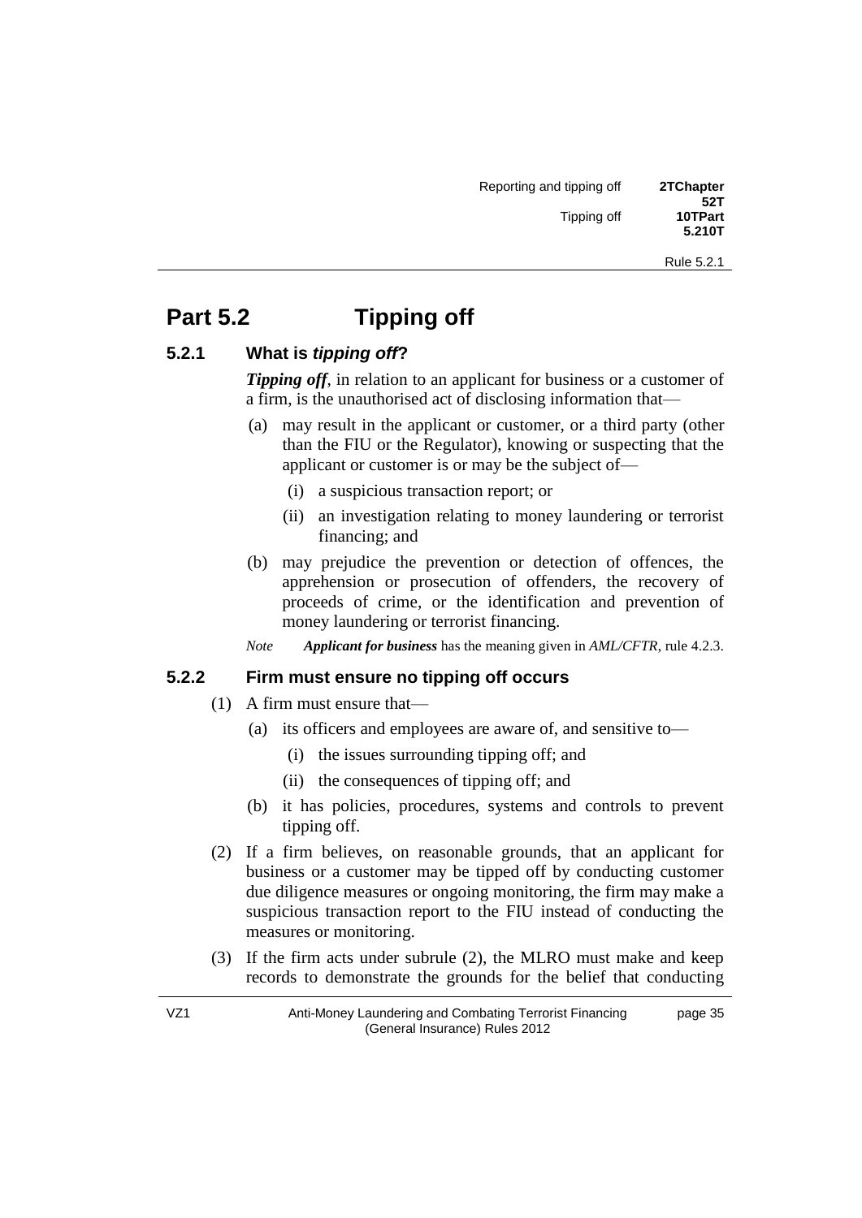# Part 5.2 Tipping off

## 5.2.1 What is *tipping off*?

***Tipping off***, in relation to an applicant for business or a customer of a firm, is the unauthorised act of disclosing information that—

(a) may result in the applicant or customer, or a third party (other than the FIU or the Regulator), knowing or suspecting that the applicant or customer is or may be the subject of—

  (i) a suspicious transaction report; or

  (ii) an investigation relating to money laundering or terrorist financing; and

(b) may prejudice the prevention or detection of offences, the apprehension or prosecution of offenders, the recovery of proceeds of crime, or the identification and prevention of money laundering or terrorist financing.

*Note* ***Applicant for business*** has the meaning given in *AML/CFTR*, rule 4.2.3.

## 5.2.2 Firm must ensure no tipping off occurs

(1) A firm must ensure that—

  (a) its officers and employees are aware of, and sensitive to—

    (i) the issues surrounding tipping off; and

    (ii) the consequences of tipping off; and

  (b) it has policies, procedures, systems and controls to prevent tipping off.

(2) If a firm believes, on reasonable grounds, that an applicant for business or a customer may be tipped off by conducting customer due diligence measures or ongoing monitoring, the firm may make a suspicious transaction report to the FIU instead of conducting the measures or monitoring.

(3) If the firm acts under subrule (2), the MLRO must make and keep records to demonstrate the grounds for the belief that conducting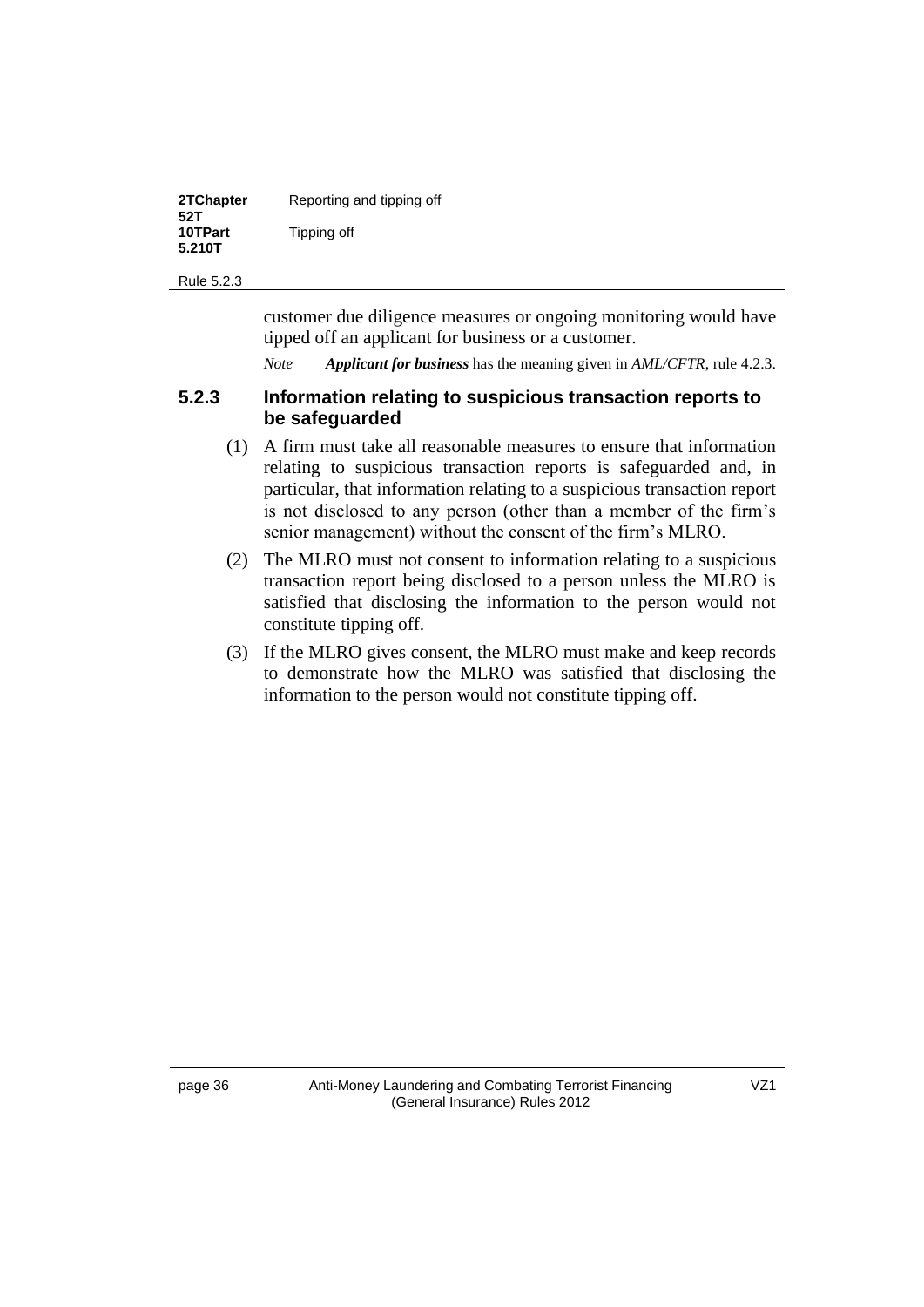customer due diligence measures or ongoing monitoring would have tipped off an applicant for business or a customer.

*Note* ***Applicant for business*** has the meaning given in *AML/CFTR*, rule 4.2.3.

### 5.2.3 Information relating to suspicious transaction reports to be safeguarded

(1) A firm must take all reasonable measures to ensure that information relating to suspicious transaction reports is safeguarded and, in particular, that information relating to a suspicious transaction report is not disclosed to any person (other than a member of the firm's senior management) without the consent of the firm's MLRO.

(2) The MLRO must not consent to information relating to a suspicious transaction report being disclosed to a person unless the MLRO is satisfied that disclosing the information to the person would not constitute tipping off.

(3) If the MLRO gives consent, the MLRO must make and keep records to demonstrate how the MLRO was satisfied that disclosing the information to the person would not constitute tipping off.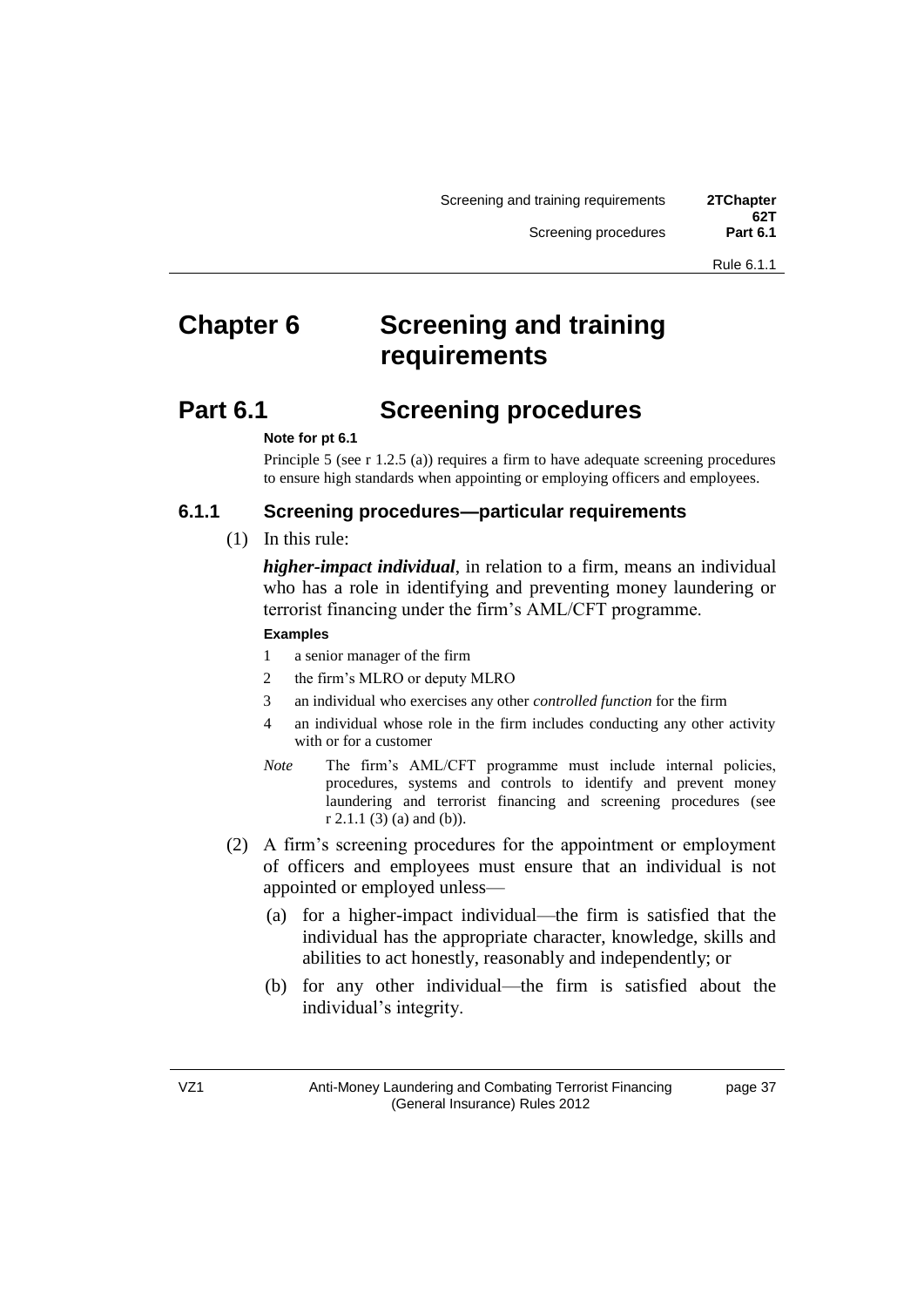# Chapter 6 Screening and training requirements

## Part 6.1 Screening procedures

**Note for pt 6.1**

Principle 5 (see r 1.2.5 (a)) requires a firm to have adequate screening procedures to ensure high standards when appointing or employing officers and employees.

### 6.1.1 Screening procedures—particular requirements

(1) In this rule:

***higher-impact individual***, in relation to a firm, means an individual who has a role in identifying and preventing money laundering or terrorist financing under the firm's AML/CFT programme.

**Examples**

1 a senior manager of the firm

2 the firm's MLRO or deputy MLRO

3 an individual who exercises any other *controlled function* for the firm

4 an individual whose role in the firm includes conducting any other activity with or for a customer

*Note* The firm's AML/CFT programme must include internal policies, procedures, systems and controls to identify and prevent money laundering and terrorist financing and screening procedures (see r 2.1.1 (3) (a) and (b)).

(2) A firm's screening procedures for the appointment or employment of officers and employees must ensure that an individual is not appointed or employed unless—

(a) for a higher-impact individual—the firm is satisfied that the individual has the appropriate character, knowledge, skills and abilities to act honestly, reasonably and independently; or

(b) for any other individual—the firm is satisfied about the individual's integrity.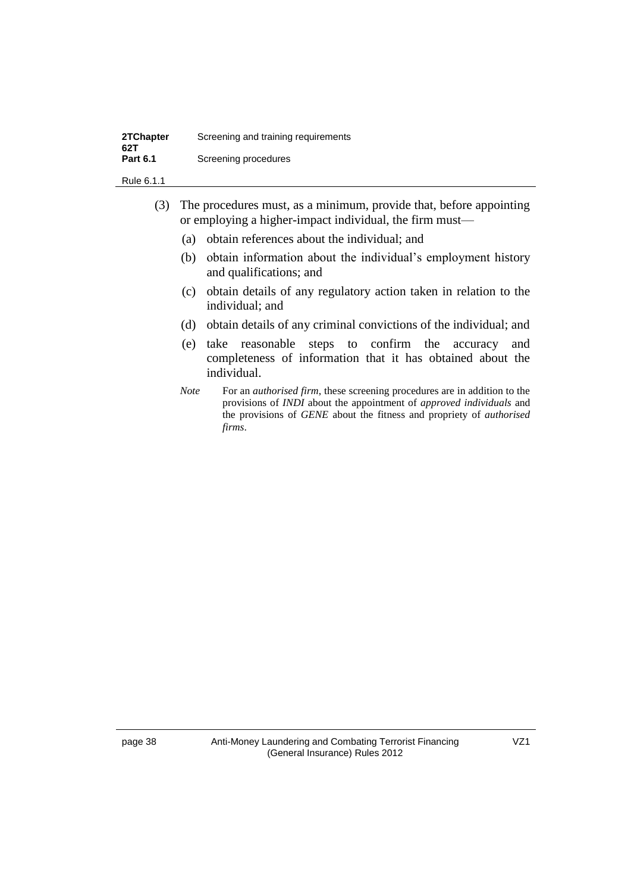(3) The procedures must, as a minimum, provide that, before appointing or employing a higher-impact individual, the firm must—

(a) obtain references about the individual; and

(b) obtain information about the individual's employment history and qualifications; and

(c) obtain details of any regulatory action taken in relation to the individual; and

(d) obtain details of any criminal convictions of the individual; and

(e) take reasonable steps to confirm the accuracy and completeness of information that it has obtained about the individual.

*Note* For an *authorised firm*, these screening procedures are in addition to the provisions of *INDI* about the appointment of *approved individuals* and the provisions of *GENE* about the fitness and propriety of *authorised firms*.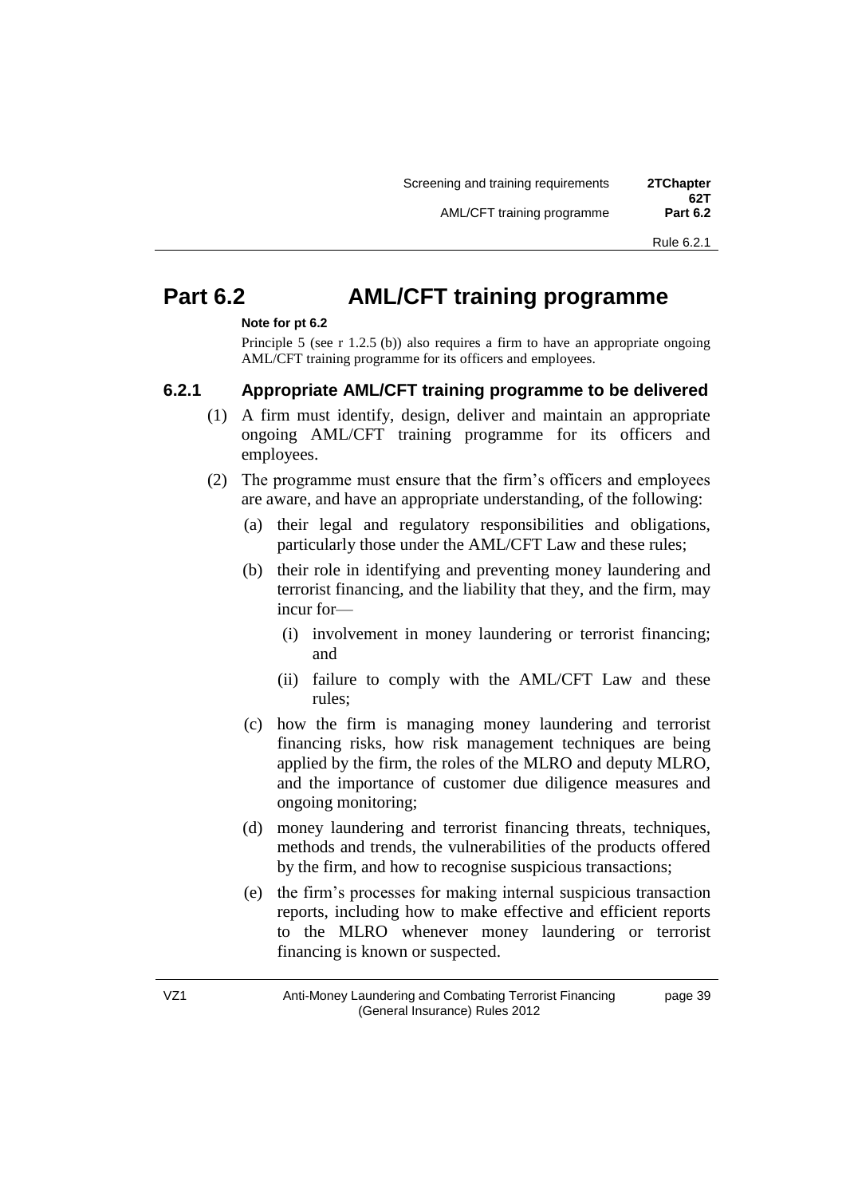# Part 6.2 AML/CFT training programme

**Note for pt 6.2**

Principle 5 (see r 1.2.5 (b)) also requires a firm to have an appropriate ongoing AML/CFT training programme for its officers and employees.

## 6.2.1 Appropriate AML/CFT training programme to be delivered

(1) A firm must identify, design, deliver and maintain an appropriate ongoing AML/CFT training programme for its officers and employees.

(2) The programme must ensure that the firm's officers and employees are aware, and have an appropriate understanding, of the following:

(a) their legal and regulatory responsibilities and obligations, particularly those under the AML/CFT Law and these rules;

(b) their role in identifying and preventing money laundering and terrorist financing, and the liability that they, and the firm, may incur for—

(i) involvement in money laundering or terrorist financing; and

(ii) failure to comply with the AML/CFT Law and these rules;

(c) how the firm is managing money laundering and terrorist financing risks, how risk management techniques are being applied by the firm, the roles of the MLRO and deputy MLRO, and the importance of customer due diligence measures and ongoing monitoring;

(d) money laundering and terrorist financing threats, techniques, methods and trends, the vulnerabilities of the products offered by the firm, and how to recognise suspicious transactions;

(e) the firm's processes for making internal suspicious transaction reports, including how to make effective and efficient reports to the MLRO whenever money laundering or terrorist financing is known or suspected.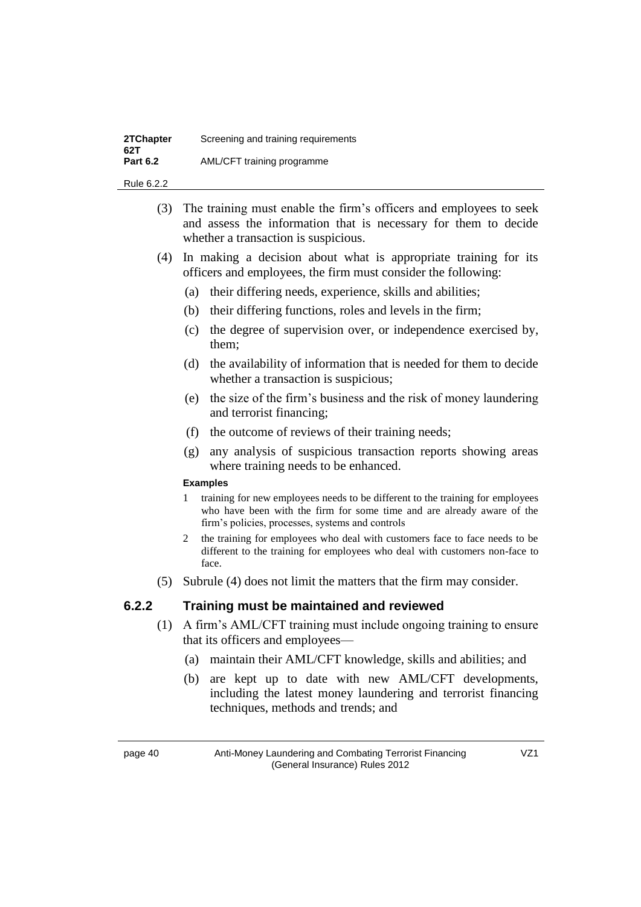(3) The training must enable the firm's officers and employees to seek and assess the information that is necessary for them to decide whether a transaction is suspicious.

(4) In making a decision about what is appropriate training for its officers and employees, the firm must consider the following:

- (a) their differing needs, experience, skills and abilities;
- (b) their differing functions, roles and levels in the firm;
- (c) the degree of supervision over, or independence exercised by, them;
- (d) the availability of information that is needed for them to decide whether a transaction is suspicious;
- (e) the size of the firm's business and the risk of money laundering and terrorist financing;
- (f) the outcome of reviews of their training needs;
- (g) any analysis of suspicious transaction reports showing areas where training needs to be enhanced.

**Examples**

1 training for new employees needs to be different to the training for employees who have been with the firm for some time and are already aware of the firm's policies, processes, systems and controls

2 the training for employees who deal with customers face to face needs to be different to the training for employees who deal with customers non-face to face.

(5) Subrule (4) does not limit the matters that the firm may consider.

### 6.2.2 Training must be maintained and reviewed

(1) A firm's AML/CFT training must include ongoing training to ensure that its officers and employees—

- (a) maintain their AML/CFT knowledge, skills and abilities; and
- (b) are kept up to date with new AML/CFT developments, including the latest money laundering and terrorist financing techniques, methods and trends; and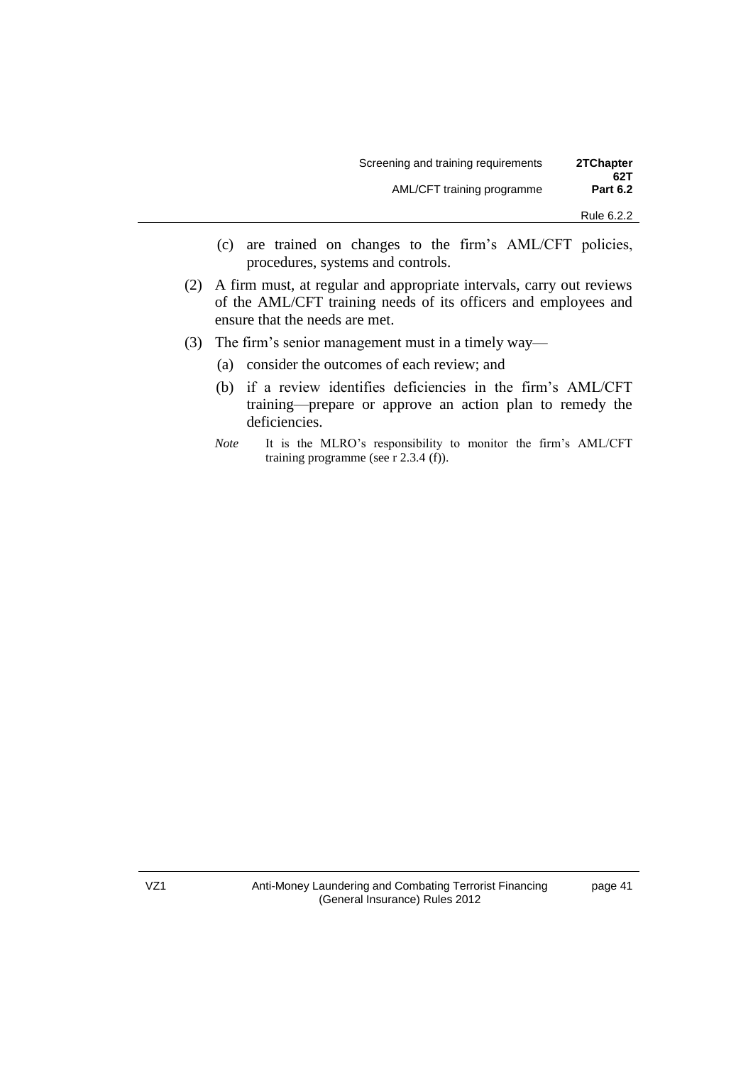(c) are trained on changes to the firm's AML/CFT policies, procedures, systems and controls.

(2) A firm must, at regular and appropriate intervals, carry out reviews of the AML/CFT training needs of its officers and employees and ensure that the needs are met.

(3) The firm's senior management must in a timely way—

(a) consider the outcomes of each review; and

(b) if a review identifies deficiencies in the firm's AML/CFT training—prepare or approve an action plan to remedy the deficiencies.

*Note* It is the MLRO's responsibility to monitor the firm's AML/CFT training programme (see r 2.3.4 (f)).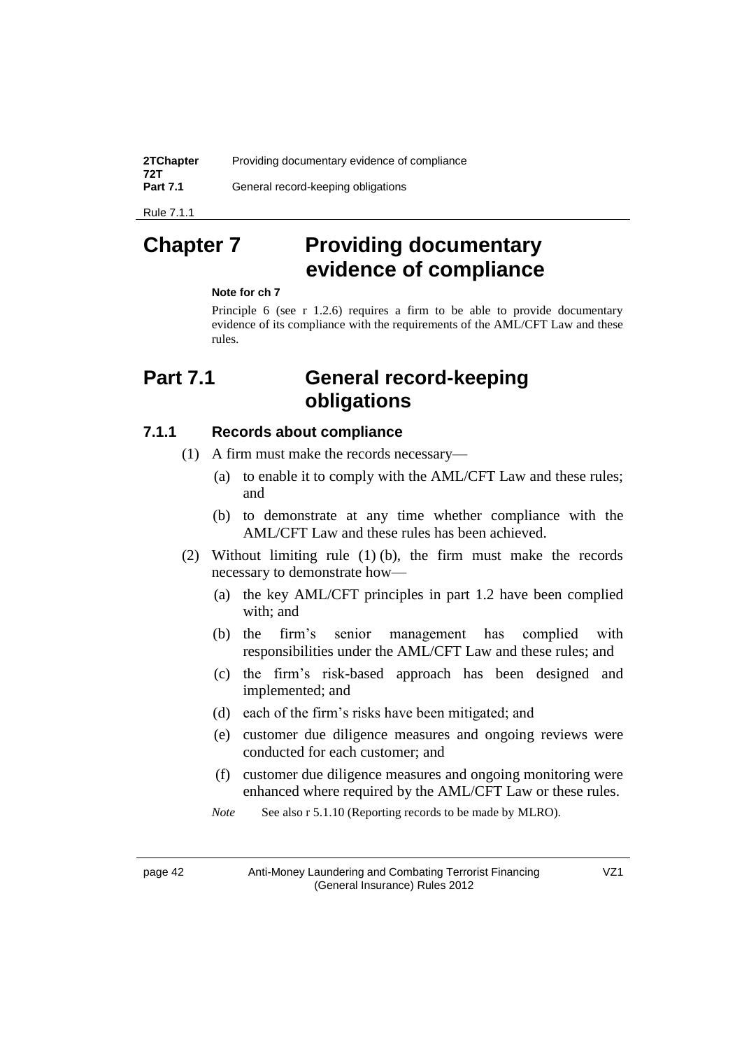# Chapter 7 Providing documentary evidence of compliance

**Note for ch 7**

Principle 6 (see r 1.2.6) requires a firm to be able to provide documentary evidence of its compliance with the requirements of the AML/CFT Law and these rules.

## Part 7.1 General record-keeping obligations

### 7.1.1 Records about compliance

(1) A firm must make the records necessary—

(a) to enable it to comply with the AML/CFT Law and these rules; and

(b) to demonstrate at any time whether compliance with the AML/CFT Law and these rules has been achieved.

(2) Without limiting rule (1) (b), the firm must make the records necessary to demonstrate how—

(a) the key AML/CFT principles in part 1.2 have been complied with; and

(b) the firm's senior management has complied with responsibilities under the AML/CFT Law and these rules; and

(c) the firm's risk-based approach has been designed and implemented; and

(d) each of the firm's risks have been mitigated; and

(e) customer due diligence measures and ongoing reviews were conducted for each customer; and

(f) customer due diligence measures and ongoing monitoring were enhanced where required by the AML/CFT Law or these rules.

*Note* See also r 5.1.10 (Reporting records to be made by MLRO).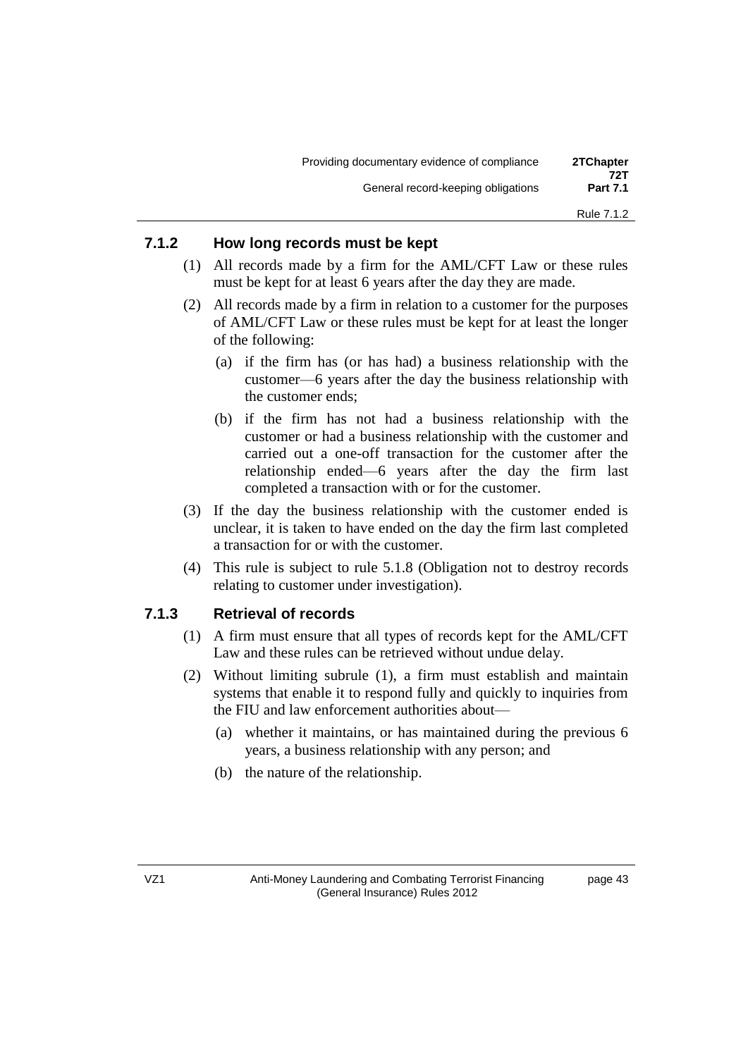### 7.1.2 How long records must be kept

(1) All records made by a firm for the AML/CFT Law or these rules must be kept for at least 6 years after the day they are made.

(2) All records made by a firm in relation to a customer for the purposes of AML/CFT Law or these rules must be kept for at least the longer of the following:

(a) if the firm has (or has had) a business relationship with the customer—6 years after the day the business relationship with the customer ends;

(b) if the firm has not had a business relationship with the customer or had a business relationship with the customer and carried out a one-off transaction for the customer after the relationship ended—6 years after the day the firm last completed a transaction with or for the customer.

(3) If the day the business relationship with the customer ended is unclear, it is taken to have ended on the day the firm last completed a transaction for or with the customer.

(4) This rule is subject to rule 5.1.8 (Obligation not to destroy records relating to customer under investigation).

### 7.1.3 Retrieval of records

(1) A firm must ensure that all types of records kept for the AML/CFT Law and these rules can be retrieved without undue delay.

(2) Without limiting subrule (1), a firm must establish and maintain systems that enable it to respond fully and quickly to inquiries from the FIU and law enforcement authorities about—

(a) whether it maintains, or has maintained during the previous 6 years, a business relationship with any person; and

(b) the nature of the relationship.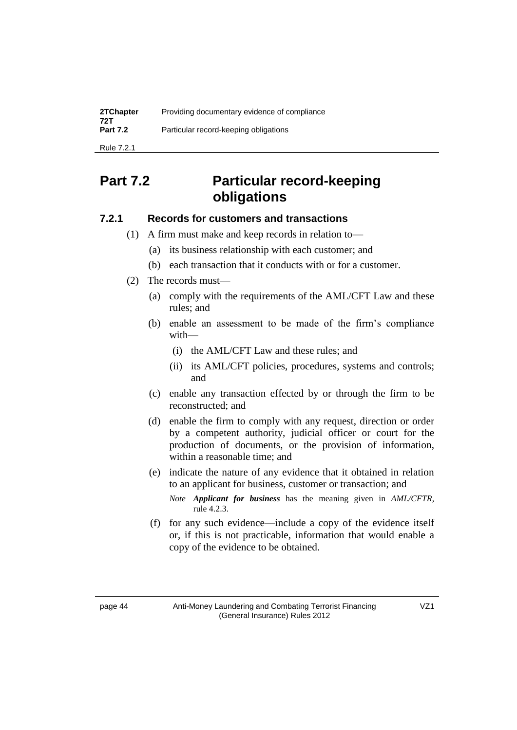# Part 7.2 Particular record-keeping obligations

### 7.2.1 Records for customers and transactions

(1) A firm must make and keep records in relation to—

- (a) its business relationship with each customer; and
- (b) each transaction that it conducts with or for a customer.

(2) The records must—

- (a) comply with the requirements of the AML/CFT Law and these rules; and
- (b) enable an assessment to be made of the firm's compliance with—
  - (i) the AML/CFT Law and these rules; and
  - (ii) its AML/CFT policies, procedures, systems and controls; and
- (c) enable any transaction effected by or through the firm to be reconstructed; and
- (d) enable the firm to comply with any request, direction or order by a competent authority, judicial officer or court for the production of documents, or the provision of information, within a reasonable time; and
- (e) indicate the nature of any evidence that it obtained in relation to an applicant for business, customer or transaction; and

  *Note* ***Applicant for business*** has the meaning given in *AML/CFTR*, rule 4.2.3.

- (f) for any such evidence—include a copy of the evidence itself or, if this is not practicable, information that would enable a copy of the evidence to be obtained.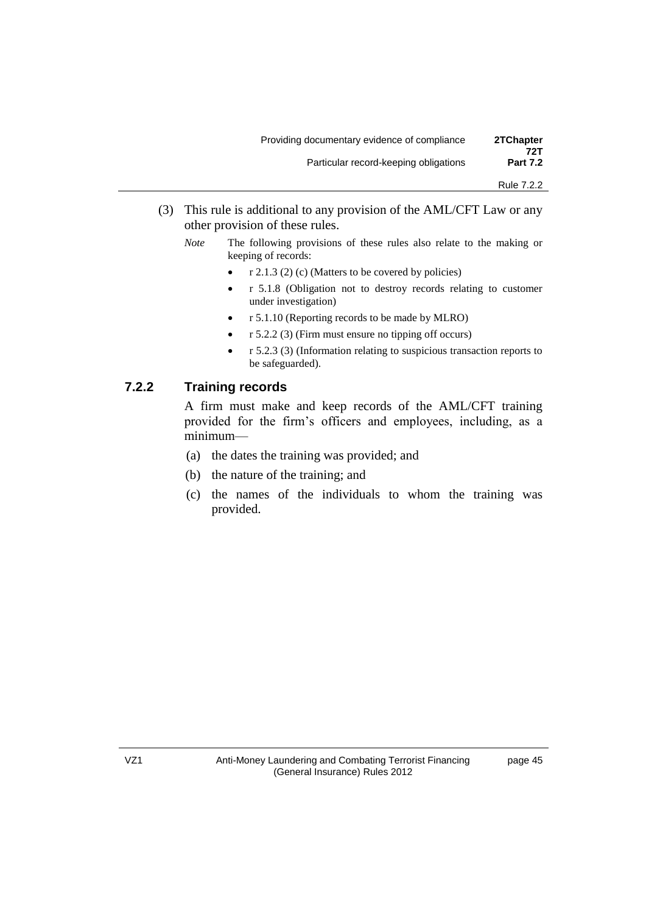(3) This rule is additional to any provision of the AML/CFT Law or any other provision of these rules.

*Note* The following provisions of these rules also relate to the making or keeping of records:

- r 2.1.3 (2) (c) (Matters to be covered by policies)
- r 5.1.8 (Obligation not to destroy records relating to customer under investigation)
- r 5.1.10 (Reporting records to be made by MLRO)
- r 5.2.2 (3) (Firm must ensure no tipping off occurs)
- r 5.2.3 (3) (Information relating to suspicious transaction reports to be safeguarded).

### 7.2.2 Training records

A firm must make and keep records of the AML/CFT training provided for the firm's officers and employees, including, as a minimum—

(a) the dates the training was provided; and

(b) the nature of the training; and

(c) the names of the individuals to whom the training was provided.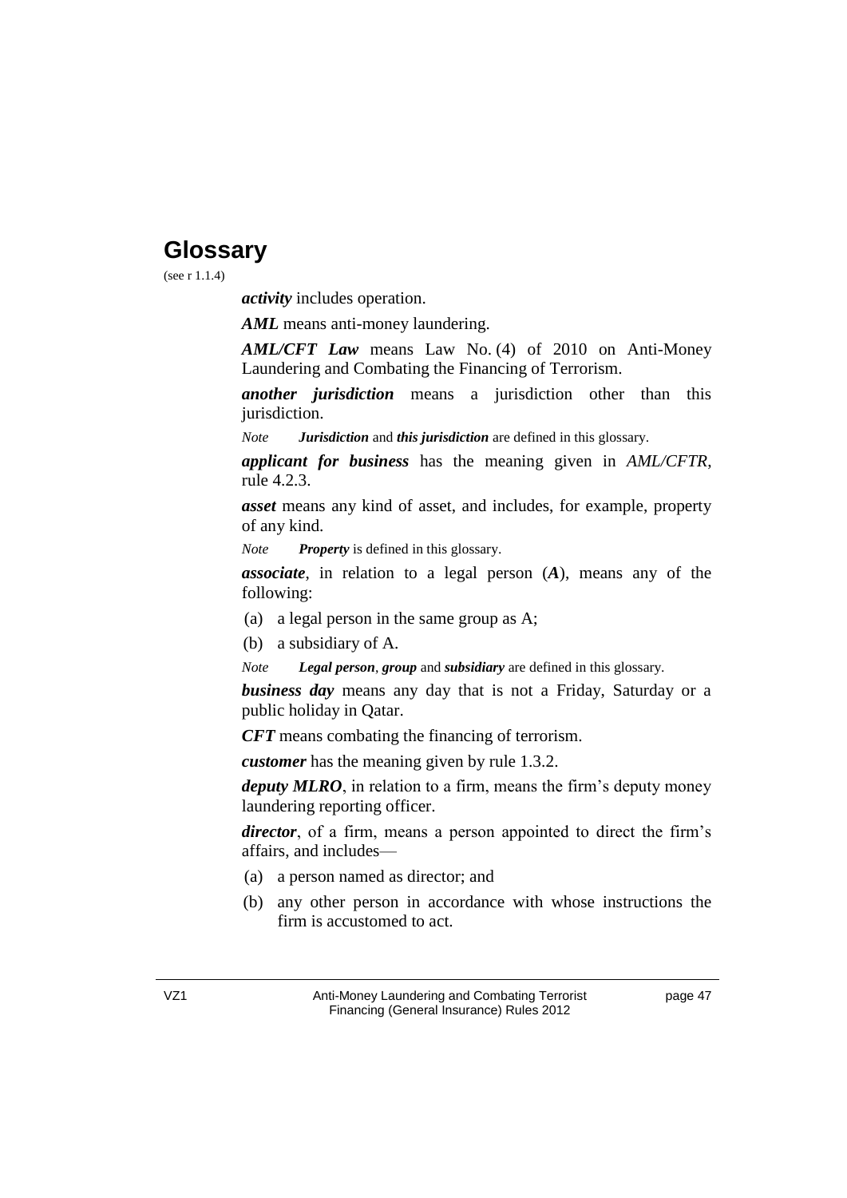# Glossary

(see r 1.1.4)

***activity*** includes operation.

***AML*** means anti-money laundering.

***AML/CFT Law*** means Law No. (4) of 2010 on Anti-Money Laundering and Combating the Financing of Terrorism.

***another jurisdiction*** means a jurisdiction other than this jurisdiction.

*Note* ***Jurisdiction*** and ***this jurisdiction*** are defined in this glossary.

***applicant for business*** has the meaning given in *AML/CFTR*, rule 4.2.3.

***asset*** means any kind of asset, and includes, for example, property of any kind.

*Note* ***Property*** is defined in this glossary.

***associate***, in relation to a legal person (***A***), means any of the following:

(a) a legal person in the same group as A;

(b) a subsidiary of A.

*Note* ***Legal person***, ***group*** and ***subsidiary*** are defined in this glossary.

***business day*** means any day that is not a Friday, Saturday or a public holiday in Qatar.

***CFT*** means combating the financing of terrorism.

***customer*** has the meaning given by rule 1.3.2.

***deputy MLRO***, in relation to a firm, means the firm's deputy money laundering reporting officer.

***director***, of a firm, means a person appointed to direct the firm's affairs, and includes—

(a) a person named as director; and

(b) any other person in accordance with whose instructions the firm is accustomed to act.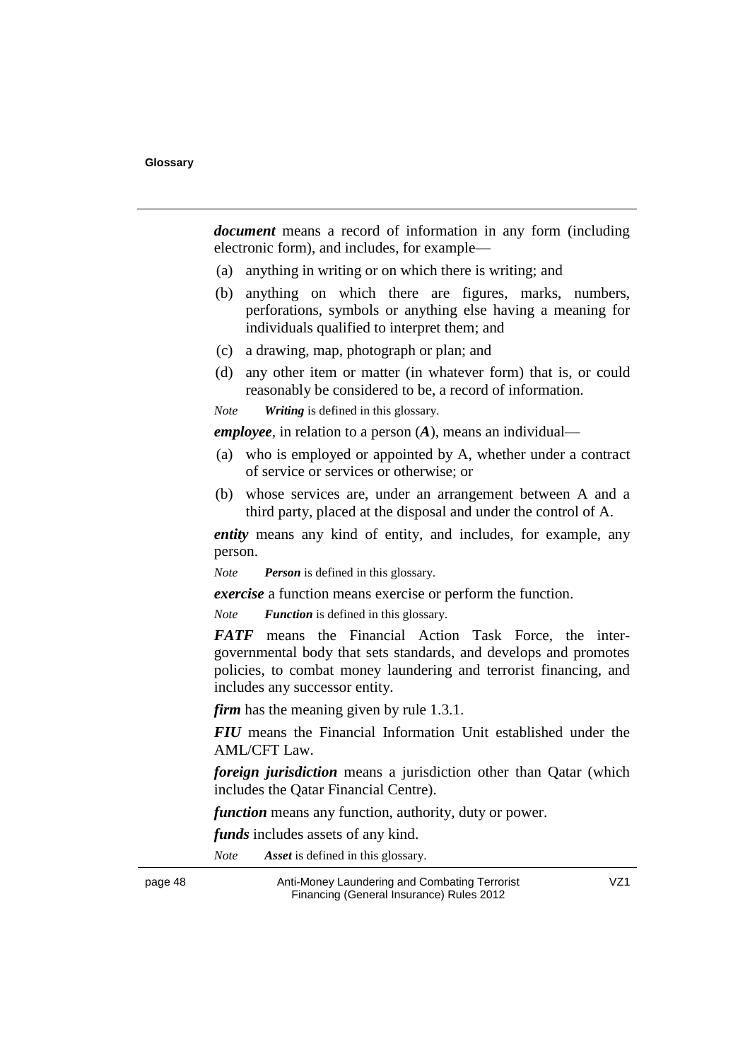***document*** means a record of information in any form (including electronic form), and includes, for example—

(a) anything in writing or on which there is writing; and

(b) anything on which there are figures, marks, numbers, perforations, symbols or anything else having a meaning for individuals qualified to interpret them; and

(c) a drawing, map, photograph or plan; and

(d) any other item or matter (in whatever form) that is, or could reasonably be considered to be, a record of information.

*Note* ***Writing*** is defined in this glossary.

***employee***, in relation to a person (***A***), means an individual—

(a) who is employed or appointed by A, whether under a contract of service or services or otherwise; or

(b) whose services are, under an arrangement between A and a third party, placed at the disposal and under the control of A.

***entity*** means any kind of entity, and includes, for example, any person.

*Note* ***Person*** is defined in this glossary.

***exercise*** a function means exercise or perform the function.

*Note* ***Function*** is defined in this glossary.

***FATF*** means the Financial Action Task Force, the inter-governmental body that sets standards, and develops and promotes policies, to combat money laundering and terrorist financing, and includes any successor entity.

***firm*** has the meaning given by rule 1.3.1.

***FIU*** means the Financial Information Unit established under the AML/CFT Law.

***foreign jurisdiction*** means a jurisdiction other than Qatar (which includes the Qatar Financial Centre).

***function*** means any function, authority, duty or power.

***funds*** includes assets of any kind.

*Note* ***Asset*** is defined in this glossary.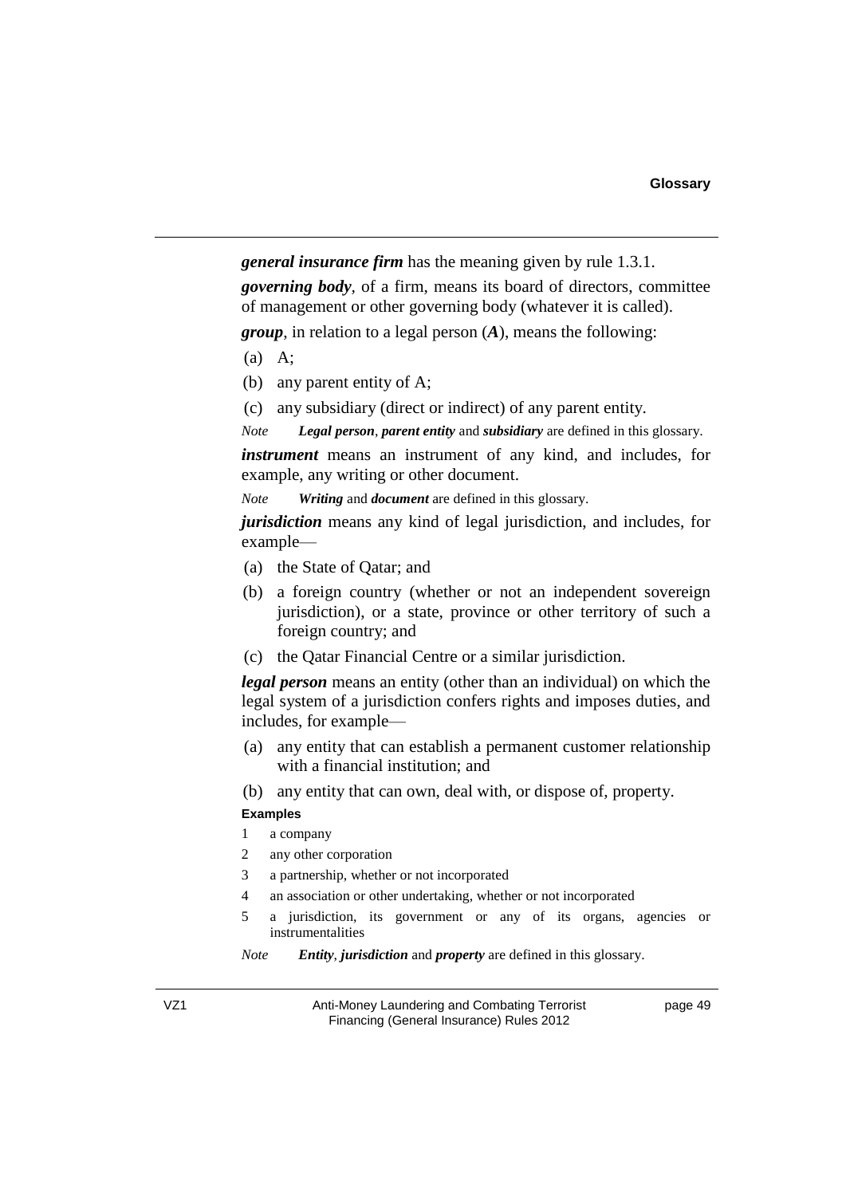***general insurance firm*** has the meaning given by rule 1.3.1.

***governing body***, of a firm, means its board of directors, committee of management or other governing body (whatever it is called).

***group***, in relation to a legal person (***A***), means the following:

(a) A;

(b) any parent entity of A;

(c) any subsidiary (direct or indirect) of any parent entity.

*Note* ***Legal person***, ***parent entity*** and ***subsidiary*** are defined in this glossary.

***instrument*** means an instrument of any kind, and includes, for example, any writing or other document.

*Note* ***Writing*** and ***document*** are defined in this glossary.

***jurisdiction*** means any kind of legal jurisdiction, and includes, for example—

(a) the State of Qatar; and

(b) a foreign country (whether or not an independent sovereign jurisdiction), or a state, province or other territory of such a foreign country; and

(c) the Qatar Financial Centre or a similar jurisdiction.

***legal person*** means an entity (other than an individual) on which the legal system of a jurisdiction confers rights and imposes duties, and includes, for example—

(a) any entity that can establish a permanent customer relationship with a financial institution; and

(b) any entity that can own, deal with, or dispose of, property.

**Examples**

1 a company

2 any other corporation

3 a partnership, whether or not incorporated

4 an association or other undertaking, whether or not incorporated

5 a jurisdiction, its government or any of its organs, agencies or instrumentalities

*Note* ***Entity***, ***jurisdiction*** and ***property*** are defined in this glossary.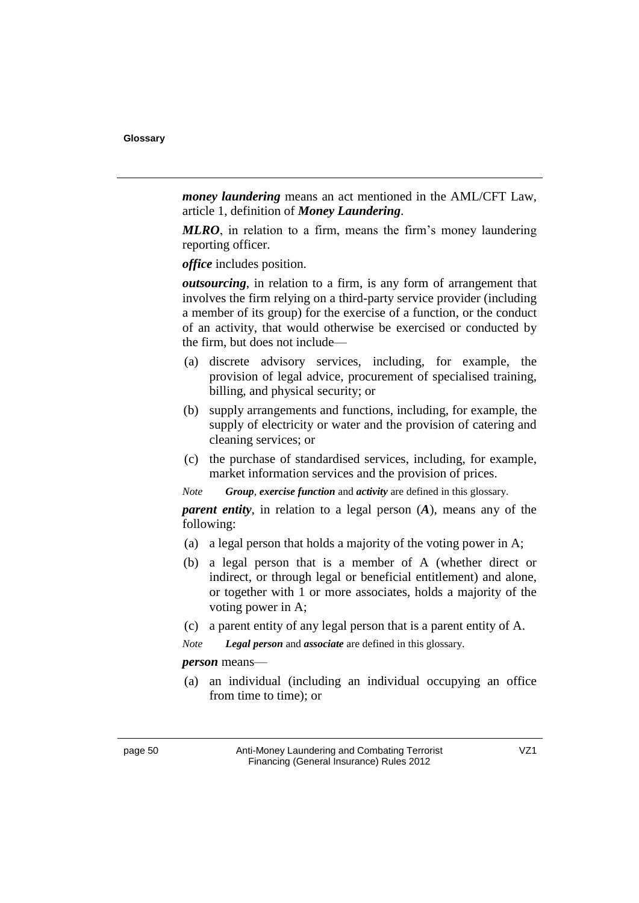***money laundering*** means an act mentioned in the AML/CFT Law, article 1, definition of ***Money Laundering***.

***MLRO***, in relation to a firm, means the firm's money laundering reporting officer.

***office*** includes position.

***outsourcing***, in relation to a firm, is any form of arrangement that involves the firm relying on a third-party service provider (including a member of its group) for the exercise of a function, or the conduct of an activity, that would otherwise be exercised or conducted by the firm, but does not include—

(a) discrete advisory services, including, for example, the provision of legal advice, procurement of specialised training, billing, and physical security; or

(b) supply arrangements and functions, including, for example, the supply of electricity or water and the provision of catering and cleaning services; or

(c) the purchase of standardised services, including, for example, market information services and the provision of prices.

*Note* ***Group***, ***exercise function*** and ***activity*** are defined in this glossary.

***parent entity***, in relation to a legal person (***A***), means any of the following:

(a) a legal person that holds a majority of the voting power in A;

(b) a legal person that is a member of A (whether direct or indirect, or through legal or beneficial entitlement) and alone, or together with 1 or more associates, holds a majority of the voting power in A;

(c) a parent entity of any legal person that is a parent entity of A.

*Note* ***Legal person*** and ***associate*** are defined in this glossary.

***person*** means—

(a) an individual (including an individual occupying an office from time to time); or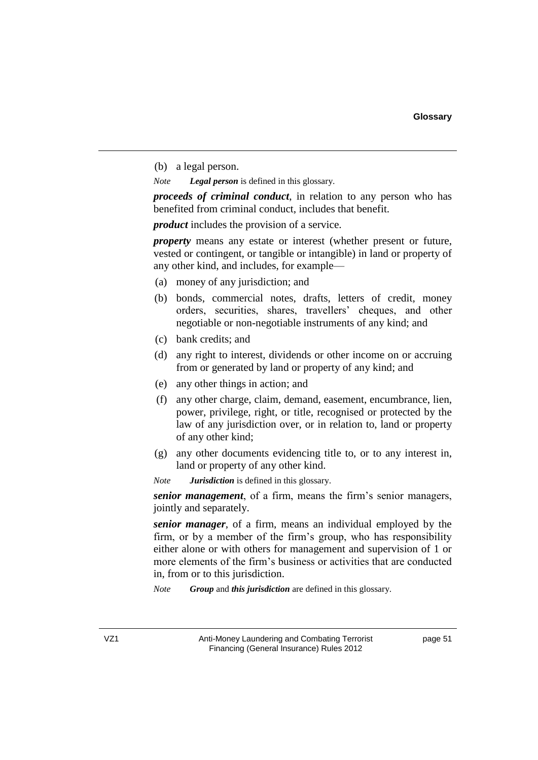(b) a legal person.

*Note* ***Legal person*** is defined in this glossary.

***proceeds of criminal conduct***, in relation to any person who has benefited from criminal conduct, includes that benefit.

***product*** includes the provision of a service.

***property*** means any estate or interest (whether present or future, vested or contingent, or tangible or intangible) in land or property of any other kind, and includes, for example—

(a) money of any jurisdiction; and

(b) bonds, commercial notes, drafts, letters of credit, money orders, securities, shares, travellers' cheques, and other negotiable or non-negotiable instruments of any kind; and

(c) bank credits; and

(d) any right to interest, dividends or other income on or accruing from or generated by land or property of any kind; and

(e) any other things in action; and

(f) any other charge, claim, demand, easement, encumbrance, lien, power, privilege, right, or title, recognised or protected by the law of any jurisdiction over, or in relation to, land or property of any other kind;

(g) any other documents evidencing title to, or to any interest in, land or property of any other kind.

*Note* ***Jurisdiction*** is defined in this glossary.

***senior management***, of a firm, means the firm's senior managers, jointly and separately.

***senior manager***, of a firm, means an individual employed by the firm, or by a member of the firm's group, who has responsibility either alone or with others for management and supervision of 1 or more elements of the firm's business or activities that are conducted in, from or to this jurisdiction.

*Note* ***Group*** and ***this jurisdiction*** are defined in this glossary.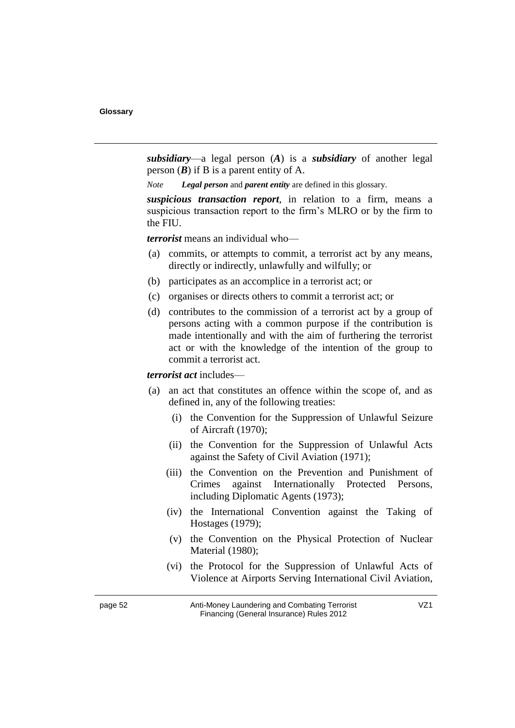***subsidiary***—a legal person (***A***) is a ***subsidiary*** of another legal person (***B***) if B is a parent entity of A.

*Note* ***Legal person*** and ***parent entity*** are defined in this glossary.

***suspicious transaction report***, in relation to a firm, means a suspicious transaction report to the firm's MLRO or by the firm to the FIU.

***terrorist*** means an individual who—

(a) commits, or attempts to commit, a terrorist act by any means, directly or indirectly, unlawfully and wilfully; or

(b) participates as an accomplice in a terrorist act; or

(c) organises or directs others to commit a terrorist act; or

(d) contributes to the commission of a terrorist act by a group of persons acting with a common purpose if the contribution is made intentionally and with the aim of furthering the terrorist act or with the knowledge of the intention of the group to commit a terrorist act.

***terrorist act*** includes—

(a) an act that constitutes an offence within the scope of, and as defined in, any of the following treaties:

 (i) the Convention for the Suppression of Unlawful Seizure of Aircraft (1970);

 (ii) the Convention for the Suppression of Unlawful Acts against the Safety of Civil Aviation (1971);

 (iii) the Convention on the Prevention and Punishment of Crimes against Internationally Protected Persons, including Diplomatic Agents (1973);

 (iv) the International Convention against the Taking of Hostages (1979);

 (v) the Convention on the Physical Protection of Nuclear Material (1980);

 (vi) the Protocol for the Suppression of Unlawful Acts of Violence at Airports Serving International Civil Aviation,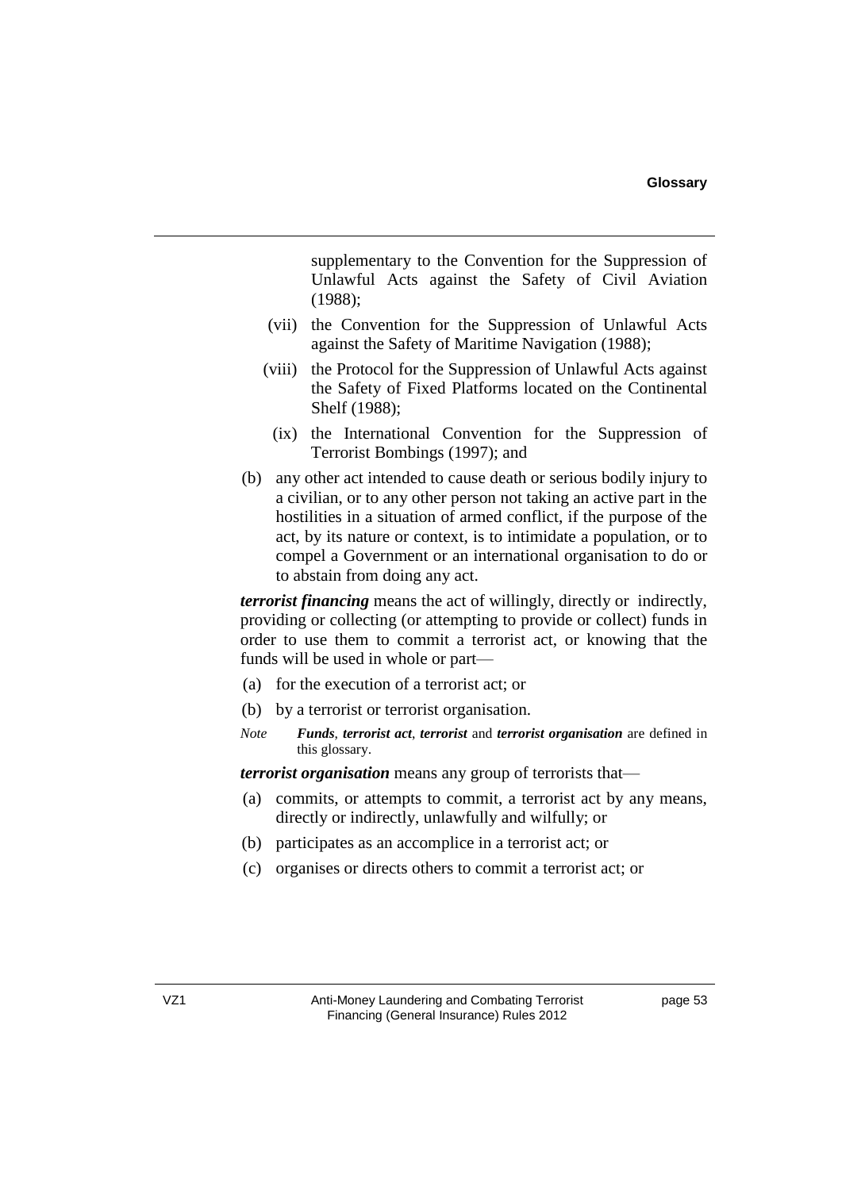supplementary to the Convention for the Suppression of Unlawful Acts against the Safety of Civil Aviation (1988);

(vii) the Convention for the Suppression of Unlawful Acts against the Safety of Maritime Navigation (1988);

(viii) the Protocol for the Suppression of Unlawful Acts against the Safety of Fixed Platforms located on the Continental Shelf (1988);

(ix) the International Convention for the Suppression of Terrorist Bombings (1997); and

(b) any other act intended to cause death or serious bodily injury to a civilian, or to any other person not taking an active part in the hostilities in a situation of armed conflict, if the purpose of the act, by its nature or context, is to intimidate a population, or to compel a Government or an international organisation to do or to abstain from doing any act.

***terrorist financing*** means the act of willingly, directly or indirectly, providing or collecting (or attempting to provide or collect) funds in order to use them to commit a terrorist act, or knowing that the funds will be used in whole or part—

(a) for the execution of a terrorist act; or

(b) by a terrorist or terrorist organisation.

*Note* ***Funds***, ***terrorist act***, ***terrorist*** and ***terrorist organisation*** are defined in this glossary.

***terrorist organisation*** means any group of terrorists that—

(a) commits, or attempts to commit, a terrorist act by any means, directly or indirectly, unlawfully and wilfully; or

(b) participates as an accomplice in a terrorist act; or

(c) organises or directs others to commit a terrorist act; or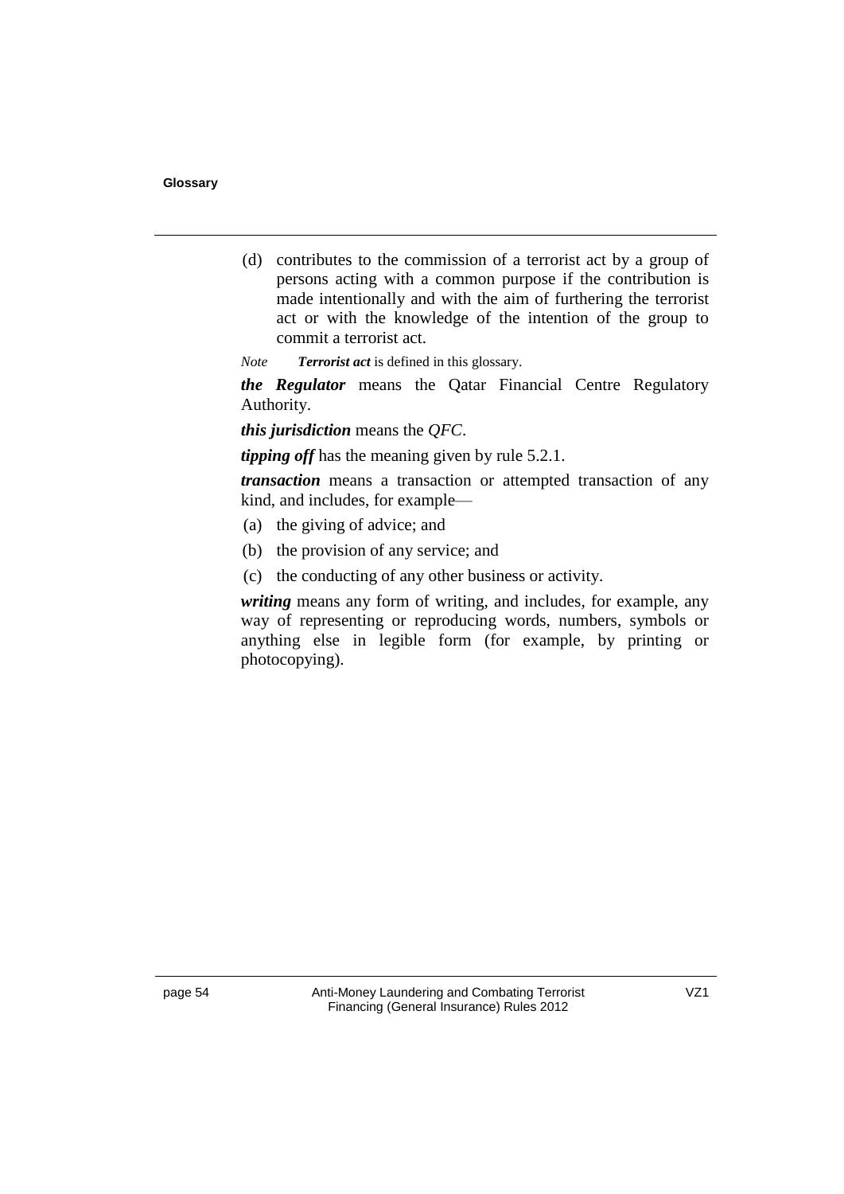(d) contributes to the commission of a terrorist act by a group of persons acting with a common purpose if the contribution is made intentionally and with the aim of furthering the terrorist act or with the knowledge of the intention of the group to commit a terrorist act.

*Note* ***Terrorist act*** is defined in this glossary.

***the Regulator*** means the Qatar Financial Centre Regulatory Authority.

***this jurisdiction*** means the *QFC*.

***tipping off*** has the meaning given by rule 5.2.1.

***transaction*** means a transaction or attempted transaction of any kind, and includes, for example—

(a) the giving of advice; and

(b) the provision of any service; and

(c) the conducting of any other business or activity.

***writing*** means any form of writing, and includes, for example, any way of representing or reproducing words, numbers, symbols or anything else in legible form (for example, by printing or photocopying).